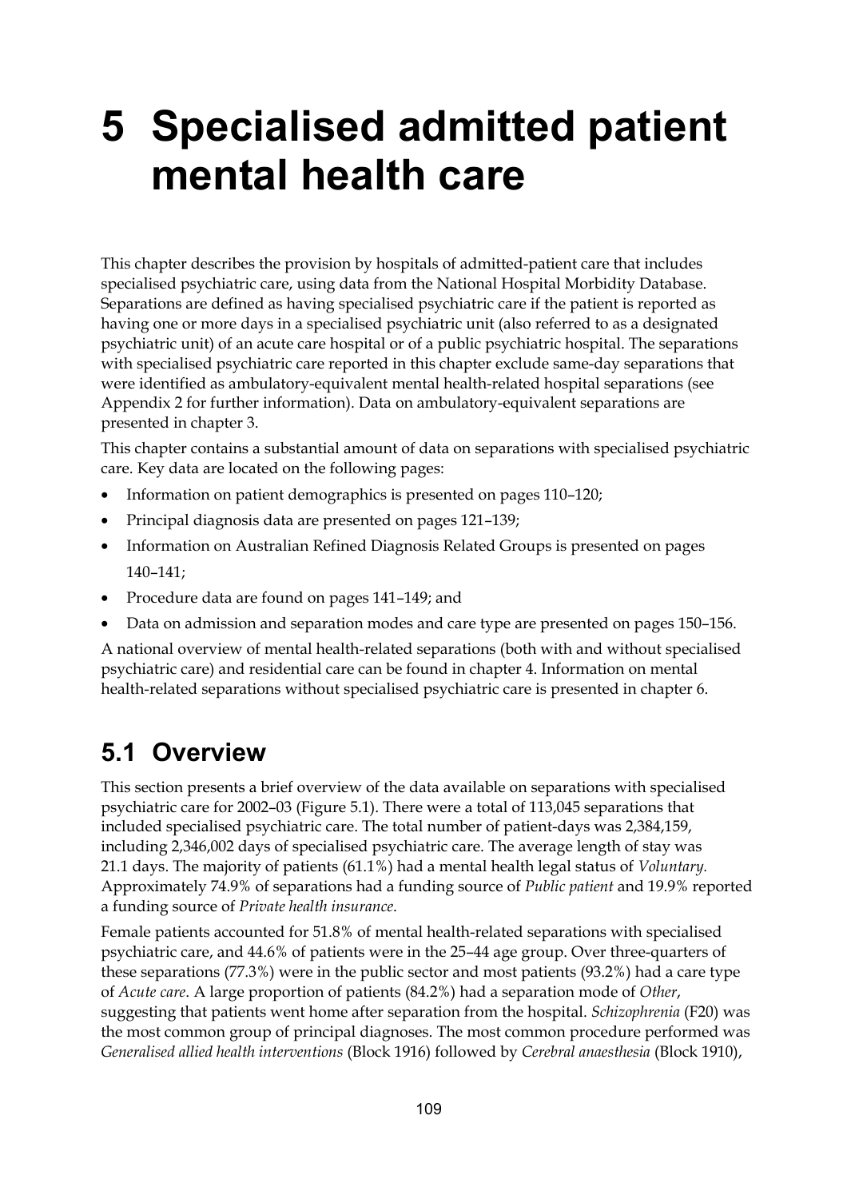# 5 Specialised admitted patient mental health care

This chapter describes the provision by hospitals of admitted-patient care that includes specialised psychiatric care, using data from the National Hospital Morbidity Database. Separations are defined as having specialised psychiatric care if the patient is reported as having one or more days in a specialised psychiatric unit (also referred to as a designated psychiatric unit) of an acute care hospital or of a public psychiatric hospital. The separations with specialised psychiatric care reported in this chapter exclude same-day separations that were identified as ambulatory-equivalent mental health-related hospital separations (see Appendix 2 for further information). Data on ambulatory-equivalent separations are presented in chapter 3.

This chapter contains a substantial amount of data on separations with specialised psychiatric care. Key data are located on the following pages:

- Information on patient demographics is presented on pages 110–120;
- Principal diagnosis data are presented on pages 121–139;
- Information on Australian Refined Diagnosis Related Groups is presented on pages 140–141;
- Procedure data are found on pages 141–149; and
- Data on admission and separation modes and care type are presented on pages 150–156.

A national overview of mental health-related separations (both with and without specialised psychiatric care) and residential care can be found in chapter 4. Information on mental health-related separations without specialised psychiatric care is presented in chapter 6.

## 5.1 Overview

This section presents a brief overview of the data available on separations with specialised psychiatric care for 2002–03 (Figure 5.1). There were a total of 113,045 separations that included specialised psychiatric care. The total number of patient-days was 2,384,159, including 2,346,002 days of specialised psychiatric care. The average length of stay was 21.1 days. The majority of patients (61.1%) had a mental health legal status of *Voluntary*. Approximately 74.9% of separations had a funding source of *Public patient* and 19.9% reported a funding source of *Private health insurance*.

Female patients accounted for 51.8% of mental health-related separations with specialised psychiatric care, and 44.6% of patients were in the 25–44 age group. Over three-quarters of these separations (77.3%) were in the public sector and most patients (93.2%) had a care type of *Acute care*. A large proportion of patients (84.2%) had a separation mode of *Other*, suggesting that patients went home after separation from the hospital. *Schizophrenia* (F20) was the most common group of principal diagnoses. The most common procedure performed was *Generalised allied health interventions* (Block 1916) followed by *Cerebral anaesthesia* (Block 1910),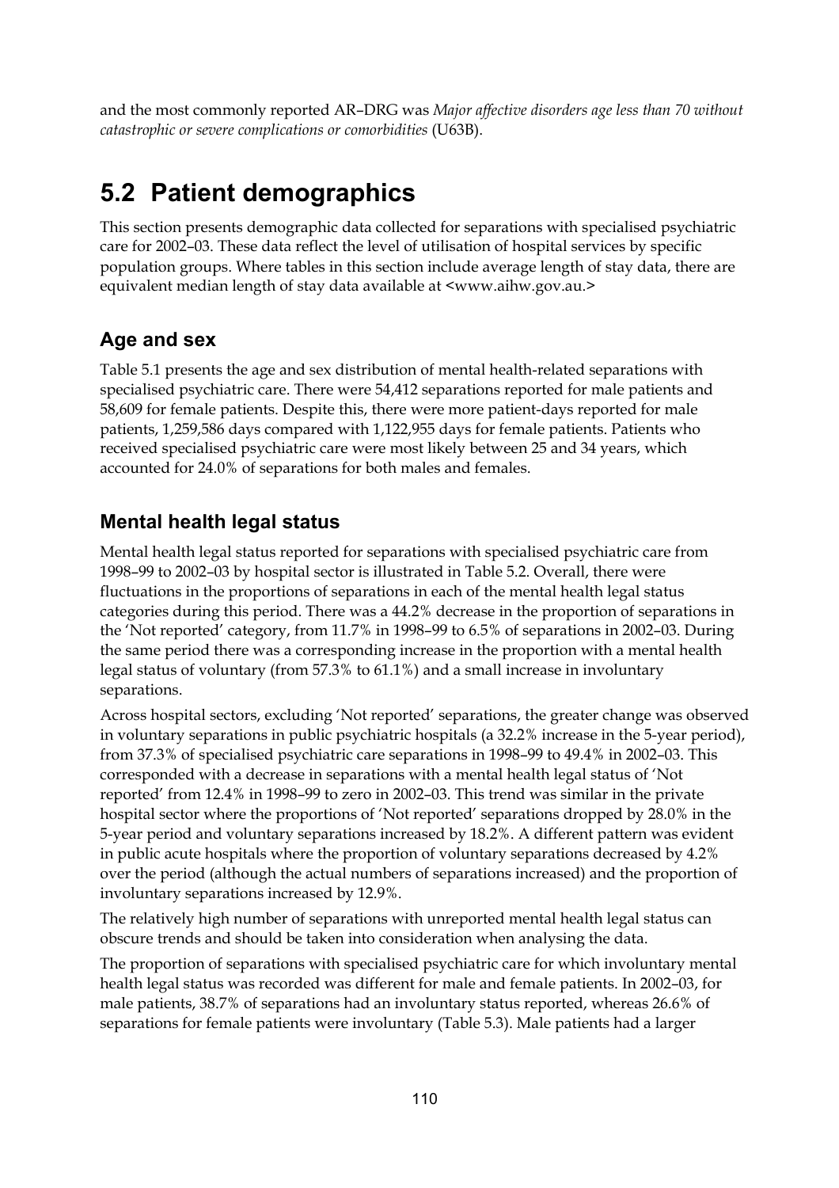and the most commonly reported AR–DRG was *Major affective disorders age less than 70 without catastrophic or severe complications or comorbidities* (U63B).

## 5.2 Patient demographics

This section presents demographic data collected for separations with specialised psychiatric care for 2002–03. These data reflect the level of utilisation of hospital services by specific population groups. Where tables in this section include average length of stay data, there are equivalent median length of stay data available at <www.aihw.gov.au.>

### Age and sex

Table 5.1 presents the age and sex distribution of mental health-related separations with specialised psychiatric care. There were 54,412 separations reported for male patients and 58,609 for female patients. Despite this, there were more patient-days reported for male patients, 1,259,586 days compared with 1,122,955 days for female patients. Patients who received specialised psychiatric care were most likely between 25 and 34 years, which accounted for 24.0% of separations for both males and females.

### Mental health legal status

Mental health legal status reported for separations with specialised psychiatric care from 1998–99 to 2002–03 by hospital sector is illustrated in Table 5.2. Overall, there were fluctuations in the proportions of separations in each of the mental health legal status categories during this period. There was a 44.2% decrease in the proportion of separations in the 'Not reported' category, from 11.7% in 1998–99 to 6.5% of separations in 2002–03. During the same period there was a corresponding increase in the proportion with a mental health legal status of voluntary (from 57.3% to 61.1%) and a small increase in involuntary separations.

Across hospital sectors, excluding 'Not reported' separations, the greater change was observed in voluntary separations in public psychiatric hospitals (a 32.2% increase in the 5-year period), from 37.3% of specialised psychiatric care separations in 1998–99 to 49.4% in 2002–03. This corresponded with a decrease in separations with a mental health legal status of 'Not reported' from 12.4% in 1998–99 to zero in 2002–03. This trend was similar in the private hospital sector where the proportions of 'Not reported' separations dropped by 28.0% in the 5-year period and voluntary separations increased by 18.2%. A different pattern was evident in public acute hospitals where the proportion of voluntary separations decreased by 4.2% over the period (although the actual numbers of separations increased) and the proportion of involuntary separations increased by 12.9%.

The relatively high number of separations with unreported mental health legal status can obscure trends and should be taken into consideration when analysing the data.

The proportion of separations with specialised psychiatric care for which involuntary mental health legal status was recorded was different for male and female patients. In 2002–03, for male patients, 38.7% of separations had an involuntary status reported, whereas 26.6% of separations for female patients were involuntary (Table 5.3). Male patients had a larger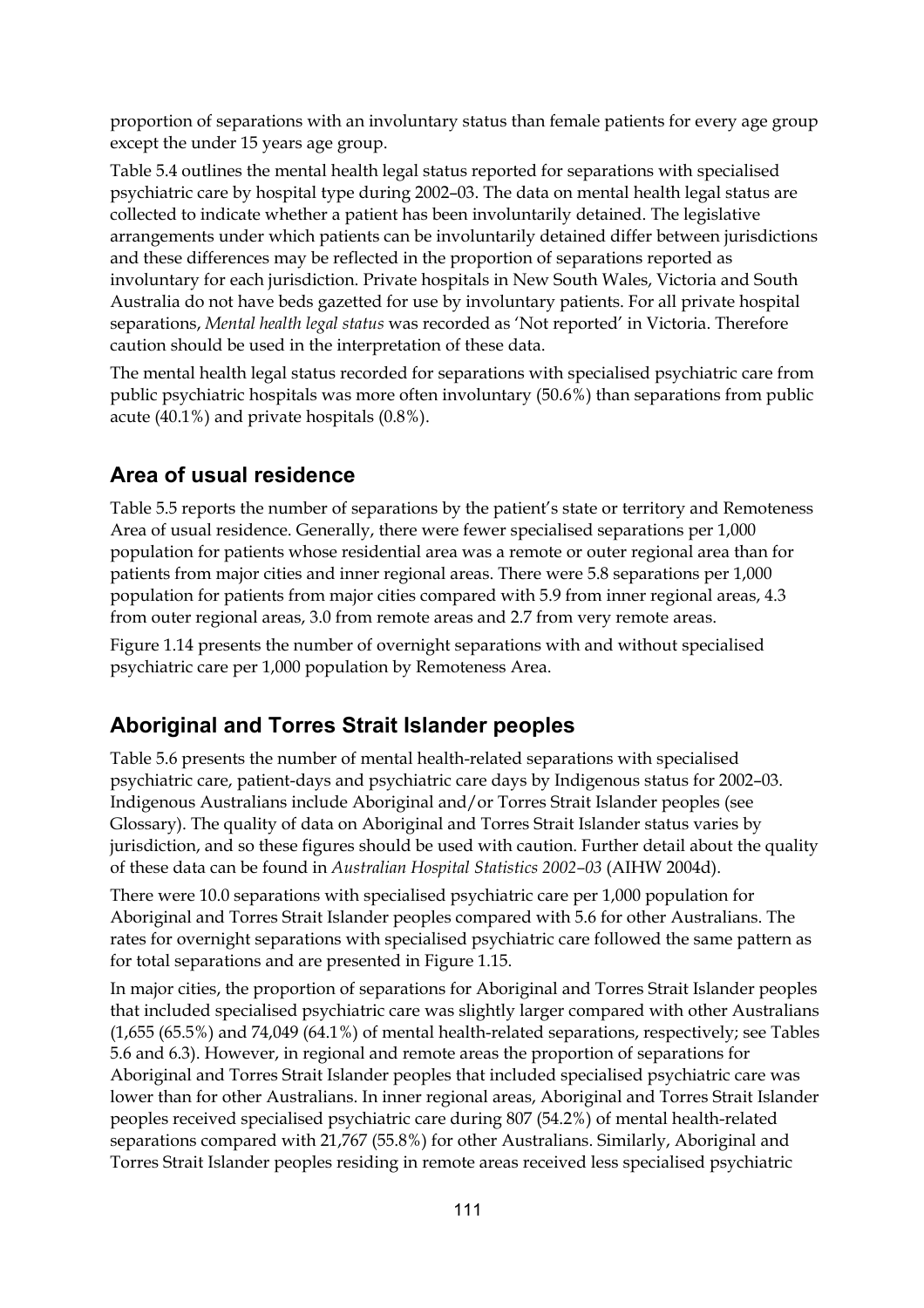proportion of separations with an involuntary status than female patients for every age group except the under 15 years age group.

Table 5.4 outlines the mental health legal status reported for separations with specialised psychiatric care by hospital type during 2002–03. The data on mental health legal status are collected to indicate whether a patient has been involuntarily detained. The legislative arrangements under which patients can be involuntarily detained differ between jurisdictions and these differences may be reflected in the proportion of separations reported as involuntary for each jurisdiction. Private hospitals in New South Wales, Victoria and South Australia do not have beds gazetted for use by involuntary patients. For all private hospital separations, *Mental health legal status* was recorded as 'Not reported' in Victoria. Therefore caution should be used in the interpretation of these data.

The mental health legal status recorded for separations with specialised psychiatric care from public psychiatric hospitals was more often involuntary (50.6%) than separations from public acute (40.1%) and private hospitals (0.8%).

## Area of usual residence

Table 5.5 reports the number of separations by the patient's state or territory and Remoteness Area of usual residence. Generally, there were fewer specialised separations per 1,000 population for patients whose residential area was a remote or outer regional area than for patients from major cities and inner regional areas. There were 5.8 separations per 1,000 population for patients from major cities compared with 5.9 from inner regional areas, 4.3 from outer regional areas, 3.0 from remote areas and 2.7 from very remote areas.

Figure 1.14 presents the number of overnight separations with and without specialised psychiatric care per 1,000 population by Remoteness Area.

## Aboriginal and Torres Strait Islander peoples

Table 5.6 presents the number of mental health-related separations with specialised psychiatric care, patient-days and psychiatric care days by Indigenous status for 2002–03. Indigenous Australians include Aboriginal and/or Torres Strait Islander peoples (see Glossary). The quality of data on Aboriginal and Torres Strait Islander status varies by jurisdiction, and so these figures should be used with caution. Further detail about the quality of these data can be found in *Australian Hospital Statistics 2002–03* (AIHW 2004d).

There were 10.0 separations with specialised psychiatric care per 1,000 population for Aboriginal and Torres Strait Islander peoples compared with 5.6 for other Australians. The rates for overnight separations with specialised psychiatric care followed the same pattern as for total separations and are presented in Figure 1.15.

In major cities, the proportion of separations for Aboriginal and Torres Strait Islander peoples that included specialised psychiatric care was slightly larger compared with other Australians (1,655 (65.5%) and 74,049 (64.1%) of mental health-related separations, respectively; see Tables 5.6 and 6.3). However, in regional and remote areas the proportion of separations for Aboriginal and Torres Strait Islander peoples that included specialised psychiatric care was lower than for other Australians. In inner regional areas, Aboriginal and Torres Strait Islander peoples received specialised psychiatric care during 807 (54.2%) of mental health-related separations compared with 21,767 (55.8%) for other Australians. Similarly, Aboriginal and Torres Strait Islander peoples residing in remote areas received less specialised psychiatric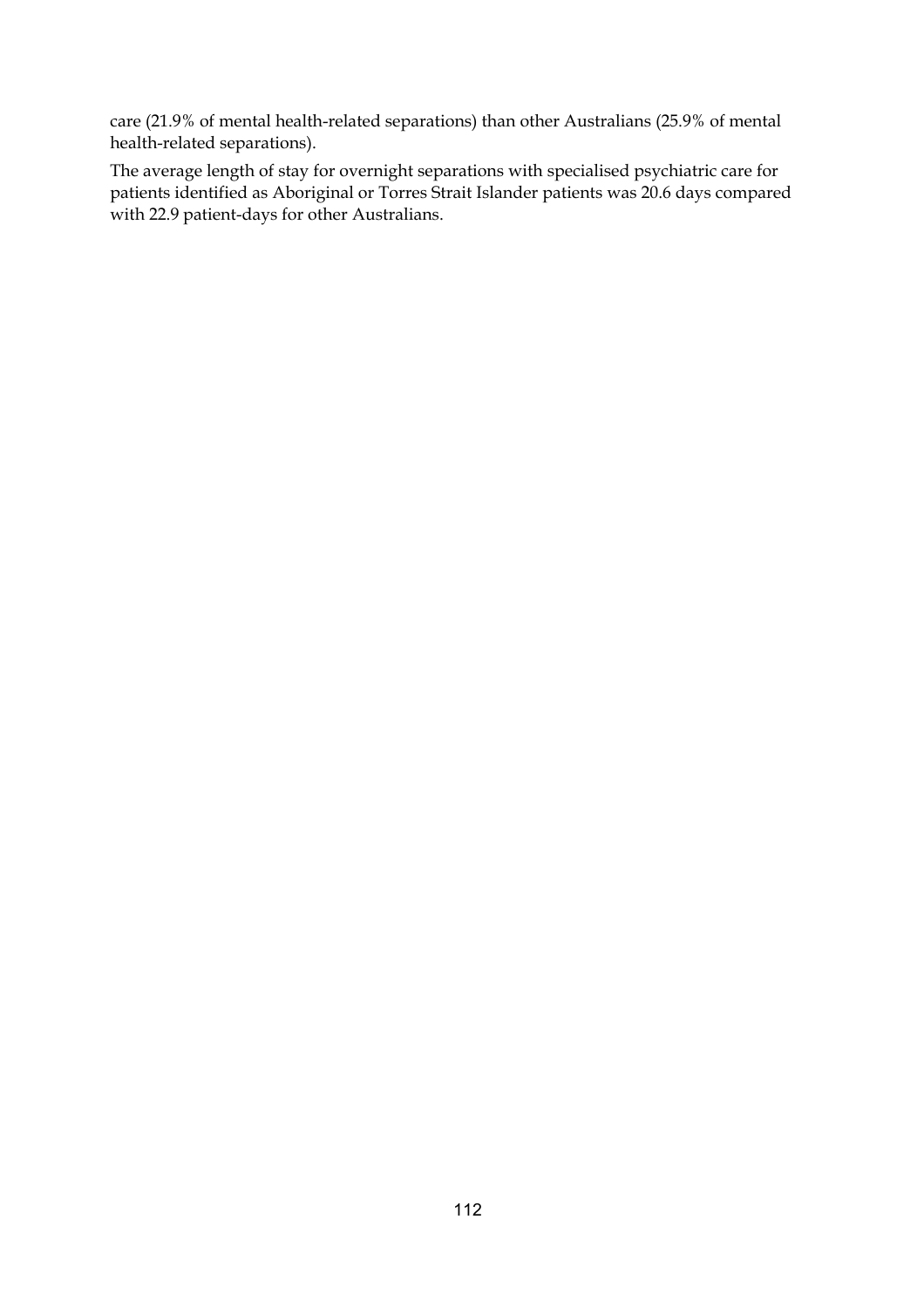care (21.9% of mental health-related separations) than other Australians (25.9% of mental health-related separations).

The average length of stay for overnight separations with specialised psychiatric care for patients identified as Aboriginal or Torres Strait Islander patients was 20.6 days compared with 22.9 patient-days for other Australians.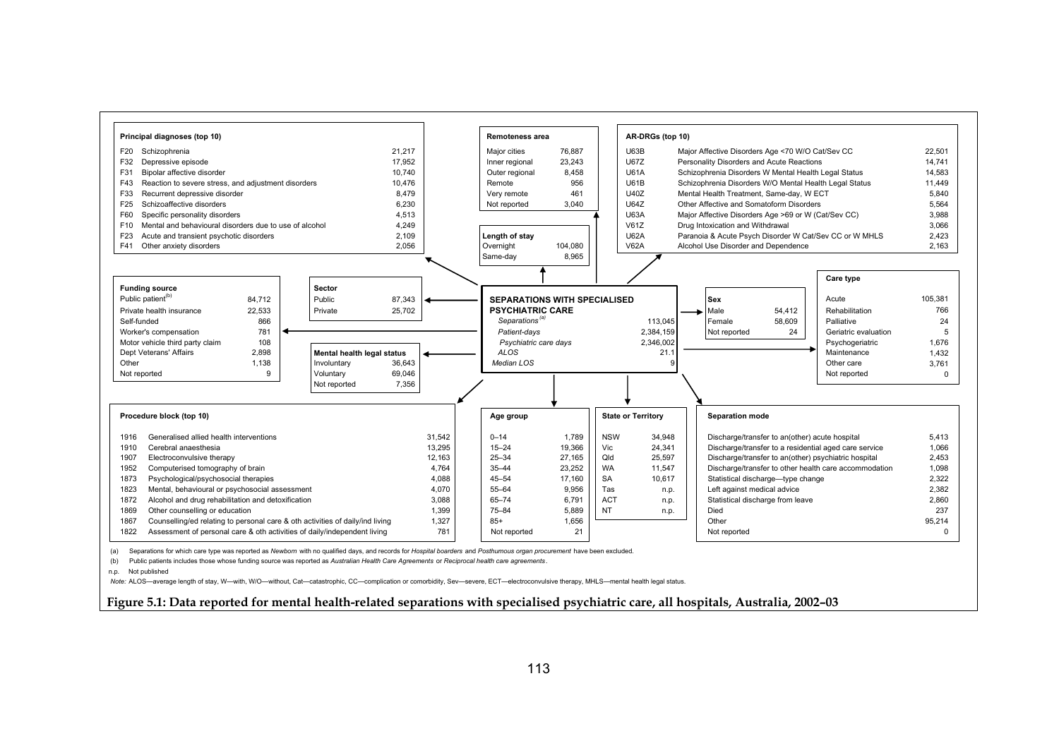**SEPARATIONS WITH SPECIALISED PSYCHIATRIC CARE**

| | |
|---|---|
| *Separations[(a)]* | 113,045 |
| *Patient-days* | 2,384,159 |
| *Psychiatric care days* | 2,346,002 |
| *ALOS* | 21.1 |
| *Median LOS* | 9 |

**Principal diagnoses (top 10)**

| Code | Diagnosis | Separations |
|---|---|---|
| F20 | Schizophrenia | 21,217 |
| F32 | Depressive episode | 17,952 |
| F31 | Bipolar affective disorder | 10,740 |
| F43 | Reaction to severe stress, and adjustment disorders | 10,476 |
| F33 | Recurrent depressive disorder | 8,479 |
| F25 | Schizoaffective disorders | 6,230 |
| F60 | Specific personality disorders | 4,513 |
| F10 | Mental and behavioural disorders due to use of alcohol | 4,249 |
| F23 | Acute and transient psychotic disorders | 2,109 |
| F41 | Other anxiety disorders | 2,056 |

**Remoteness area**

| | |
|---|---|
| Major cities | 76,887 |
| Inner regional | 23,243 |
| Outer regional | 8,458 |
| Remote | 956 |
| Very remote | 461 |
| Not reported | 3,040 |

**Length of stay**

| | |
|---|---|
| Overnight | 104,080 |
| Same-day | 8,965 |

**AR-DRGs (top 10)**

| Code | AR-DRG | Separations |
|---|---|---|
| U63B | Major Affective Disorders Age <70 W/O Cat/Sev CC | 22,501 |
| U67Z | Personality Disorders and Acute Reactions | 14,741 |
| U61A | Schizophrenia Disorders W Mental Health Legal Status | 14,583 |
| U61B | Schizophrenia Disorders W/O Mental Health Legal Status | 11,449 |
| U40Z | Mental Health Treatment, Same-day, W ECT | 5,840 |
| U64Z | Other Affective and Somatoform Disorders | 5,564 |
| U63A | Major Affective Disorders Age >69 or W (Cat/Sev CC) | 3,988 |
| V61Z | Drug Intoxication and Withdrawal | 3,066 |
| U62A | Paranoia & Acute Psych Disorder W Cat/Sev CC or W MHLS | 2,423 |
| V62A | Alcohol Use Disorder and Dependence | 2,163 |

**Funding source**

| | |
|---|---|
| Public patient[(b)] | 84,712 |
| Private health insurance | 22,533 |
| Self-funded | 866 |
| Worker's compensation | 781 |
| Motor vehicle third party claim | 108 |
| Dept Veterans' Affairs | 2,898 |
| Other | 1,138 |
| Not reported | 9 |

**Sector**

| | |
|---|---|
| Public | 87,343 |
| Private | 25,702 |

**Mental health legal status**

| | |
|---|---|
| Involuntary | 36,643 |
| Voluntary | 69,046 |
| Not reported | 7,356 |

**Sex**

| | |
|---|---|
| Male | 54,412 |
| Female | 58,609 |
| Not reported | 24 |

**Care type**

| | |
|---|---|
| Acute | 105,381 |
| Rehabilitation | 766 |
| Palliative | 24 |
| Geriatric evaluation | 5 |
| Psychogeriatric | 1,676 |
| Maintenance | 1,432 |
| Other care | 3,761 |
| Not reported | 0 |

**Procedure block (top 10)**

| Block | Procedure | Count |
|---|---|---|
| 1916 | Generalised allied health interventions | 31,542 |
| 1910 | Cerebral anaesthesia | 13,295 |
| 1907 | Electroconvulsive therapy | 12,163 |
| 1952 | Computerised tomography of brain | 4,764 |
| 1873 | Psychological/psychosocial therapies | 4,088 |
| 1823 | Mental, behavioural or psychosocial assessment | 4,070 |
| 1872 | Alcohol and drug rehabilitation and detoxification | 3,088 |
| 1869 | Other counselling or education | 1,399 |
| 1867 | Counselling/ed relating to personal care & oth activities of daily/ind living | 1,327 |
| 1822 | Assessment of personal care & oth activities of daily/independent living | 781 |

**Age group**

| | |
|---|---|
| 0–14 | 1,789 |
| 15–24 | 19,366 |
| 25–34 | 27,165 |
| 35–44 | 23,252 |
| 45–54 | 17,160 |
| 55–64 | 9,956 |
| 65–74 | 6,791 |
| 75–84 | 5,889 |
| 85+ | 1,656 |
| Not reported | 21 |

**State or Territory**

| | |
|---|---|
| NSW | 34,948 |
| Vic | 24,341 |
| Qld | 25,597 |
| WA | 11,547 |
| SA | 10,617 |
| Tas | n.p. |
| ACT | n.p. |
| NT | n.p. |

**Separation mode**

| | |
|---|---|
| Discharge/transfer to an(other) acute hospital | 5,413 |
| Discharge/transfer to a residential aged care service | 1,066 |
| Discharge/transfer to an(other) psychiatric hospital | 2,453 |
| Discharge/transfer to other health care accommodation | 1,098 |
| Statistical discharge—type change | 2,322 |
| Left against medical advice | 2,382 |
| Statistical discharge from leave | 2,860 |
| Died | 237 |
| Other | 95,214 |
| Not reported | 0 |

(a) Separations for which care type was reported as *Newborn* with no qualified days, and records for *Hospital boarders* and *Posthumous organ procurement* have been excluded.

(b) Public patients includes those whose funding source was reported as *Australian Health Care Agreements* or *Reciprocal health care agreements*.

n.p. Not published

*Note:* ALOS—average length of stay, W—with, W/O—without, Cat—catastrophic, CC—complication or comorbidity, Sev—severe, ECT—electroconvulsive therapy, MHLS—mental health legal status.

**Figure 5.1: Data reported for mental health-related separations with specialised psychiatric care, all hospitals, Australia, 2002–03**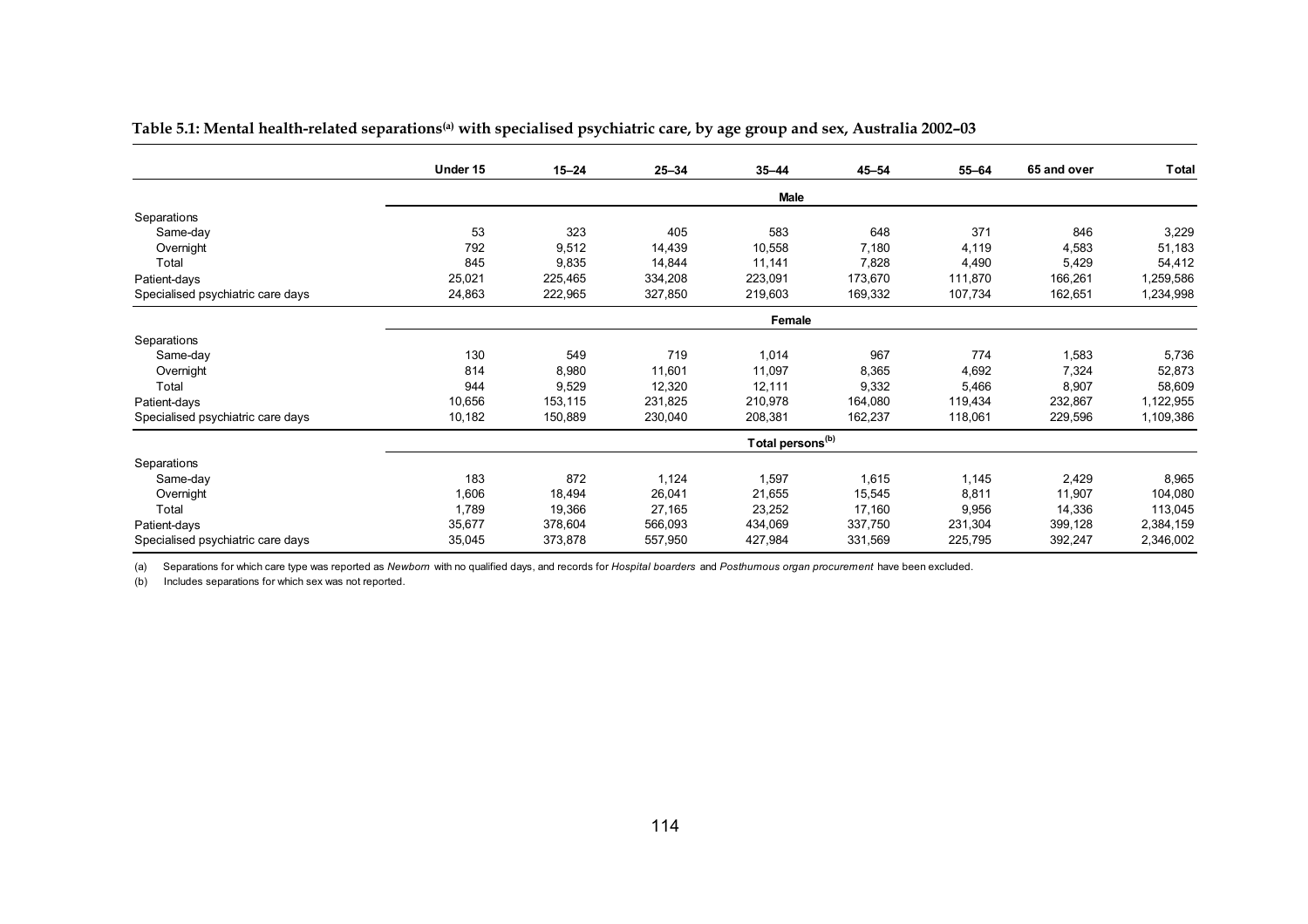**Table 5.1: Mental health-related separations[(a)] with specialised psychiatric care, by age group and sex, Australia 2002–03**

| | Under 15 | 15–24 | 25–34 | 35–44 | 45–54 | 55–64 | 65 and over | Total |
|---|---|---|---|---|---|---|---|---|
| | | | | **Male** | | | | |
| Separations | | | | | | | | |
| Same-day | 53 | 323 | 405 | 583 | 648 | 371 | 846 | 3,229 |
| Overnight | 792 | 9,512 | 14,439 | 10,558 | 7,180 | 4,119 | 4,583 | 51,183 |
| Total | 845 | 9,835 | 14,844 | 11,141 | 7,828 | 4,490 | 5,429 | 54,412 |
| Patient-days | 25,021 | 225,465 | 334,208 | 223,091 | 173,670 | 111,870 | 166,261 | 1,259,586 |
| Specialised psychiatric care days | 24,863 | 222,965 | 327,850 | 219,603 | 169,332 | 107,734 | 162,651 | 1,234,998 |
| | | | | **Female** | | | | |
| Separations | | | | | | | | |
| Same-day | 130 | 549 | 719 | 1,014 | 967 | 774 | 1,583 | 5,736 |
| Overnight | 814 | 8,980 | 11,601 | 11,097 | 8,365 | 4,692 | 7,324 | 52,873 |
| Total | 944 | 9,529 | 12,320 | 12,111 | 9,332 | 5,466 | 8,907 | 58,609 |
| Patient-days | 10,656 | 153,115 | 231,825 | 210,978 | 164,080 | 119,434 | 232,867 | 1,122,955 |
| Specialised psychiatric care days | 10,182 | 150,889 | 230,040 | 208,381 | 162,237 | 118,061 | 229,596 | 1,109,386 |
| | | | | **Total persons[(b)]** | | | | |
| Separations | | | | | | | | |
| Same-day | 183 | 872 | 1,124 | 1,597 | 1,615 | 1,145 | 2,429 | 8,965 |
| Overnight | 1,606 | 18,494 | 26,041 | 21,655 | 15,545 | 8,811 | 11,907 | 104,080 |
| Total | 1,789 | 19,366 | 27,165 | 23,252 | 17,160 | 9,956 | 14,336 | 113,045 |
| Patient-days | 35,677 | 378,604 | 566,093 | 434,069 | 337,750 | 231,304 | 399,128 | 2,384,159 |
| Specialised psychiatric care days | 35,045 | 373,878 | 557,950 | 427,984 | 331,569 | 225,795 | 392,247 | 2,346,002 |

(a) Separations for which care type was reported as *Newborn* with no qualified days, and records for *Hospital boarders* and *Posthumous organ procurement* have been excluded.

(b) Includes separations for which sex was not reported.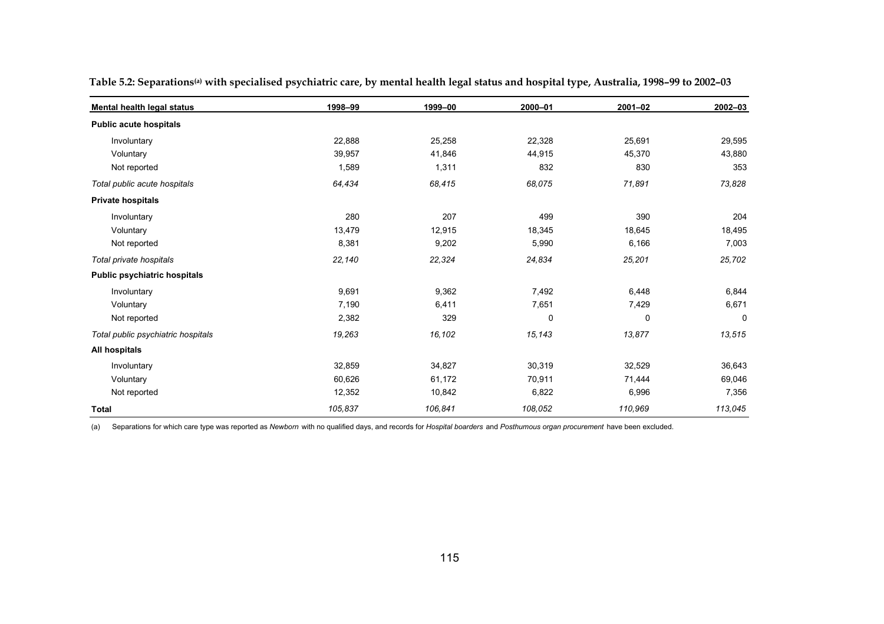**Table 5.2: Separations[(a)] with specialised psychiatric care, by mental health legal status and hospital type, Australia, 1998–99 to 2002–03**

| Mental health legal status | 1998–99 | 1999–00 | 2000–01 | 2001–02 | 2002–03 |
|---|---|---|---|---|---|
| **Public acute hospitals** | | | | | |
| Involuntary | 22,888 | 25,258 | 22,328 | 25,691 | 29,595 |
| Voluntary | 39,957 | 41,846 | 44,915 | 45,370 | 43,880 |
| Not reported | 1,589 | 1,311 | 832 | 830 | 353 |
| *Total public acute hospitals* | *64,434* | *68,415* | *68,075* | *71,891* | *73,828* |
| **Private hospitals** | | | | | |
| Involuntary | 280 | 207 | 499 | 390 | 204 |
| Voluntary | 13,479 | 12,915 | 18,345 | 18,645 | 18,495 |
| Not reported | 8,381 | 9,202 | 5,990 | 6,166 | 7,003 |
| *Total private hospitals* | *22,140* | *22,324* | *24,834* | *25,201* | *25,702* |
| **Public psychiatric hospitals** | | | | | |
| Involuntary | 9,691 | 9,362 | 7,492 | 6,448 | 6,844 |
| Voluntary | 7,190 | 6,411 | 7,651 | 7,429 | 6,671 |
| Not reported | 2,382 | 329 | 0 | 0 | 0 |
| *Total public psychiatric hospitals* | *19,263* | *16,102* | *15,143* | *13,877* | *13,515* |
| **All hospitals** | | | | | |
| Involuntary | 32,859 | 34,827 | 30,319 | 32,529 | 36,643 |
| Voluntary | 60,626 | 61,172 | 70,911 | 71,444 | 69,046 |
| Not reported | 12,352 | 10,842 | 6,822 | 6,996 | 7,356 |
| **Total** | *105,837* | *106,841* | *108,052* | *110,969* | *113,045* |

(a) Separations for which care type was reported as *Newborn* with no qualified days, and records for *Hospital boarders* and *Posthumous organ procurement* have been excluded.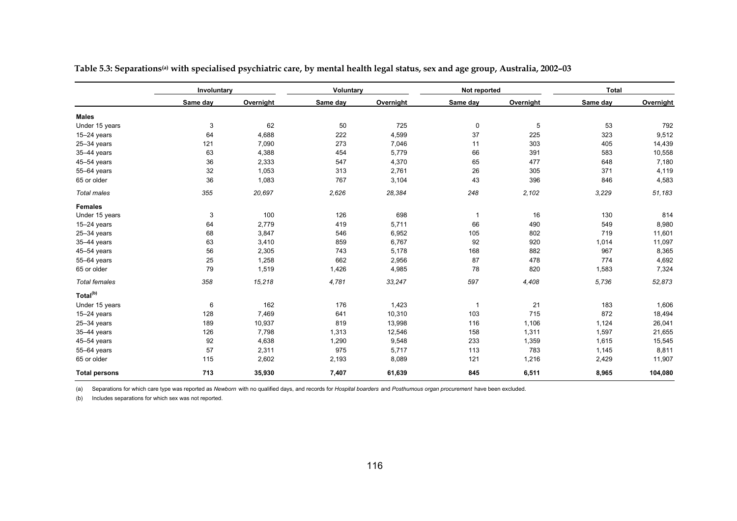**Table 5.3: Separations[(a)] with specialised psychiatric care, by mental health legal status, sex and age group, Australia, 2002–03**

| | Involuntary | | Voluntary | | Not reported | | Total | |
|---|---|---|---|---|---|---|---|---|
| | Same day | Overnight | Same day | Overnight | Same day | Overnight | Same day | Overnight |
| **Males** | | | | | | | | |
| Under 15 years | 3 | 62 | 50 | 725 | 0 | 5 | 53 | 792 |
| 15–24 years | 64 | 4,688 | 222 | 4,599 | 37 | 225 | 323 | 9,512 |
| 25–34 years | 121 | 7,090 | 273 | 7,046 | 11 | 303 | 405 | 14,439 |
| 35–44 years | 63 | 4,388 | 454 | 5,779 | 66 | 391 | 583 | 10,558 |
| 45–54 years | 36 | 2,333 | 547 | 4,370 | 65 | 477 | 648 | 7,180 |
| 55–64 years | 32 | 1,053 | 313 | 2,761 | 26 | 305 | 371 | 4,119 |
| 65 or older | 36 | 1,083 | 767 | 3,104 | 43 | 396 | 846 | 4,583 |
| *Total males* | *355* | *20,697* | *2,626* | *28,384* | *248* | *2,102* | *3,229* | *51,183* |
| **Females** | | | | | | | | |
| Under 15 years | 3 | 100 | 126 | 698 | 1 | 16 | 130 | 814 |
| 15–24 years | 64 | 2,779 | 419 | 5,711 | 66 | 490 | 549 | 8,980 |
| 25–34 years | 68 | 3,847 | 546 | 6,952 | 105 | 802 | 719 | 11,601 |
| 35–44 years | 63 | 3,410 | 859 | 6,767 | 92 | 920 | 1,014 | 11,097 |
| 45–54 years | 56 | 2,305 | 743 | 5,178 | 168 | 882 | 967 | 8,365 |
| 55–64 years | 25 | 1,258 | 662 | 2,956 | 87 | 478 | 774 | 4,692 |
| 65 or older | 79 | 1,519 | 1,426 | 4,985 | 78 | 820 | 1,583 | 7,324 |
| *Total females* | *358* | *15,218* | *4,781* | *33,247* | *597* | *4,408* | *5,736* | *52,873* |
| **Total[(b)]** | | | | | | | | |
| Under 15 years | 6 | 162 | 176 | 1,423 | 1 | 21 | 183 | 1,606 |
| 15–24 years | 128 | 7,469 | 641 | 10,310 | 103 | 715 | 872 | 18,494 |
| 25–34 years | 189 | 10,937 | 819 | 13,998 | 116 | 1,106 | 1,124 | 26,041 |
| 35–44 years | 126 | 7,798 | 1,313 | 12,546 | 158 | 1,311 | 1,597 | 21,655 |
| 45–54 years | 92 | 4,638 | 1,290 | 9,548 | 233 | 1,359 | 1,615 | 15,545 |
| 55–64 years | 57 | 2,311 | 975 | 5,717 | 113 | 783 | 1,145 | 8,811 |
| 65 or older | 115 | 2,602 | 2,193 | 8,089 | 121 | 1,216 | 2,429 | 11,907 |
| **Total persons** | **713** | **35,930** | **7,407** | **61,639** | **845** | **6,511** | **8,965** | **104,080** |

(a) Separations for which care type was reported as *Newborn* with no qualified days, and records for *Hospital boarders* and *Posthumous organ procurement* have been excluded.

(b) Includes separations for which sex was not reported.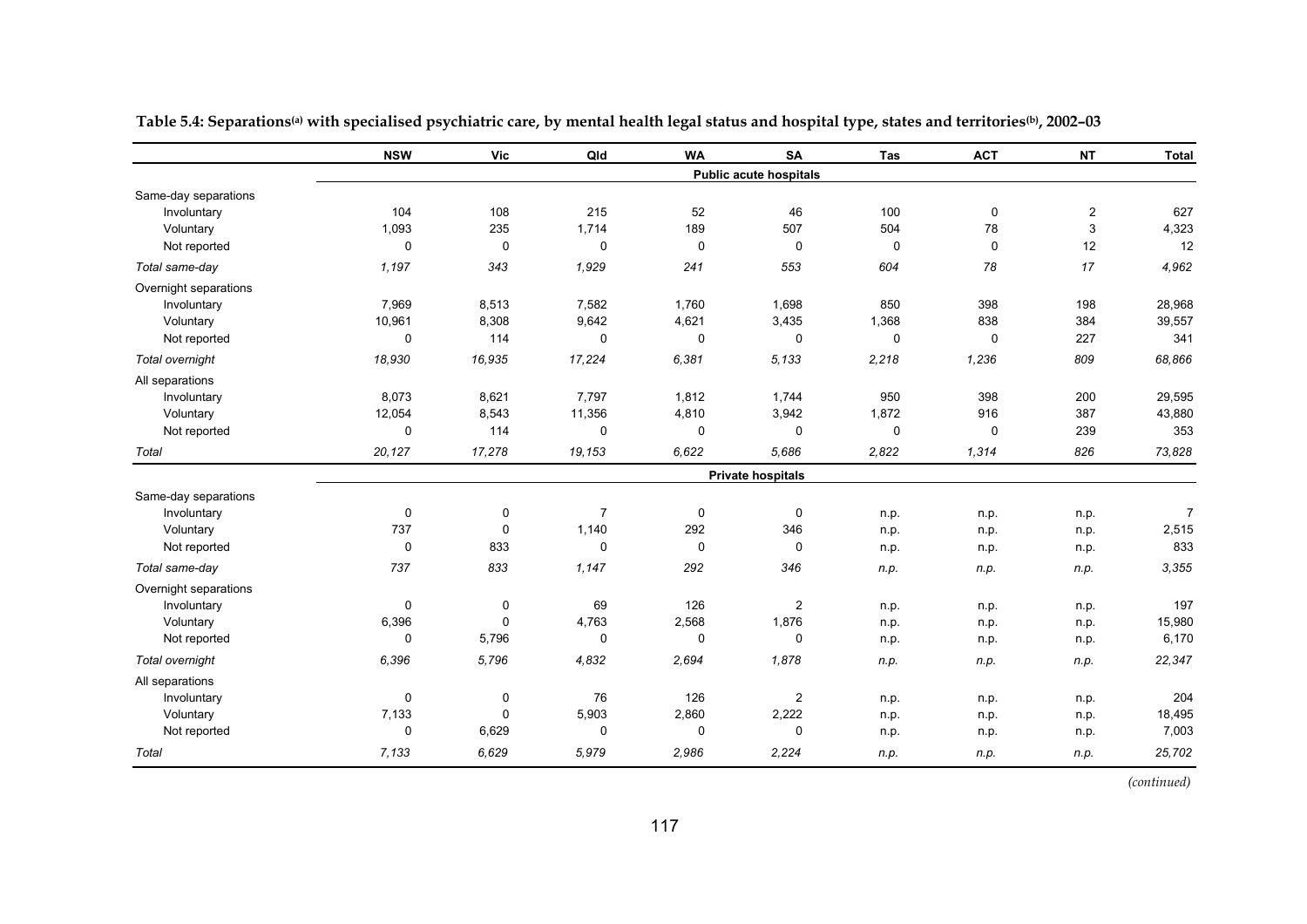**Table 5.4: Separations[(a)] with specialised psychiatric care, by mental health legal status and hospital type, states and territories[(b)], 2002–03**

| | NSW | Vic | Qld | WA | SA | Tas | ACT | NT | Total |
|---|---|---|---|---|---|---|---|---|---|
| | | | | | **Public acute hospitals** | | | | |
| Same-day separations | | | | | | | | | |
| Involuntary | 104 | 108 | 215 | 52 | 46 | 100 | 0 | 2 | 627 |
| Voluntary | 1,093 | 235 | 1,714 | 189 | 507 | 504 | 78 | 3 | 4,323 |
| Not reported | 0 | 0 | 0 | 0 | 0 | 0 | 0 | 12 | 12 |
| *Total same-day* | *1,197* | *343* | *1,929* | *241* | *553* | *604* | *78* | *17* | *4,962* |
| Overnight separations | | | | | | | | | |
| Involuntary | 7,969 | 8,513 | 7,582 | 1,760 | 1,698 | 850 | 398 | 198 | 28,968 |
| Voluntary | 10,961 | 8,308 | 9,642 | 4,621 | 3,435 | 1,368 | 838 | 384 | 39,557 |
| Not reported | 0 | 114 | 0 | 0 | 0 | 0 | 0 | 227 | 341 |
| *Total overnight* | *18,930* | *16,935* | *17,224* | *6,381* | *5,133* | *2,218* | *1,236* | *809* | *68,866* |
| All separations | | | | | | | | | |
| Involuntary | 8,073 | 8,621 | 7,797 | 1,812 | 1,744 | 950 | 398 | 200 | 29,595 |
| Voluntary | 12,054 | 8,543 | 11,356 | 4,810 | 3,942 | 1,872 | 916 | 387 | 43,880 |
| Not reported | 0 | 114 | 0 | 0 | 0 | 0 | 0 | 239 | 353 |
| *Total* | *20,127* | *17,278* | *19,153* | *6,622* | *5,686* | *2,822* | *1,314* | *826* | *73,828* |
| | | | | | **Private hospitals** | | | | |
| Same-day separations | | | | | | | | | |
| Involuntary | 0 | 0 | 7 | 0 | 0 | n.p. | n.p. | n.p. | 7 |
| Voluntary | 737 | 0 | 1,140 | 292 | 346 | n.p. | n.p. | n.p. | 2,515 |
| Not reported | 0 | 833 | 0 | 0 | 0 | n.p. | n.p. | n.p. | 833 |
| *Total same-day* | *737* | *833* | *1,147* | *292* | *346* | *n.p.* | *n.p.* | *n.p.* | *3,355* |
| Overnight separations | | | | | | | | | |
| Involuntary | 0 | 0 | 69 | 126 | 2 | n.p. | n.p. | n.p. | 197 |
| Voluntary | 6,396 | 0 | 4,763 | 2,568 | 1,876 | n.p. | n.p. | n.p. | 15,980 |
| Not reported | 0 | 5,796 | 0 | 0 | 0 | n.p. | n.p. | n.p. | 6,170 |
| *Total overnight* | *6,396* | *5,796* | *4,832* | *2,694* | *1,878* | *n.p.* | *n.p.* | *n.p.* | *22,347* |
| All separations | | | | | | | | | |
| Involuntary | 0 | 0 | 76 | 126 | 2 | n.p. | n.p. | n.p. | 204 |
| Voluntary | 7,133 | 0 | 5,903 | 2,860 | 2,222 | n.p. | n.p. | n.p. | 18,495 |
| Not reported | 0 | 6,629 | 0 | 0 | 0 | n.p. | n.p. | n.p. | 7,003 |
| *Total* | *7,133* | *6,629* | *5,979* | *2,986* | *2,224* | *n.p.* | *n.p.* | *n.p.* | *25,702* |

*(continued)*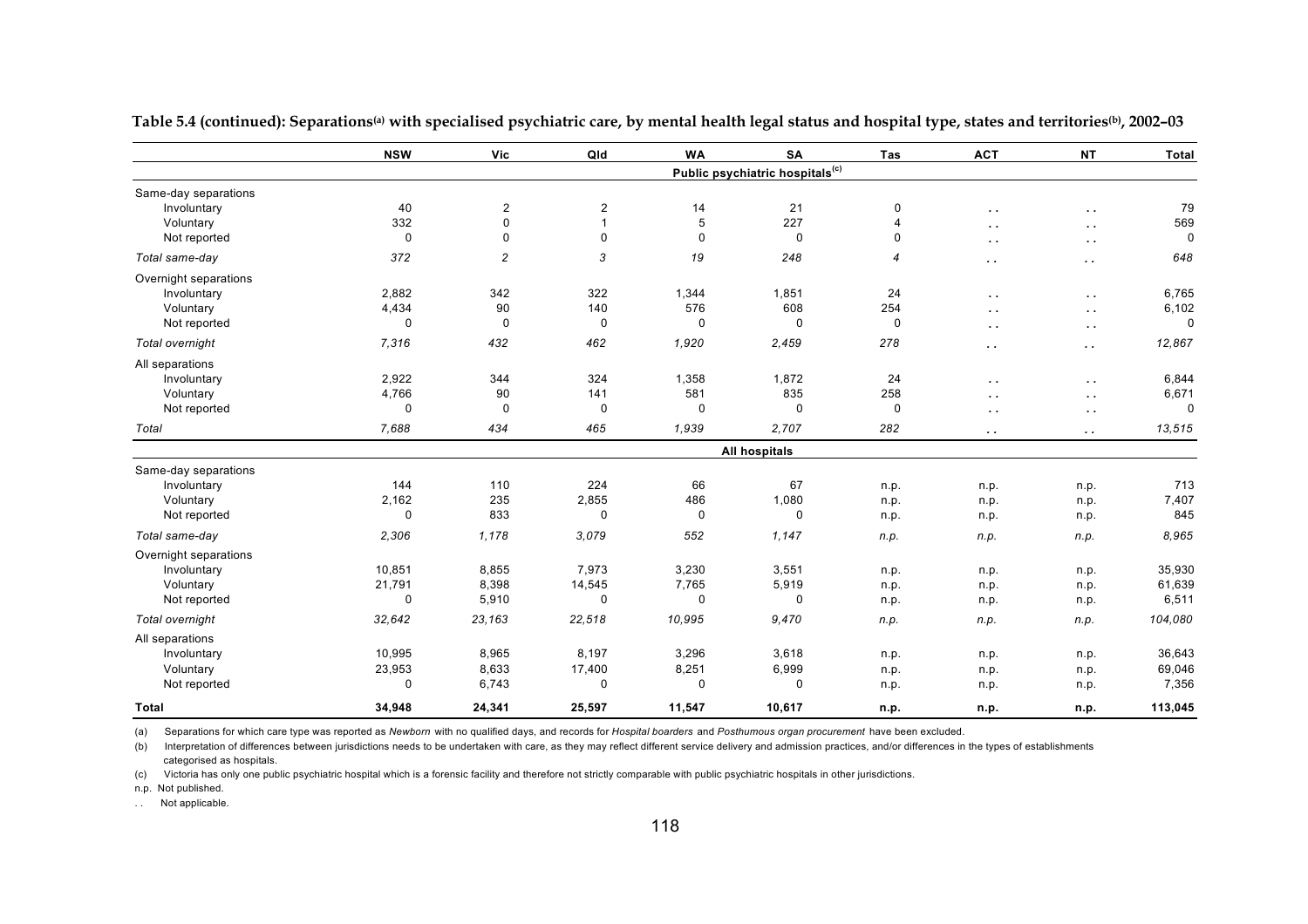**Table 5.4 (continued): Separations[(a)] with specialised psychiatric care, by mental health legal status and hospital type, states and territories[(b)], 2002–03**

| | NSW | Vic | Qld | WA | SA | Tas | ACT | NT | Total |
|---|---|---|---|---|---|---|---|---|---|
| | | | | | **Public psychiatric hospitals[(c)]** | | | | |
| Same-day separations | | | | | | | | | |
| Involuntary | 40 | 2 | 2 | 14 | 21 | 0 | . . | . . | 79 |
| Voluntary | 332 | 0 | 1 | 5 | 227 | 4 | . . | . . | 569 |
| Not reported | 0 | 0 | 0 | 0 | 0 | 0 | . . | . . | 0 |
| *Total same-day* | *372* | *2* | *3* | *19* | *248* | *4* | . . | . . | *648* |
| Overnight separations | | | | | | | | | |
| Involuntary | 2,882 | 342 | 322 | 1,344 | 1,851 | 24 | . . | . . | 6,765 |
| Voluntary | 4,434 | 90 | 140 | 576 | 608 | 254 | . . | . . | 6,102 |
| Not reported | 0 | 0 | 0 | 0 | 0 | 0 | . . | . . | 0 |
| *Total overnight* | *7,316* | *432* | *462* | *1,920* | *2,459* | *278* | . . | . . | *12,867* |
| All separations | | | | | | | | | |
| Involuntary | 2,922 | 344 | 324 | 1,358 | 1,872 | 24 | . . | . . | 6,844 |
| Voluntary | 4,766 | 90 | 141 | 581 | 835 | 258 | . . | . . | 6,671 |
| Not reported | 0 | 0 | 0 | 0 | 0 | 0 | . . | . . | 0 |
| *Total* | *7,688* | *434* | *465* | *1,939* | *2,707* | *282* | . . | . . | *13,515* |
| | | | | | **All hospitals** | | | | |
| Same-day separations | | | | | | | | | |
| Involuntary | 144 | 110 | 224 | 66 | 67 | n.p. | n.p. | n.p. | 713 |
| Voluntary | 2,162 | 235 | 2,855 | 486 | 1,080 | n.p. | n.p. | n.p. | 7,407 |
| Not reported | 0 | 833 | 0 | 0 | 0 | n.p. | n.p. | n.p. | 845 |
| *Total same-day* | *2,306* | *1,178* | *3,079* | *552* | *1,147* | *n.p.* | *n.p.* | *n.p.* | *8,965* |
| Overnight separations | | | | | | | | | |
| Involuntary | 10,851 | 8,855 | 7,973 | 3,230 | 3,551 | n.p. | n.p. | n.p. | 35,930 |
| Voluntary | 21,791 | 8,398 | 14,545 | 7,765 | 5,919 | n.p. | n.p. | n.p. | 61,639 |
| Not reported | 0 | 5,910 | 0 | 0 | 0 | n.p. | n.p. | n.p. | 6,511 |
| *Total overnight* | *32,642* | *23,163* | *22,518* | *10,995* | *9,470* | *n.p.* | *n.p.* | *n.p.* | *104,080* |
| All separations | | | | | | | | | |
| Involuntary | 10,995 | 8,965 | 8,197 | 3,296 | 3,618 | n.p. | n.p. | n.p. | 36,643 |
| Voluntary | 23,953 | 8,633 | 17,400 | 8,251 | 6,999 | n.p. | n.p. | n.p. | 69,046 |
| Not reported | 0 | 6,743 | 0 | 0 | 0 | n.p. | n.p. | n.p. | 7,356 |
| **Total** | **34,948** | **24,341** | **25,597** | **11,547** | **10,617** | **n.p.** | **n.p.** | **n.p.** | **113,045** |

(a) Separations for which care type was reported as *Newborn* with no qualified days, and records for *Hospital boarders* and *Posthumous organ procurement* have been excluded.

(b) Interpretation of differences between jurisdictions needs to be undertaken with care, as they may reflect different service delivery and admission practices, and/or differences in the types of establishments categorised as hospitals.

(c) Victoria has only one public psychiatric hospital which is a forensic facility and therefore not strictly comparable with public psychiatric hospitals in other jurisdictions.

n.p. Not published.

. . Not applicable.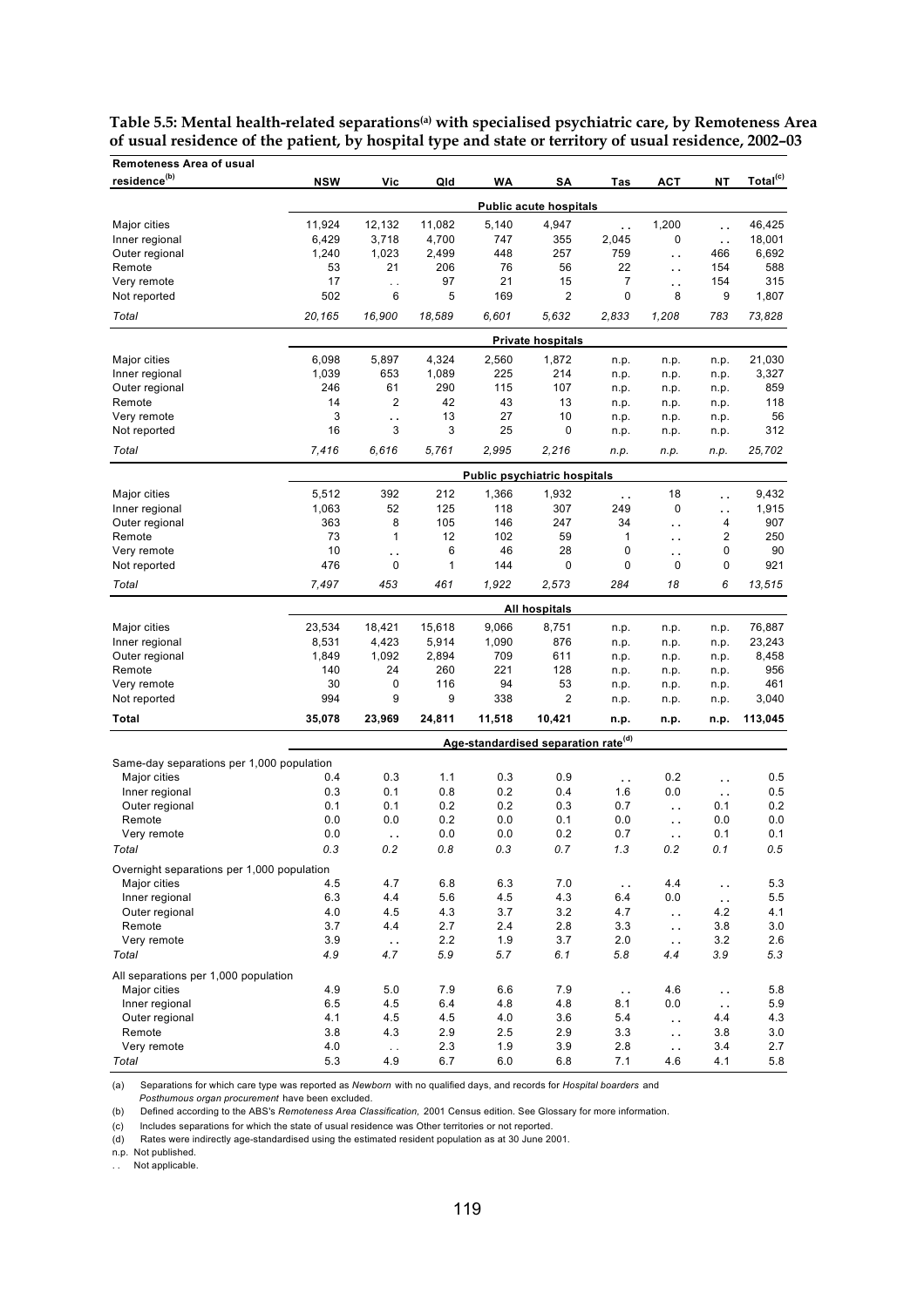**Table 5.5: Mental health-related separations[(a)] with specialised psychiatric care, by Remoteness Area of usual residence of the patient, by hospital type and state or territory of usual residence, 2002–03**

| Remoteness Area of usual residence[(b)] | NSW | Vic | Qld | WA | SA | Tas | ACT | NT | Total[(c)] |
|---|---|---|---|---|---|---|---|---|---|
| | | | | | **Public acute hospitals** | | | | |
| Major cities | 11,924 | 12,132 | 11,082 | 5,140 | 4,947 | . . | 1,200 | . . | 46,425 |
| Inner regional | 6,429 | 3,718 | 4,700 | 747 | 355 | 2,045 | 0 | . . | 18,001 |
| Outer regional | 1,240 | 1,023 | 2,499 | 448 | 257 | 759 | . . | 466 | 6,692 |
| Remote | 53 | 21 | 206 | 76 | 56 | 22 | . . | 154 | 588 |
| Very remote | 17 | . . | 97 | 21 | 15 | 7 | . . | 154 | 315 |
| Not reported | 502 | 6 | 5 | 169 | 2 | 0 | 8 | 9 | 1,807 |
| *Total* | *20,165* | *16,900* | *18,589* | *6,601* | *5,632* | *2,833* | *1,208* | *783* | *73,828* |
| | | | | | **Private hospitals** | | | | |
| Major cities | 6,098 | 5,897 | 4,324 | 2,560 | 1,872 | n.p. | n.p. | n.p. | 21,030 |
| Inner regional | 1,039 | 653 | 1,089 | 225 | 214 | n.p. | n.p. | n.p. | 3,327 |
| Outer regional | 246 | 61 | 290 | 115 | 107 | n.p. | n.p. | n.p. | 859 |
| Remote | 14 | 2 | 42 | 43 | 13 | n.p. | n.p. | n.p. | 118 |
| Very remote | 3 | . . | 13 | 27 | 10 | n.p. | n.p. | n.p. | 56 |
| Not reported | 16 | 3 | 3 | 25 | 0 | n.p. | n.p. | n.p. | 312 |
| *Total* | *7,416* | *6,616* | *5,761* | *2,995* | *2,216* | *n.p.* | *n.p.* | *n.p.* | *25,702* |
| | | | | | **Public psychiatric hospitals** | | | | |
| Major cities | 5,512 | 392 | 212 | 1,366 | 1,932 | . . | 18 | . . | 9,432 |
| Inner regional | 1,063 | 52 | 125 | 118 | 307 | 249 | 0 | . . | 1,915 |
| Outer regional | 363 | 8 | 105 | 146 | 247 | 34 | . . | 4 | 907 |
| Remote | 73 | 1 | 12 | 102 | 59 | 1 | . . | 2 | 250 |
| Very remote | 10 | . . | 6 | 46 | 28 | 0 | . . | 0 | 90 |
| Not reported | 476 | 0 | 1 | 144 | 0 | 0 | 0 | 0 | 921 |
| *Total* | *7,497* | *453* | *461* | *1,922* | *2,573* | *284* | *18* | *6* | *13,515* |
| | | | | | **All hospitals** | | | | |
| Major cities | 23,534 | 18,421 | 15,618 | 9,066 | 8,751 | n.p. | n.p. | n.p. | 76,887 |
| Inner regional | 8,531 | 4,423 | 5,914 | 1,090 | 876 | n.p. | n.p. | n.p. | 23,243 |
| Outer regional | 1,849 | 1,092 | 2,894 | 709 | 611 | n.p. | n.p. | n.p. | 8,458 |
| Remote | 140 | 24 | 260 | 221 | 128 | n.p. | n.p. | n.p. | 956 |
| Very remote | 30 | 0 | 116 | 94 | 53 | n.p. | n.p. | n.p. | 461 |
| Not reported | 994 | 9 | 9 | 338 | 2 | n.p. | n.p. | n.p. | 3,040 |
| **Total** | **35,078** | **23,969** | **24,811** | **11,518** | **10,421** | **n.p.** | **n.p.** | **n.p.** | **113,045** |
| | | | | | **Age-standardised separation rate[(d)]** | | | | |
| Same-day separations per 1,000 population | | | | | | | | | |
| Major cities | 0.4 | 0.3 | 1.1 | 0.3 | 0.9 | . . | 0.2 | . . | 0.5 |
| Inner regional | 0.3 | 0.1 | 0.8 | 0.2 | 0.4 | 1.6 | 0.0 | . . | 0.5 |
| Outer regional | 0.1 | 0.1 | 0.2 | 0.2 | 0.3 | 0.7 | . . | 0.1 | 0.2 |
| Remote | 0.0 | 0.0 | 0.2 | 0.0 | 0.1 | 0.0 | . . | 0.0 | 0.0 |
| Very remote | 0.0 | . . | 0.0 | 0.0 | 0.2 | 0.7 | . . | 0.1 | 0.1 |
| *Total* | *0.3* | *0.2* | *0.8* | *0.3* | *0.7* | *1.3* | *0.2* | *0.1* | *0.5* |
| Overnight separations per 1,000 population | | | | | | | | | |
| Major cities | 4.5 | 4.7 | 6.8 | 6.3 | 7.0 | . . | 4.4 | . . | 5.3 |
| Inner regional | 6.3 | 4.4 | 5.6 | 4.5 | 4.3 | 6.4 | 0.0 | . . | 5.5 |
| Outer regional | 4.0 | 4.5 | 4.3 | 3.7 | 3.2 | 4.7 | . . | 4.2 | 4.1 |
| Remote | 3.7 | 4.4 | 2.7 | 2.4 | 2.8 | 3.3 | . . | 3.8 | 3.0 |
| Very remote | 3.9 | . . | 2.2 | 1.9 | 3.7 | 2.0 | . . | 3.2 | 2.6 |
| *Total* | *4.9* | *4.7* | *5.9* | *5.7* | *6.1* | *5.8* | *4.4* | *3.9* | *5.3* |
| All separations per 1,000 population | | | | | | | | | |
| Major cities | 4.9 | 5.0 | 7.9 | 6.6 | 7.9 | . . | 4.6 | . . | 5.8 |
| Inner regional | 6.5 | 4.5 | 6.4 | 4.8 | 4.8 | 8.1 | 0.0 | . . | 5.9 |
| Outer regional | 4.1 | 4.5 | 4.5 | 4.0 | 3.6 | 5.4 | . . | 4.4 | 4.3 |
| Remote | 3.8 | 4.3 | 2.9 | 2.5 | 2.9 | 3.3 | . . | 3.8 | 3.0 |
| Very remote | 4.0 | . . | 2.3 | 1.9 | 3.9 | 2.8 | . . | 3.4 | 2.7 |
| *Total* | 5.3 | 4.9 | 6.7 | 6.0 | 6.8 | 7.1 | 4.6 | 4.1 | 5.8 |

(a) Separations for which care type was reported as *Newborn* with no qualified days, and records for *Hospital boarders* and *Posthumous organ procurement* have been excluded.

(b) Defined according to the ABS's *Remoteness Area Classification,* 2001 Census edition. See Glossary for more information.

(c) Includes separations for which the state of usual residence was Other territories or not reported.

(d) Rates were indirectly age-standardised using the estimated resident population as at 30 June 2001.

n.p. Not published.

. . Not applicable.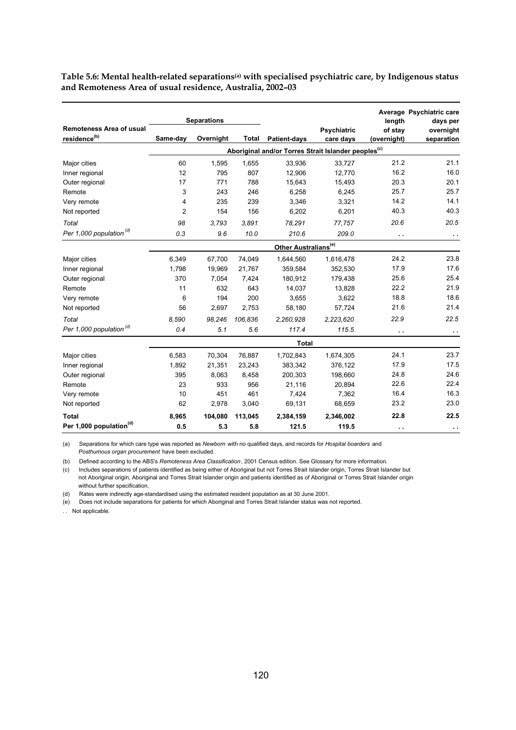**Table 5.6: Mental health-related separations[(a)] with specialised psychiatric care, by Indigenous status and Remoteness Area of usual residence, Australia, 2002–03**

| Remoteness Area of usual residence[(b)] | Separations | | | Patient-days | Psychiatric care days | Average length of stay (overnight) | Psychiatric care days per overnight separation |
|---|---|---|---|---|---|---|---|
| | Same-day | Overnight | Total | | | | |
| | **Aboriginal and/or Torres Strait Islander peoples[(c)]** | | | | | | |
| Major cities | 60 | 1,595 | 1,655 | 33,936 | 33,727 | 21.2 | 21.1 |
| Inner regional | 12 | 795 | 807 | 12,906 | 12,770 | 16.2 | 16.0 |
| Outer regional | 17 | 771 | 788 | 15,643 | 15,493 | 20.3 | 20.1 |
| Remote | 3 | 243 | 246 | 6,258 | 6,245 | 25.7 | 25.7 |
| Very remote | 4 | 235 | 239 | 3,346 | 3,321 | 14.2 | 14.1 |
| Not reported | 2 | 154 | 156 | 6,202 | 6,201 | 40.3 | 40.3 |
| *Total* | *98* | *3,793* | *3,891* | *78,291* | *77,757* | *20.6* | *20.5* |
| *Per 1,000 population[(d)]* | *0.3* | *9.6* | *10.0* | *210.6* | *209.0* | . . | . . |
| | **Other Australians[(e)]** | | | | | | |
| Major cities | 6,349 | 67,700 | 74,049 | 1,644,560 | 1,616,478 | 24.2 | 23.8 |
| Inner regional | 1,798 | 19,969 | 21,767 | 359,584 | 352,530 | 17.9 | 17.6 |
| Outer regional | 370 | 7,054 | 7,424 | 180,912 | 179,438 | 25.6 | 25.4 |
| Remote | 11 | 632 | 643 | 14,037 | 13,828 | 22.2 | 21.9 |
| Very remote | 6 | 194 | 200 | 3,655 | 3,622 | 18.8 | 18.6 |
| Not reported | 56 | 2,697 | 2,753 | 58,180 | 57,724 | 21.6 | 21.4 |
| *Total* | *8,590* | *98,246* | *106,836* | *2,260,928* | *2,223,620* | *22.9* | *22.5* |
| *Per 1,000 population[(d)]* | *0.4* | *5.1* | *5.6* | *117.4* | *115.5* | . . | . . |
| | **Total** | | | | | | |
| Major cities | 6,583 | 70,304 | 76,887 | 1,702,843 | 1,674,305 | 24.1 | 23.7 |
| Inner regional | 1,892 | 21,351 | 23,243 | 383,342 | 376,122 | 17.9 | 17.5 |
| Outer regional | 395 | 8,063 | 8,458 | 200,303 | 198,660 | 24.8 | 24.6 |
| Remote | 23 | 933 | 956 | 21,116 | 20,894 | 22.6 | 22.4 |
| Very remote | 10 | 451 | 461 | 7,424 | 7,362 | 16.4 | 16.3 |
| Not reported | 62 | 2,978 | 3,040 | 69,131 | 68,659 | 23.2 | 23.0 |
| **Total** | **8,965** | **104,080** | **113,045** | **2,384,159** | **2,346,002** | **22.8** | **22.5** |
| **Per 1,000 population[(d)]** | **0.5** | **5.3** | **5.8** | **121.5** | **119.5** | . . | . . |

(a) Separations for which care type was reported as *Newborn* with no qualified days, and records for *Hospital boarders* and *Posthumous organ procurement* have been excluded.

(b) Defined according to the ABS's *Remoteness Area Classification*, 2001 Census edition. See Glossary for more information.

(c) Includes separations of patients identified as being either of Aboriginal but not Torres Strait Islander origin, Torres Strait Islander but not Aboriginal origin, Aboriginal and Torres Strait Islander origin and patients identified as of Aboriginal or Torres Strait Islander origin without further specification.

(d) Rates were indirectly age-standardised using the estimated resident population as at 30 June 2001.

(e) Does not include separations for patients for which Aboriginal and Torres Strait Islander status was not reported.

. . Not applicable.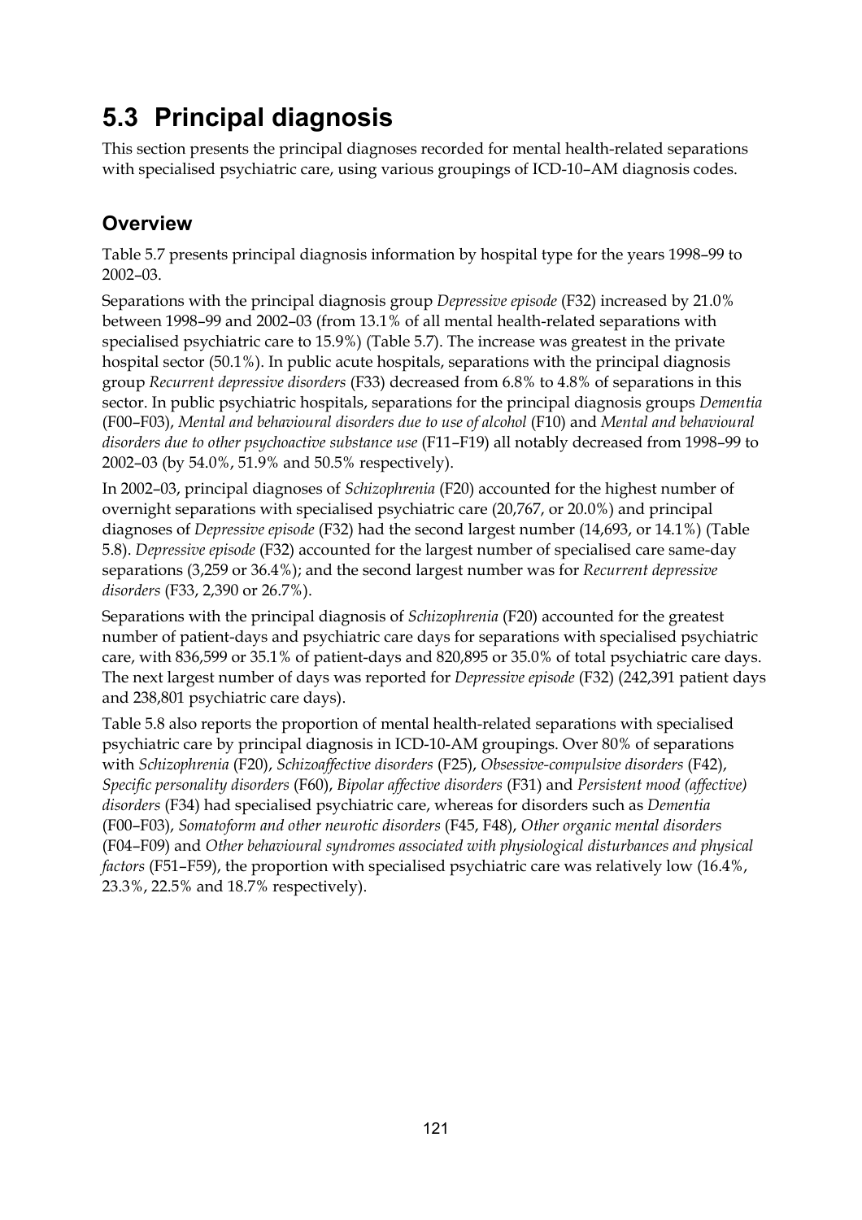# 5.3 Principal diagnosis

This section presents the principal diagnoses recorded for mental health-related separations with specialised psychiatric care, using various groupings of ICD-10–AM diagnosis codes.

## Overview

Table 5.7 presents principal diagnosis information by hospital type for the years 1998–99 to 2002–03.

Separations with the principal diagnosis group *Depressive episode* (F32) increased by 21.0% between 1998–99 and 2002–03 (from 13.1% of all mental health-related separations with specialised psychiatric care to 15.9%) (Table 5.7). The increase was greatest in the private hospital sector (50.1%). In public acute hospitals, separations with the principal diagnosis group *Recurrent depressive disorders* (F33) decreased from 6.8% to 4.8% of separations in this sector. In public psychiatric hospitals, separations for the principal diagnosis groups *Dementia* (F00–F03), *Mental and behavioural disorders due to use of alcohol* (F10) and *Mental and behavioural disorders due to other psychoactive substance use* (F11–F19) all notably decreased from 1998–99 to 2002–03 (by 54.0%, 51.9% and 50.5% respectively).

In 2002–03, principal diagnoses of *Schizophrenia* (F20) accounted for the highest number of overnight separations with specialised psychiatric care (20,767, or 20.0%) and principal diagnoses of *Depressive episode* (F32) had the second largest number (14,693, or 14.1%) (Table 5.8). *Depressive episode* (F32) accounted for the largest number of specialised care same-day separations (3,259 or 36.4%); and the second largest number was for *Recurrent depressive disorders* (F33, 2,390 or 26.7%).

Separations with the principal diagnosis of *Schizophrenia* (F20) accounted for the greatest number of patient-days and psychiatric care days for separations with specialised psychiatric care, with 836,599 or 35.1% of patient-days and 820,895 or 35.0% of total psychiatric care days. The next largest number of days was reported for *Depressive episode* (F32) (242,391 patient days and 238,801 psychiatric care days).

Table 5.8 also reports the proportion of mental health-related separations with specialised psychiatric care by principal diagnosis in ICD-10-AM groupings. Over 80% of separations with *Schizophrenia* (F20), *Schizoaffective disorders* (F25), *Obsessive-compulsive disorders* (F42), *Specific personality disorders* (F60), *Bipolar affective disorders* (F31) and *Persistent mood (affective) disorders* (F34) had specialised psychiatric care, whereas for disorders such as *Dementia* (F00–F03), *Somatoform and other neurotic disorders* (F45, F48), *Other organic mental disorders* (F04–F09) and *Other behavioural syndromes associated with physiological disturbances and physical factors* (F51–F59), the proportion with specialised psychiatric was relatively low (16.4%, 23.3%, 22.5% and 18.7% respectively).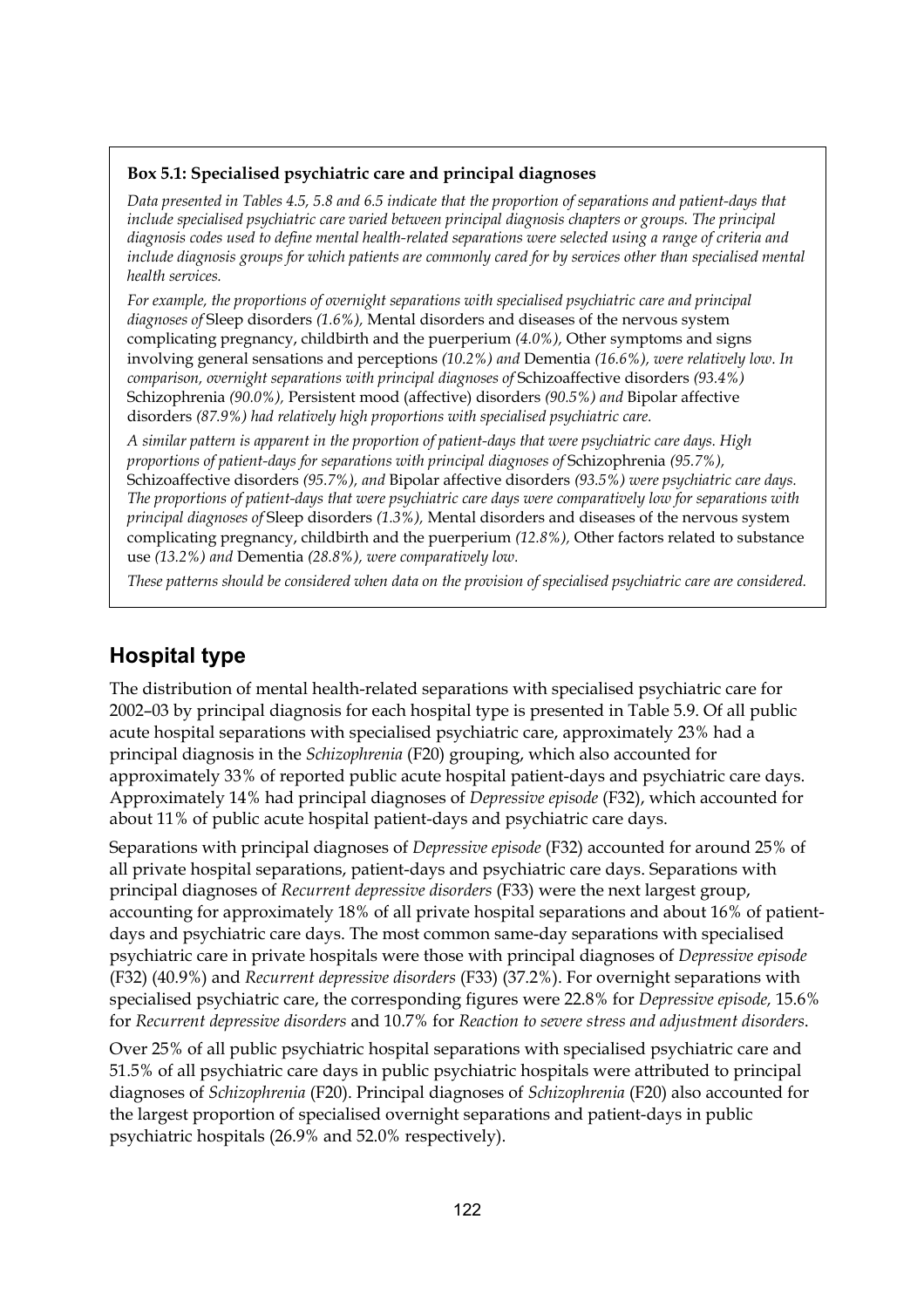**Box 5.1: Specialised psychiatric care and principal diagnoses**

*Data presented in Tables 4.5, 5.8 and 6.5 indicate that the proportion of separations and patient-days that include specialised psychiatric care varied between principal diagnosis chapters or groups. The principal diagnosis codes used to define mental health-related separations were selected using a range of criteria and include diagnosis groups for which patients are commonly cared for by services other than specialised mental health services.*

*For example, the proportions of overnight separations with specialised psychiatric care and principal diagnoses of* Sleep disorders *(1.6%),* Mental disorders and diseases of the nervous system complicating pregnancy, childbirth and the puerperium *(4.0%),* Other symptoms and signs involving general sensations and perceptions *(10.2%) and* Dementia *(16.6%), were relatively low. In comparison, overnight separations with principal diagnoses of* Schizoaffective disorders *(93.4%)* Schizophrenia *(90.0%),* Persistent mood (affective) disorders *(90.5%) and* Bipolar affective disorders *(87.9%) had relatively high proportions with specialised psychiatric care.*

*A similar pattern is apparent in the proportion of patient-days that were psychiatric care days. High proportions of patient-days for separations with principal diagnoses of* Schizophrenia *(95.7%),* Schizoaffective disorders *(95.7%), and* Bipolar affective disorders *(93.5%) were psychiatric care days. The proportions of patient-days that were psychiatric care days were comparatively low for separations with principal diagnoses of* Sleep disorders *(1.3%),* Mental disorders and diseases of the nervous system complicating pregnancy, childbirth and the puerperium *(12.8%),* Other factors related to substance use *(13.2%) and* Dementia *(28.8%), were comparatively low.*

*These patterns should be considered when data on the provision of specialised psychiatric care are considered.*

## Hospital type

The distribution of mental health-related separations with specialised psychiatric care for 2002–03 by principal diagnosis for each hospital type is presented in Table 5.9. Of all public acute hospital separations with specialised psychiatric care, approximately 23% had a principal diagnosis in the *Schizophrenia* (F20) grouping, which also accounted for approximately 33% of reported public acute hospital patient-days and psychiatric care days. Approximately 14% had principal diagnoses of *Depressive episode* (F32), which accounted for about 11% of public acute hospital patient-days and psychiatric care days.

Separations with principal diagnoses of *Depressive episode* (F32) accounted for around 25% of all private hospital separations, patient-days and psychiatric care days. Separations with principal diagnoses of *Recurrent depressive disorders* (F33) were the next largest group, accounting for approximately 18% of all private hospital separations and about 16% of patient-days and psychiatric care days. The most common same-day separations with specialised psychiatric care in private hospitals were those with principal diagnoses of *Depressive episode* (F32) (40.9%) and *Recurrent depressive disorders* (F33) (37.2%). For overnight separations with specialised psychiatric care, the corresponding figures were 22.8% for *Depressive episode,* 15.6% for *Recurrent depressive disorders* and 10.7% for *Reaction to severe stress and adjustment disorders*.

Over 25% of all public psychiatric hospital separations with specialised psychiatric care and 51.5% of all psychiatric care days in public psychiatric hospitals were attributed to principal diagnoses of *Schizophrenia* (F20). Principal diagnoses of *Schizophrenia* (F20) also accounted for the largest proportion of specialised overnight separations and patient-days in public psychiatric hospitals (26.9% and 52.0% respectively).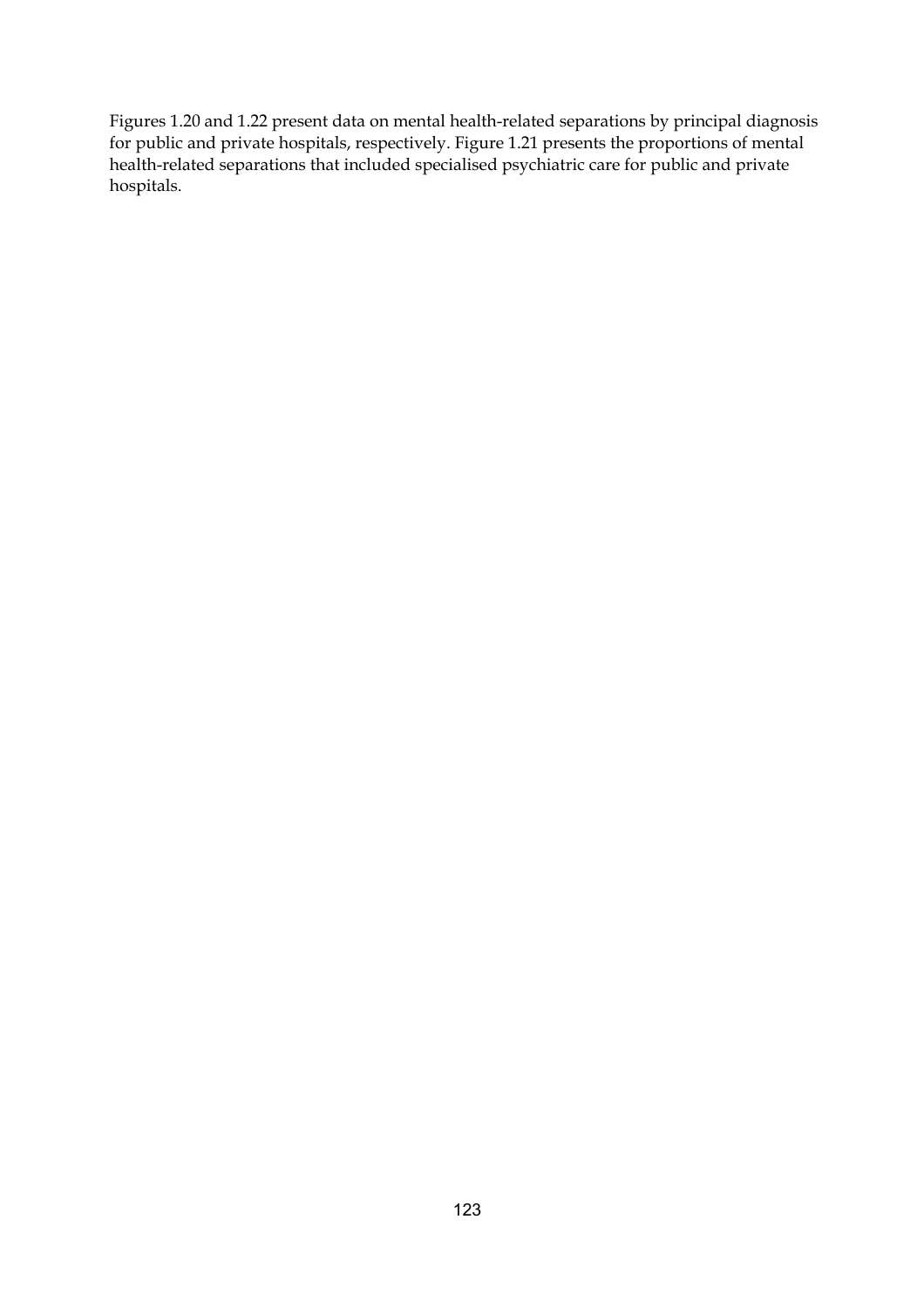Figures 1.20 and 1.22 present data on mental health-related separations by principal diagnosis for public and private hospitals, respectively. Figure 1.21 presents the proportions of mental health-related separations that included specialised psychiatric care for public and private hospitals.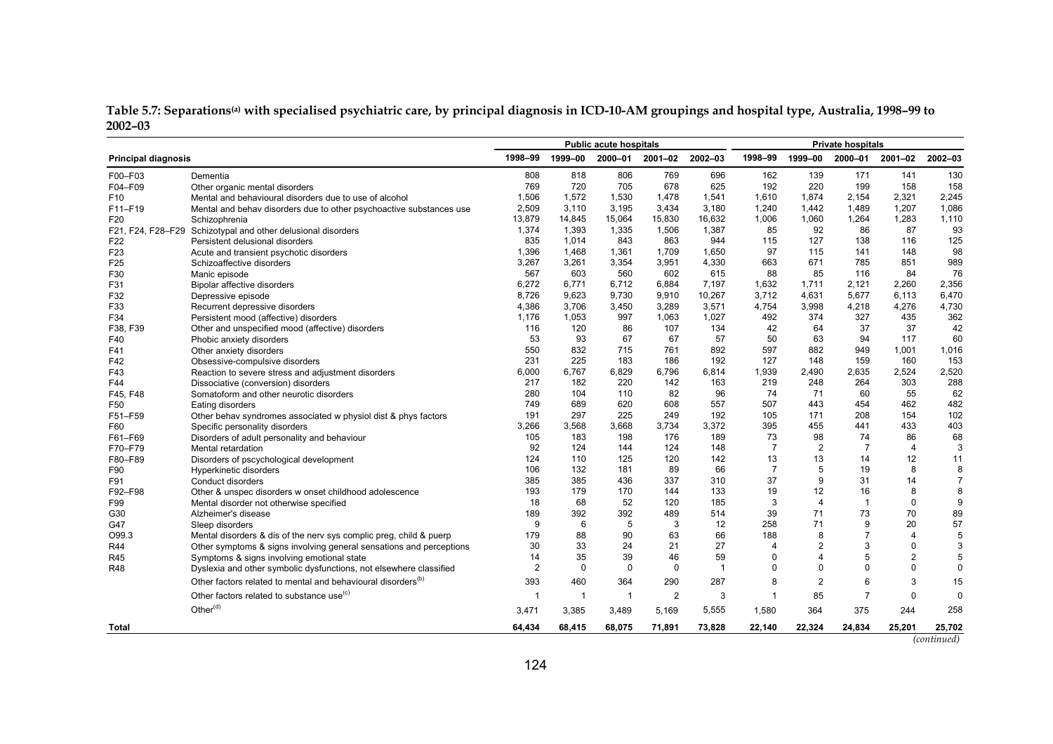**Table 5.7: Separations[(a)] with specialised psychiatric care, by principal diagnosis in ICD-10-AM groupings and hospital type, Australia, 1998–99 to 2002–03**

| Principal diagnosis | | Public acute hospitals | | | | | Private hospitals | | | | |
|---|---|---|---|---|---|---|---|---|---|---|---|
| | | 1998–99 | 1999–00 | 2000–01 | 2001–02 | 2002–03 | 1998–99 | 1999–00 | 2000–01 | 2001–02 | 2002–03 |
| F00–F03 | Dementia | 808 | 818 | 806 | 769 | 696 | 162 | 139 | 171 | 141 | 130 |
| F04–F09 | Other organic mental disorders | 769 | 720 | 705 | 678 | 625 | 192 | 220 | 199 | 158 | 158 |
| F10 | Mental and behavioural disorders due to use of alcohol | 1,506 | 1,572 | 1,530 | 1,478 | 1,541 | 1,610 | 1,874 | 2,154 | 2,321 | 2,245 |
| F11–F19 | Mental and behav disorders due to other psychoactive substances use | 2,509 | 3,110 | 3,195 | 3,434 | 3,180 | 1,240 | 1,442 | 1,489 | 1,207 | 1,086 |
| F20 | Schizophrenia | 13,879 | 14,845 | 15,064 | 15,830 | 16,632 | 1,006 | 1,060 | 1,264 | 1,283 | 1,110 |
| F21, F24, F28–F29 | Schizotypal and other delusional disorders | 1,374 | 1,393 | 1,335 | 1,506 | 1,387 | 85 | 92 | 86 | 87 | 93 |
| F22 | Persistent delusional disorders | 835 | 1,014 | 843 | 863 | 944 | 115 | 127 | 138 | 116 | 125 |
| F23 | Acute and transient psychotic disorders | 1,396 | 1,468 | 1,361 | 1,709 | 1,650 | 97 | 115 | 141 | 148 | 98 |
| F25 | Schizoaffective disorders | 3,267 | 3,261 | 3,354 | 3,951 | 4,330 | 663 | 671 | 785 | 851 | 989 |
| F30 | Manic episode | 567 | 603 | 560 | 602 | 615 | 88 | 85 | 116 | 84 | 76 |
| F31 | Bipolar affective disorders | 6,272 | 6,771 | 6,712 | 6,884 | 7,197 | 1,632 | 1,711 | 2,121 | 2,260 | 2,356 |
| F32 | Depressive episode | 8,726 | 9,623 | 9,730 | 9,910 | 10,267 | 3,712 | 4,631 | 5,677 | 6,113 | 6,470 |
| F33 | Recurrent depressive disorders | 4,386 | 3,706 | 3,450 | 3,289 | 3,571 | 4,754 | 3,998 | 4,218 | 4,276 | 4,730 |
| F34 | Persistent mood (affective) disorders | 1,176 | 1,053 | 997 | 1,063 | 1,027 | 492 | 374 | 327 | 435 | 362 |
| F38, F39 | Other and unspecified mood (affective) disorders | 116 | 120 | 86 | 107 | 134 | 42 | 64 | 37 | 37 | 42 |
| F40 | Phobic anxiety disorders | 53 | 93 | 67 | 67 | 57 | 50 | 63 | 94 | 117 | 60 |
| F41 | Other anxiety disorders | 550 | 832 | 715 | 761 | 892 | 597 | 882 | 949 | 1,001 | 1,016 |
| F42 | Obsessive-compulsive disorders | 231 | 225 | 183 | 186 | 192 | 127 | 148 | 159 | 160 | 153 |
| F43 | Reaction to severe stress and adjustment disorders | 6,000 | 6,767 | 6,829 | 6,796 | 6,814 | 1,939 | 2,490 | 2,635 | 2,524 | 2,520 |
| F44 | Dissociative (conversion) disorders | 217 | 182 | 220 | 142 | 163 | 219 | 248 | 264 | 303 | 288 |
| F45, F48 | Somatoform and other neurotic disorders | 280 | 104 | 110 | 82 | 96 | 74 | 71 | 60 | 55 | 62 |
| F50 | Eating disorders | 749 | 689 | 620 | 608 | 557 | 507 | 443 | 454 | 462 | 482 |
| F51–F59 | Other behav syndromes associated w physiol dist & phys factors | 191 | 297 | 225 | 249 | 192 | 105 | 171 | 208 | 154 | 102 |
| F60 | Specific personality disorders | 3,266 | 3,568 | 3,668 | 3,734 | 3,372 | 395 | 455 | 441 | 433 | 403 |
| F61–F69 | Disorders of adult personality and behaviour | 105 | 183 | 198 | 176 | 189 | 73 | 98 | 74 | 86 | 68 |
| F70–F79 | Mental retardation | 92 | 124 | 144 | 124 | 148 | 7 | 2 | 7 | 4 | 3 |
| F80–F89 | Disorders of pscychological development | 124 | 110 | 125 | 120 | 142 | 13 | 13 | 14 | 12 | 11 |
| F90 | Hyperkinetic disorders | 106 | 132 | 181 | 89 | 66 | 7 | 5 | 19 | 8 | 8 |
| F91 | Conduct disorders | 385 | 385 | 436 | 337 | 310 | 37 | 9 | 31 | 14 | 7 |
| F92–F98 | Other & unspec disorders w onset childhood adolescence | 193 | 179 | 170 | 144 | 133 | 19 | 12 | 16 | 8 | 8 |
| F99 | Mental disorder not otherwise specified | 18 | 68 | 52 | 120 | 185 | 3 | 4 | 1 | 0 | 9 |
| G30 | Alzheimer's disease | 189 | 392 | 392 | 489 | 514 | 39 | 71 | 73 | 70 | 89 |
| G47 | Sleep disorders | 9 | 6 | 5 | 3 | 12 | 258 | 71 | 9 | 20 | 57 |
| O99.3 | Mental disorders & dis of the nerv sys complic preg, child & puerp | 179 | 88 | 90 | 63 | 66 | 188 | 8 | 7 | 4 | 5 |
| R44 | Other symptoms & signs involving general sensations and perceptions | 30 | 33 | 24 | 21 | 27 | 4 | 2 | 3 | 0 | 3 |
| R45 | Symptoms & signs involving emotional state | 14 | 35 | 39 | 46 | 59 | 0 | 4 | 5 | 2 | 5 |
| R48 | Dyslexia and other symbolic dysfunctions, not elsewhere classified | 2 | 0 | 0 | 0 | 1 | 0 | 0 | 0 | 0 | 0 |
| | Other factors related to mental and behavioural disorders[(b)] | 393 | 460 | 364 | 290 | 287 | 8 | 2 | 6 | 3 | 15 |
| | Other factors related to substance use[(c)] | 1 | 1 | 1 | 2 | 3 | 1 | 85 | 7 | 0 | 0 |
| | Other[(d)] | 3,471 | 3,385 | 3,489 | 5,169 | 5,555 | 1,580 | 364 | 375 | 244 | 258 |
| **Total** | | **64,434** | **68,415** | **68,075** | **71,891** | **73,828** | **22,140** | **22,324** | **24,834** | **25,201** | **25,702** |

*(continued)*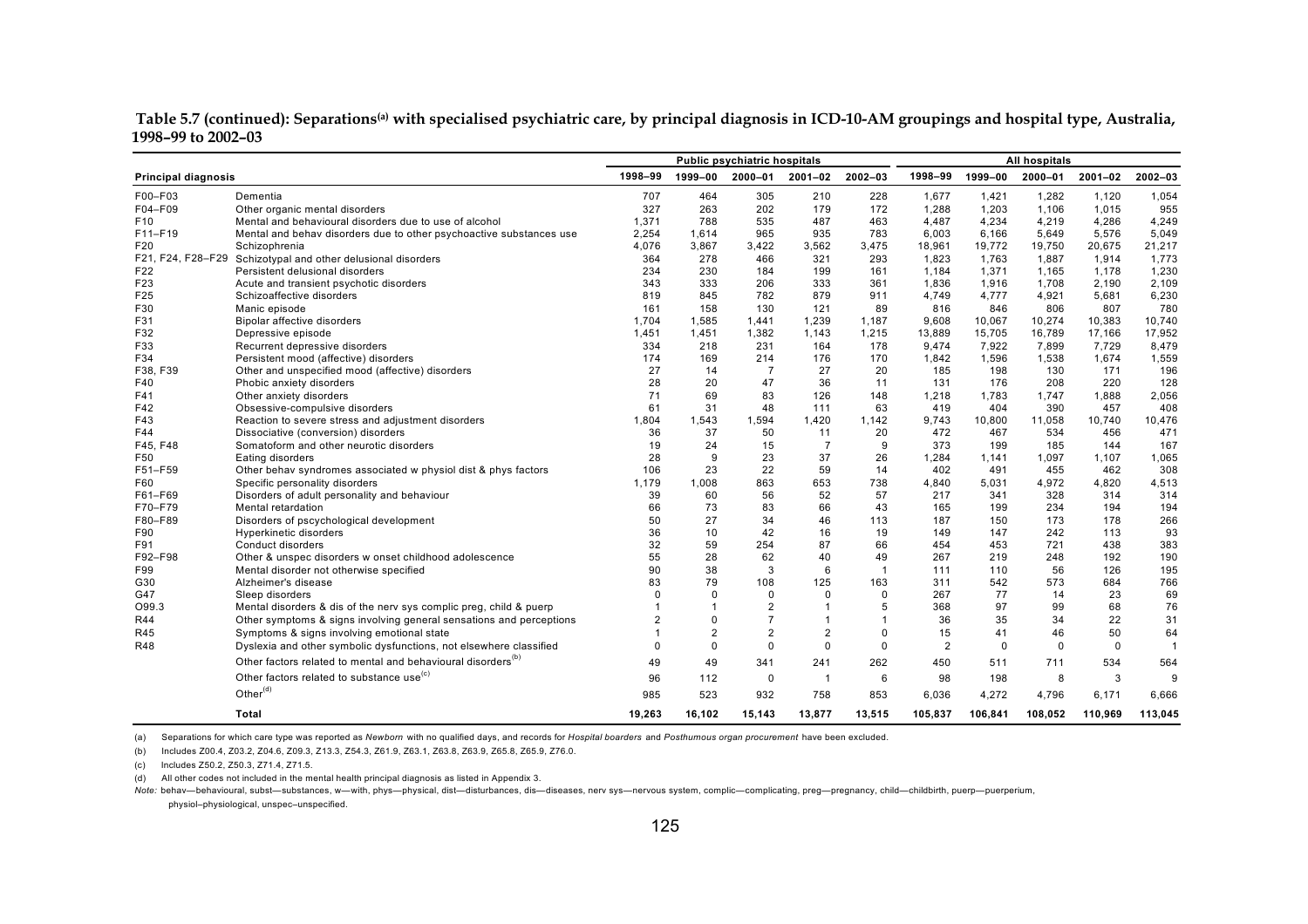**Table 5.7 (continued): Separations[(a)] with specialised psychiatric care, by principal diagnosis in ICD-10-AM groupings and hospital type, Australia, 1998–99 to 2002–03**

| Principal diagnosis | | Public psychiatric hospitals | | | | | All hospitals | | | | |
|---|---|---|---|---|---|---|---|---|---|---|---|
| | | 1998–99 | 1999–00 | 2000–01 | 2001–02 | 2002–03 | 1998–99 | 1999–00 | 2000–01 | 2001–02 | 2002–03 |
| F00–F03 | Dementia | 707 | 464 | 305 | 210 | 228 | 1,677 | 1,421 | 1,282 | 1,120 | 1,054 |
| F04–F09 | Other organic mental disorders | 327 | 263 | 202 | 179 | 172 | 1,288 | 1,203 | 1,106 | 1,015 | 955 |
| F10 | Mental and behavioural disorders due to use of alcohol | 1,371 | 788 | 535 | 487 | 463 | 4,487 | 4,234 | 4,219 | 4,286 | 4,249 |
| F11–F19 | Mental and behav disorders due to other psychoactive substances use | 2,254 | 1,614 | 965 | 935 | 783 | 6,003 | 6,166 | 5,649 | 5,576 | 5,049 |
| F20 | Schizophrenia | 4,076 | 3,867 | 3,422 | 3,562 | 3,475 | 18,961 | 19,772 | 19,750 | 20,675 | 21,217 |
| F21, F24, F28–F29 | Schizotypal and other delusional disorders | 364 | 278 | 466 | 321 | 293 | 1,823 | 1,763 | 1,887 | 1,914 | 1,773 |
| F22 | Persistent delusional disorders | 234 | 230 | 184 | 199 | 161 | 1,184 | 1,371 | 1,165 | 1,178 | 1,230 |
| F23 | Acute and transient psychotic disorders | 343 | 333 | 206 | 333 | 361 | 1,836 | 1,916 | 1,708 | 2,190 | 2,109 |
| F25 | Schizoaffective disorders | 819 | 845 | 782 | 879 | 911 | 4,749 | 4,777 | 4,921 | 5,681 | 6,230 |
| F30 | Manic episode | 161 | 158 | 130 | 121 | 89 | 816 | 846 | 806 | 807 | 780 |
| F31 | Bipolar affective disorders | 1,704 | 1,585 | 1,441 | 1,239 | 1,187 | 9,608 | 10,067 | 10,274 | 10,383 | 10,740 |
| F32 | Depressive episode | 1,451 | 1,451 | 1,382 | 1,143 | 1,215 | 13,889 | 15,705 | 16,789 | 17,166 | 17,952 |
| F33 | Recurrent depressive disorders | 334 | 218 | 231 | 164 | 178 | 9,474 | 7,922 | 7,899 | 7,729 | 8,479 |
| F34 | Persistent mood (affective) disorders | 174 | 169 | 214 | 176 | 170 | 1,842 | 1,596 | 1,538 | 1,674 | 1,559 |
| F38, F39 | Other and unspecified mood (affective) disorders | 27 | 14 | 7 | 27 | 20 | 185 | 198 | 130 | 171 | 196 |
| F40 | Phobic anxiety disorders | 28 | 20 | 47 | 36 | 11 | 131 | 176 | 208 | 220 | 128 |
| F41 | Other anxiety disorders | 71 | 69 | 83 | 126 | 148 | 1,218 | 1,783 | 1,747 | 1,888 | 2,056 |
| F42 | Obsessive-compulsive disorders | 61 | 31 | 48 | 111 | 63 | 419 | 404 | 390 | 457 | 408 |
| F43 | Reaction to severe stress and adjustment disorders | 1,804 | 1,543 | 1,594 | 1,420 | 1,142 | 9,743 | 10,800 | 11,058 | 10,740 | 10,476 |
| F44 | Dissociative (conversion) disorders | 36 | 37 | 50 | 11 | 20 | 472 | 467 | 534 | 456 | 471 |
| F45, F48 | Somatoform and other neurotic disorders | 19 | 24 | 15 | 7 | 9 | 373 | 199 | 185 | 144 | 167 |
| F50 | Eating disorders | 28 | 9 | 23 | 37 | 26 | 1,284 | 1,141 | 1,097 | 1,107 | 1,065 |
| F51–F59 | Other behav syndromes associated w physiol dist & phys factors | 106 | 23 | 22 | 59 | 14 | 402 | 491 | 455 | 462 | 308 |
| F60 | Specific personality disorders | 1,179 | 1,008 | 863 | 653 | 738 | 4,840 | 5,031 | 4,972 | 4,820 | 4,513 |
| F61–F69 | Disorders of adult personality and behaviour | 39 | 60 | 56 | 52 | 57 | 217 | 341 | 328 | 314 | 314 |
| F70–F79 | Mental retardation | 66 | 73 | 83 | 66 | 43 | 165 | 199 | 234 | 194 | 194 |
| F80–F89 | Disorders of pscychological development | 50 | 27 | 34 | 46 | 113 | 187 | 150 | 173 | 178 | 266 |
| F90 | Hyperkinetic disorders | 36 | 10 | 42 | 16 | 19 | 149 | 147 | 242 | 113 | 93 |
| F91 | Conduct disorders | 32 | 59 | 254 | 87 | 66 | 454 | 453 | 721 | 438 | 383 |
| F92–F98 | Other & unspec disorders w onset childhood adolescence | 55 | 28 | 62 | 40 | 49 | 267 | 219 | 248 | 192 | 190 |
| F99 | Mental disorder not otherwise specified | 90 | 38 | 3 | 6 | 1 | 111 | 110 | 56 | 126 | 195 |
| G30 | Alzheimer's disease | 83 | 79 | 108 | 125 | 163 | 311 | 542 | 573 | 684 | 766 |
| G47 | Sleep disorders | 0 | 0 | 0 | 0 | 0 | 267 | 77 | 14 | 23 | 69 |
| O99.3 | Mental disorders & dis of the nerv sys complic preg, child & puerp | 1 | 1 | 2 | 1 | 5 | 368 | 97 | 99 | 68 | 76 |
| R44 | Other symptoms & signs involving general sensations and perceptions | 2 | 0 | 7 | 1 | 1 | 36 | 35 | 34 | 22 | 31 |
| R45 | Symptoms & signs involving emotional state | 1 | 2 | 2 | 2 | 0 | 15 | 41 | 46 | 50 | 64 |
| R48 | Dyslexia and other symbolic dysfunctions, not elsewhere classified | 0 | 0 | 0 | 0 | 0 | 2 | 0 | 0 | 0 | 1 |
| | Other factors related to mental and behavioural disorders[(b)] | 49 | 49 | 341 | 241 | 262 | 450 | 511 | 711 | 534 | 564 |
| | Other factors related to substance use[(c)] | 96 | 112 | 0 | 1 | 6 | 98 | 198 | 8 | 3 | 9 |
| | Other[(d)] | 985 | 523 | 932 | 758 | 853 | 6,036 | 4,272 | 4,796 | 6,171 | 6,666 |
| | **Total** | **19,263** | **16,102** | **15,143** | **13,877** | **13,515** | **105,837** | **106,841** | **108,052** | **110,969** | **113,045** |

(a) Separations for which care type was reported as *Newborn* with no qualified days, and records for *Hospital boarders* and *Posthumous organ procurement* have been excluded.

(b) Includes Z00.4, Z03.2, Z04.6, Z09.3, Z13.3, Z54.3, Z61.9, Z63.1, Z63.8, Z63.9, Z65.8, Z65.9, Z76.0.

(c) Includes Z50.2, Z50.3, Z71.4, Z71.5.

(d) All other codes not included in the mental health principal diagnosis as listed in Appendix 3.

*Note:* behav—behavioural, subst—substances, w—with, phys—physical, dist—disturbances, dis—diseases, nerv sys—nervous system, complic—complicating, preg—pregnancy, child—childbirth, puerp—puerperium, physiol–physiological, unspec–unspecified.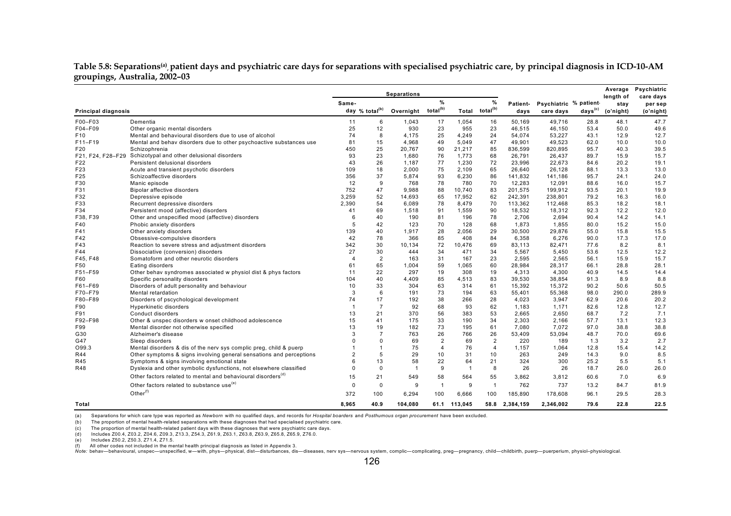**Table 5.8: Separations[(a)], patient days and psychiatric care days for separations with specialised psychiatric care, by principal diagnosis in ICD-10-AM groupings, Australia, 2002–03**

| Principal diagnosis | | Separations | | | | | | Patient-days | Psychiatric care days | % patient-days[(c)] | Average length of stay (o'night) | Psychiatric care days per sep (o'night) |
|---|---|---|---|---|---|---|---|---|---|---|---|---|
| | | Same-day | % total[(b)] | Overnight | % total[(b)] | Total | % total[(b)] | | | | | |
| F00–F03 | Dementia | 11 | 6 | 1,043 | 17 | 1,054 | 16 | 50,169 | 49,716 | 28.8 | 48.1 | 47.7 |
| F04–F09 | Other organic mental disorders | 25 | 12 | 930 | 23 | 955 | 23 | 46,515 | 46,150 | 53.4 | 50.0 | 49.6 |
| F10 | Mental and behavioural disorders due to use of alcohol | 74 | 8 | 4,175 | 25 | 4,249 | 24 | 54,074 | 53,227 | 43.1 | 12.9 | 12.7 |
| F11–F19 | Mental and behav disorders due to other psychoactive substances use | 81 | 15 | 4,968 | 49 | 5,049 | 47 | 49,901 | 49,523 | 62.0 | 10.0 | 10.0 |
| F20 | Schizophrenia | 450 | 25 | 20,767 | 90 | 21,217 | 85 | 836,599 | 820,895 | 95.7 | 40.3 | 39.5 |
| F21, F24, F28–F29 | Schizotypal and other delusional disorders | 93 | 23 | 1,680 | 76 | 1,773 | 68 | 26,791 | 26,437 | 89.7 | 15.9 | 15.7 |
| F22 | Persistent delusional disorders | 43 | 26 | 1,187 | 77 | 1,230 | 72 | 23,996 | 22,673 | 84.6 | 20.2 | 19.1 |
| F23 | Acute and transient psychotic disorders | 109 | 18 | 2,000 | 75 | 2,109 | 65 | 26,640 | 26,128 | 88.1 | 13.3 | 13.0 |
| F25 | Schizoaffective disorders | 356 | 37 | 5,874 | 93 | 6,230 | 86 | 141,832 | 141,186 | 95.7 | 24.1 | 24.0 |
| F30 | Manic episode | 12 | 9 | 768 | 78 | 780 | 70 | 12,283 | 12,091 | 88.6 | 16.0 | 15.7 |
| F31 | Bipolar affective disorders | 752 | 47 | 9,988 | 88 | 10,740 | 83 | 201,575 | 199,912 | 93.5 | 20.1 | 19.9 |
| F32 | Depressive episode | 3,259 | 52 | 14,693 | 65 | 17,952 | 62 | 242,391 | 238,801 | 79.2 | 16.3 | 16.0 |
| F33 | Recurrent depressive disorders | 2,390 | 54 | 6,089 | 78 | 8,479 | 70 | 113,362 | 112,468 | 85.3 | 18.2 | 18.1 |
| F34 | Persistent mood (affective) disorders | 41 | 69 | 1,518 | 91 | 1,559 | 90 | 18,532 | 18,312 | 92.3 | 12.2 | 12.0 |
| F38, F39 | Other and unspecified mood (affective) disorders | 6 | 40 | 190 | 81 | 196 | 78 | 2,706 | 2,694 | 90.4 | 14.2 | 14.1 |
| F40 | Phobic anxiety disorders | 5 | 42 | 123 | 70 | 128 | 68 | 1,873 | 1,855 | 80.0 | 15.2 | 15.0 |
| F41 | Other anxiety disorders | 139 | 40 | 1,917 | 28 | 2,056 | 29 | 30,500 | 29,876 | 55.0 | 15.8 | 15.5 |
| F42 | Obsessive-compulsive disorders | 42 | 78 | 366 | 85 | 408 | 84 | 6,358 | 6,276 | 90.0 | 17.3 | 17.0 |
| F43 | Reaction to severe stress and adjustment disorders | 342 | 30 | 10,134 | 72 | 10,476 | 69 | 83,113 | 82,471 | 77.6 | 8.2 | 8.1 |
| F44 | Dissociative (conversion) disorders | 27 | 30 | 444 | 34 | 471 | 34 | 5,567 | 5,450 | 53.6 | 12.5 | 12.2 |
| F45, F48 | Somatoform and other neurotic disorders | 4 | 2 | 163 | 31 | 167 | 23 | 2,595 | 2,565 | 56.1 | 15.9 | 15.7 |
| F50 | Eating disorders | 61 | 65 | 1,004 | 59 | 1,065 | 60 | 28,984 | 28,317 | 66.1 | 28.8 | 28.1 |
| F51–F59 | Other behav syndromes associated w physiol dist & phys factors | 11 | 22 | 297 | 19 | 308 | 19 | 4,313 | 4,300 | 40.9 | 14.5 | 14.4 |
| F60 | Specific personality disorders | 104 | 40 | 4,409 | 85 | 4,513 | 83 | 39,530 | 38,854 | 91.3 | 8.9 | 8.8 |
| F61–F69 | Disorders of adult personality and behaviour | 10 | 33 | 304 | 63 | 314 | 61 | 15,392 | 15,372 | 90.2 | 50.6 | 50.5 |
| F70–F79 | Mental retardation | 3 | 6 | 191 | 73 | 194 | 63 | 55,401 | 55,368 | 98.0 | 290.0 | 289.9 |
| F80–F89 | Disorders of pscychological development | 74 | 17 | 192 | 38 | 266 | 28 | 4,023 | 3,947 | 62.9 | 20.6 | 20.2 |
| F90 | Hyperkinetic disorders | 1 | 7 | 92 | 68 | 93 | 62 | 1,183 | 1,171 | 82.6 | 12.8 | 12.7 |
| F91 | Conduct disorders | 13 | 21 | 370 | 56 | 383 | 53 | 2,665 | 2,650 | 68.7 | 7.2 | 7.1 |
| F92–F98 | Other & unspec disorders w onset childhood adolescence | 15 | 41 | 175 | 33 | 190 | 34 | 2,303 | 2,166 | 57.7 | 13.1 | 12.3 |
| F99 | Mental disorder not otherwise specified | 13 | 19 | 182 | 73 | 195 | 61 | 7,080 | 7,072 | 97.0 | 38.8 | 38.8 |
| G30 | Alzheimer's disease | 3 | 7 | 763 | 26 | 766 | 26 | 53,409 | 53,094 | 48.7 | 70.0 | 69.6 |
| G47 | Sleep disorders | 0 | 0 | 69 | 2 | 69 | 2 | 220 | 189 | 1.3 | 3.2 | 2.7 |
| O99.3 | Mental disorders & dis of the nerv sys complic preg, child & puerp | 1 | 1 | 75 | 4 | 76 | 4 | 1,157 | 1,064 | 12.8 | 15.4 | 14.2 |
| R44 | Other symptoms & signs involving general sensations and perceptions | 2 | 5 | 29 | 10 | 31 | 10 | 263 | 249 | 14.3 | 9.0 | 8.5 |
| R45 | Symptoms & signs involving emotional state | 6 | 13 | 58 | 22 | 64 | 21 | 324 | 300 | 25.2 | 5.5 | 5.1 |
| R48 | Dyslexia and other symbolic dysfunctions, not elsewhere classified | 0 | 0 | 1 | 9 | 1 | 8 | 26 | 26 | 18.7 | 26.0 | 26.0 |
| | Other factors related to mental and behavioural disorders[(d)] | 15 | 21 | 549 | 58 | 564 | 55 | 3,862 | 3,812 | 60.6 | 7.0 | 6.9 |
| | Other factors related to substance use[(e)] | 0 | 0 | 9 | 1 | 9 | 1 | 762 | 737 | 13.2 | 84.7 | 81.9 |
| | Other[(f)] | 372 | 100 | 6,294 | 100 | 6,666 | 100 | 185,890 | 178,608 | 96.1 | 29.5 | 28.3 |
| **Total** | | **8,965** | **40.9** | **104,080** | **61.1** | **113,045** | **58.8** | **2,384,159** | **2,346,002** | **79.6** | **22.8** | **22.5** |

(a) Separations for which care type was reported as *Newborn* with no qualified days, and records for *Hospital boarders* and *Posthumous organ procurement* have been excluded.

(b) The proportion of mental health-related separations with specialised psychiatric care.

(c) The proportion of mental health-related patient days with these diagnoses that were psychiatric care days.

(d) Includes Z00.4, Z03.2, Z04.6, Z09.3, Z13.3, Z54.3, Z61.9, Z63.1, Z63.8, Z63.9, Z65.8, Z65.9, Z76.0.

(e) Includes Z50.2, Z50.3, Z71.4, Z71.5.

(f) All other codes not included in the mental health principal diagnosis as listed in Appendix 3.

*Note:* behav—behavioural, unspec—unspecified, w—with, phys—physical, dist—disturbances, dis—diseases, nerv sys—nervous system, complic—complicating, preg—pregnancy, child—childbirth, puerp—puerperium, physiol–physiological.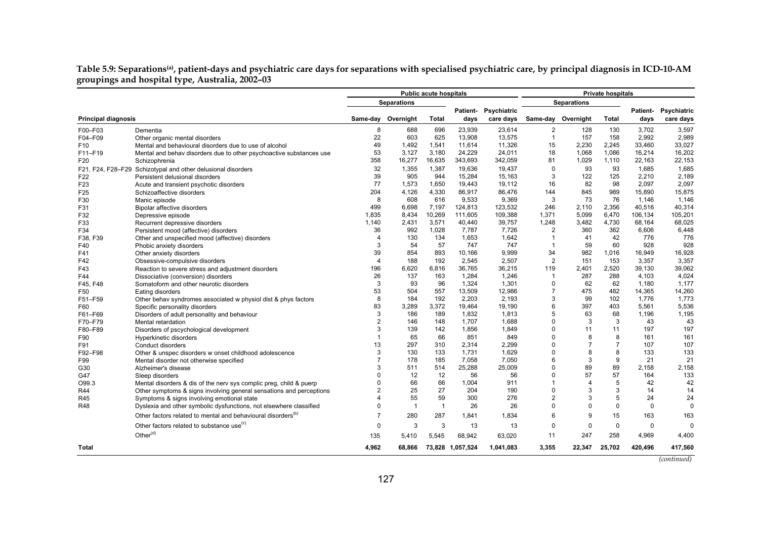**Table 5.9: Separations[(a)], patient-days and psychiatric care days for separations with specialised psychiatric care, by principal diagnosis in ICD-10-AM groupings and hospital type, Australia, 2002–03**

| | | Public acute hospitals | | | | | Private hospitals | | | | |
|---|---|---|---|---|---|---|---|---|---|---|---|
| | | Separations | | | | | Separations | | | | |
| Principal diagnosis | | Same-day | Overnight | Total | Patient-days | Psychiatric care days | Same-day | Overnight | Total | Patient-days | Psychiatric care days |
| F00–F03 | Dementia | 8 | 688 | 696 | 23,939 | 23,614 | 2 | 128 | 130 | 3,702 | 3,597 |
| F04–F09 | Other organic mental disorders | 22 | 603 | 625 | 13,908 | 13,575 | 1 | 157 | 158 | 2,992 | 2,989 |
| F10 | Mental and behavioural disorders due to use of alcohol | 49 | 1,492 | 1,541 | 11,614 | 11,326 | 15 | 2,230 | 2,245 | 33,460 | 33,027 |
| F11–F19 | Mental and behav disorders due to other psychoactive substances use | 53 | 3,127 | 3,180 | 24,229 | 24,011 | 18 | 1,068 | 1,086 | 16,214 | 16,202 |
| F20 | Schizophrenia | 358 | 16,277 | 16,635 | 343,693 | 342,059 | 81 | 1,029 | 1,110 | 22,163 | 22,153 |
| F21, F24, F28–F29 | Schizotypal and other delusional disorders | 32 | 1,355 | 1,387 | 19,636 | 19,437 | 0 | 93 | 93 | 1,685 | 1,685 |
| F22 | Persistent delusional disorders | 39 | 905 | 944 | 15,284 | 15,163 | 3 | 122 | 125 | 2,210 | 2,189 |
| F23 | Acute and transient psychotic disorders | 77 | 1,573 | 1,650 | 19,443 | 19,112 | 16 | 82 | 98 | 2,097 | 2,097 |
| F25 | Schizoaffective disorders | 204 | 4,126 | 4,330 | 86,917 | 86,476 | 144 | 845 | 989 | 15,890 | 15,875 |
| F30 | Manic episode | 8 | 608 | 616 | 9,533 | 9,369 | 3 | 73 | 76 | 1,146 | 1,146 |
| F31 | Bipolar affective disorders | 499 | 6,698 | 7,197 | 124,813 | 123,532 | 246 | 2,110 | 2,356 | 40,516 | 40,314 |
| F32 | Depressive episode | 1,835 | 8,434 | 10,269 | 111,605 | 109,388 | 1,371 | 5,099 | 6,470 | 106,134 | 105,201 |
| F33 | Recurrent depressive disorders | 1,140 | 2,431 | 3,571 | 40,440 | 39,757 | 1,248 | 3,482 | 4,730 | 68,164 | 68,025 |
| F34 | Persistent mood (affective) disorders | 36 | 992 | 1,028 | 7,787 | 7,726 | 2 | 360 | 362 | 6,606 | 6,448 |
| F38, F39 | Other and unspecified mood (affective) disorders | 4 | 130 | 134 | 1,653 | 1,642 | 1 | 41 | 42 | 776 | 776 |
| F40 | Phobic anxiety disorders | 3 | 54 | 57 | 747 | 747 | 1 | 59 | 60 | 928 | 928 |
| F41 | Other anxiety disorders | 39 | 854 | 893 | 10,166 | 9,999 | 34 | 982 | 1,016 | 16,949 | 16,928 |
| F42 | Obsessive-compulsive disorders | 4 | 188 | 192 | 2,545 | 2,507 | 2 | 151 | 153 | 3,357 | 3,357 |
| F43 | Reaction to severe stress and adjustment disorders | 196 | 6,620 | 6,816 | 36,765 | 36,215 | 119 | 2,401 | 2,520 | 39,130 | 39,062 |
| F44 | Dissociative (conversion) disorders | 26 | 137 | 163 | 1,284 | 1,246 | 1 | 287 | 288 | 4,103 | 4,024 |
| F45, F48 | Somatoform and other neurotic disorders | 3 | 93 | 96 | 1,324 | 1,301 | 0 | 62 | 62 | 1,180 | 1,177 |
| F50 | Eating disorders | 53 | 504 | 557 | 13,509 | 12,986 | 7 | 475 | 482 | 14,365 | 14,260 |
| F51–F59 | Other behav syndromes associated w physiol dist & phys factors | 8 | 184 | 192 | 2,203 | 2,193 | 3 | 99 | 102 | 1,776 | 1,773 |
| F60 | Specific personality disorders | 83 | 3,289 | 3,372 | 19,464 | 19,190 | 6 | 397 | 403 | 5,561 | 5,536 |
| F61–F69 | Disorders of adult personality and behaviour | 3 | 186 | 189 | 1,832 | 1,813 | 5 | 63 | 68 | 1,196 | 1,195 |
| F70–F79 | Mental retardation | 2 | 146 | 148 | 1,707 | 1,688 | 0 | 3 | 3 | 43 | 43 |
| F80–F89 | Disorders of pscychological development | 3 | 139 | 142 | 1,856 | 1,849 | 0 | 11 | 11 | 197 | 197 |
| F90 | Hyperkinetic disorders | 1 | 65 | 66 | 851 | 849 | 0 | 8 | 8 | 161 | 161 |
| F91 | Conduct disorders | 13 | 297 | 310 | 2,314 | 2,299 | 0 | 7 | 7 | 107 | 107 |
| F92–F98 | Other & unspec disorders w onset childhood adolescence | 3 | 130 | 133 | 1,731 | 1,629 | 0 | 8 | 8 | 133 | 133 |
| F99 | Mental disorder not otherwise specified | 7 | 178 | 185 | 7,058 | 7,050 | 6 | 3 | 9 | 21 | 21 |
| G30 | Alzheimer's disease | 3 | 511 | 514 | 25,288 | 25,009 | 0 | 89 | 89 | 2,158 | 2,158 |
| G47 | Sleep disorders | 0 | 12 | 12 | 56 | 56 | 0 | 57 | 57 | 164 | 133 |
| O99.3 | Mental disorders & dis of the nerv sys complic preg, child & puerp | 0 | 66 | 66 | 1,004 | 911 | 1 | 4 | 5 | 42 | 42 |
| R44 | Other symptoms & signs involving general sensations and perceptions | 2 | 25 | 27 | 204 | 190 | 0 | 3 | 3 | 14 | 14 |
| R45 | Symptoms & signs involving emotional state | 4 | 55 | 59 | 300 | 276 | 2 | 3 | 5 | 24 | 24 |
| R48 | Dyslexia and other symbolic dysfunctions, not elsewhere classified | 0 | 1 | 1 | 26 | 26 | 0 | 0 | 0 | 0 | 0 |
| | Other factors related to mental and behavioural disorders[(b)] | 7 | 280 | 287 | 1,841 | 1,834 | 6 | 9 | 15 | 163 | 163 |
| | Other factors related to substance use[(c)] | 0 | 3 | 3 | 13 | 13 | 0 | 0 | 0 | 0 | 0 |
| | Other[(d)] | 135 | 5,410 | 5,545 | 68,942 | 63,020 | 11 | 247 | 258 | 4,969 | 4,400 |
| **Total** | | **4,962** | **68,866** | **73,828** | **1,057,524** | **1,041,083** | **3,355** | **22,347** | **25,702** | **420,496** | **417,560** |

*(continued)*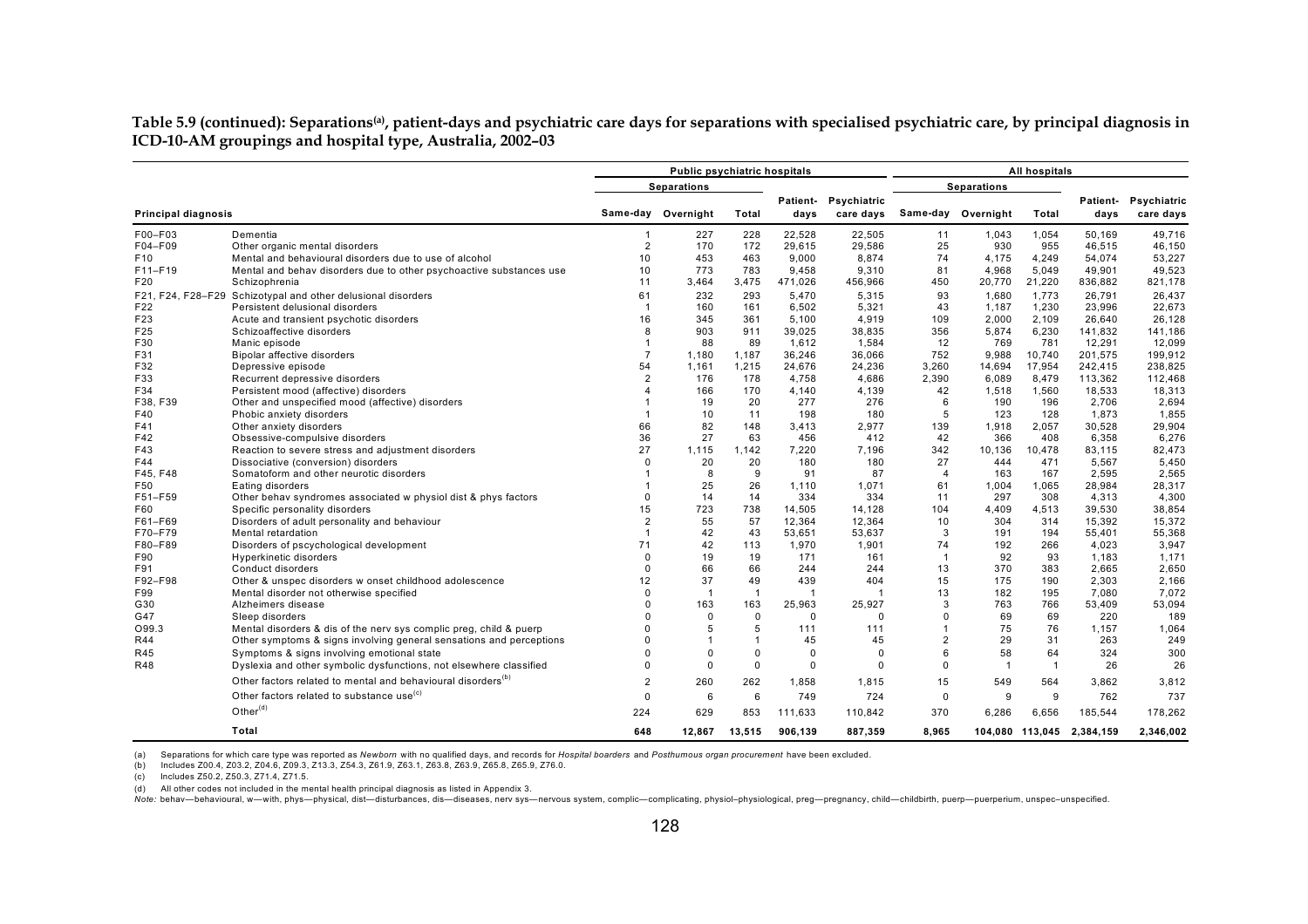**Table 5.9 (continued): Separations[(a)], patient-days and psychiatric care days for separations with specialised psychiatric care, by principal diagnosis in ICD-10-AM groupings and hospital type, Australia, 2002–03**

| | | Public psychiatric hospitals | | | | | All hospitals | | | | |
|---|---|---|---|---|---|---|---|---|---|---|---|
| | | Separations | | | | | Separations | | | | |
| Principal diagnosis | | Same-day | Overnight | Total | Patient-days | Psychiatric care days | Same-day | Overnight | Total | Patient-days | Psychiatric care days |
| F00–F03 | Dementia | 1 | 227 | 228 | 22,528 | 22,505 | 11 | 1,043 | 1,054 | 50,169 | 49,716 |
| F04–F09 | Other organic mental disorders | 2 | 170 | 172 | 29,615 | 29,586 | 25 | 930 | 955 | 46,515 | 46,150 |
| F10 | Mental and behavioural disorders due to use of alcohol | 10 | 453 | 463 | 9,000 | 8,874 | 74 | 4,175 | 4,249 | 54,074 | 53,227 |
| F11–F19 | Mental and behav disorders due to other psychoactive substances use | 10 | 773 | 783 | 9,458 | 9,310 | 81 | 4,968 | 5,049 | 49,901 | 49,523 |
| F20 | Schizophrenia | 11 | 3,464 | 3,475 | 471,026 | 456,966 | 450 | 20,770 | 21,220 | 836,882 | 821,178 |
| F21, F24, F28–F29 | Schizotypal and other delusional disorders | 61 | 232 | 293 | 5,470 | 5,315 | 93 | 1,680 | 1,773 | 26,791 | 26,437 |
| F22 | Persistent delusional disorders | 1 | 160 | 161 | 6,502 | 5,321 | 43 | 1,187 | 1,230 | 23,996 | 22,673 |
| F23 | Acute and transient psychotic disorders | 16 | 345 | 361 | 5,100 | 4,919 | 109 | 2,000 | 2,109 | 26,640 | 26,128 |
| F25 | Schizoaffective disorders | 8 | 903 | 911 | 39,025 | 38,835 | 356 | 5,874 | 6,230 | 141,832 | 141,186 |
| F30 | Manic episode | 1 | 88 | 89 | 1,612 | 1,584 | 12 | 769 | 781 | 12,291 | 12,099 |
| F31 | Bipolar affective disorders | 7 | 1,180 | 1,187 | 36,246 | 36,066 | 752 | 9,988 | 10,740 | 201,575 | 199,912 |
| F32 | Depressive episode | 54 | 1,161 | 1,215 | 24,676 | 24,236 | 3,260 | 14,694 | 17,954 | 242,415 | 238,825 |
| F33 | Recurrent depressive disorders | 2 | 176 | 178 | 4,758 | 4,686 | 2,390 | 6,089 | 8,479 | 113,362 | 112,468 |
| F34 | Persistent mood (affective) disorders | 4 | 166 | 170 | 4,140 | 4,139 | 42 | 1,518 | 1,560 | 18,533 | 18,313 |
| F38, F39 | Other and unspecified mood (affective) disorders | 1 | 19 | 20 | 277 | 276 | 6 | 190 | 196 | 2,706 | 2,694 |
| F40 | Phobic anxiety disorders | 1 | 10 | 11 | 198 | 180 | 5 | 123 | 128 | 1,873 | 1,855 |
| F41 | Other anxiety disorders | 66 | 82 | 148 | 3,413 | 2,977 | 139 | 1,918 | 2,057 | 30,528 | 29,904 |
| F42 | Obsessive-compulsive disorders | 36 | 27 | 63 | 456 | 412 | 42 | 366 | 408 | 6,358 | 6,276 |
| F43 | Reaction to severe stress and adjustment disorders | 27 | 1,115 | 1,142 | 7,220 | 7,196 | 342 | 10,136 | 10,478 | 83,115 | 82,473 |
| F44 | Dissociative (conversion) disorders | 0 | 20 | 20 | 180 | 180 | 27 | 444 | 471 | 5,567 | 5,450 |
| F45, F48 | Somatoform and other neurotic disorders | 1 | 8 | 9 | 91 | 87 | 4 | 163 | 167 | 2,595 | 2,565 |
| F50 | Eating disorders | 1 | 25 | 26 | 1,110 | 1,071 | 61 | 1,004 | 1,065 | 28,984 | 28,317 |
| F51–F59 | Other behav syndromes associated w physiol dist & phys factors | 0 | 14 | 14 | 334 | 334 | 11 | 297 | 308 | 4,313 | 4,300 |
| F60 | Specific personality disorders | 15 | 723 | 738 | 14,505 | 14,128 | 104 | 4,409 | 4,513 | 39,530 | 38,854 |
| F61–F69 | Disorders of adult personality and behaviour | 2 | 55 | 57 | 12,364 | 12,364 | 10 | 304 | 314 | 15,392 | 15,372 |
| F70–F79 | Mental retardation | 1 | 42 | 43 | 53,651 | 53,637 | 3 | 191 | 194 | 55,401 | 55,368 |
| F80–F89 | Disorders of pscychological development | 71 | 42 | 113 | 1,970 | 1,901 | 74 | 192 | 266 | 4,023 | 3,947 |
| F90 | Hyperkinetic disorders | 0 | 19 | 19 | 171 | 161 | 1 | 92 | 93 | 1,183 | 1,171 |
| F91 | Conduct disorders | 0 | 66 | 66 | 244 | 244 | 13 | 370 | 383 | 2,665 | 2,650 |
| F92–F98 | Other & unspec disorders w onset childhood adolescence | 12 | 37 | 49 | 439 | 404 | 15 | 175 | 190 | 2,303 | 2,166 |
| F99 | Mental disorder not otherwise specified | 0 | 1 | 1 | 1 | 1 | 13 | 182 | 195 | 7,080 | 7,072 |
| G30 | Alzheimers disease | 0 | 163 | 163 | 25,963 | 25,927 | 3 | 763 | 766 | 53,409 | 53,094 |
| G47 | Sleep disorders | 0 | 0 | 0 | 0 | 0 | 0 | 69 | 69 | 220 | 189 |
| O99.3 | Mental disorders & dis of the nerv sys complic preg, child & puerp | 0 | 5 | 5 | 111 | 111 | 1 | 75 | 76 | 1,157 | 1,064 |
| R44 | Other symptoms & signs involving general sensations and perceptions | 0 | 1 | 1 | 45 | 45 | 2 | 29 | 31 | 263 | 249 |
| R45 | Symptoms & signs involving emotional state | 0 | 0 | 0 | 0 | 0 | 6 | 58 | 64 | 324 | 300 |
| R48 | Dyslexia and other symbolic dysfunctions, not elsewhere classified | 0 | 0 | 0 | 0 | 0 | 0 | 1 | 1 | 26 | 26 |
| | Other factors related to mental and behavioural disorders[(b)] | 2 | 260 | 262 | 1,858 | 1,815 | 15 | 549 | 564 | 3,862 | 3,812 |
| | Other factors related to substance use[(c)] | 0 | 6 | 6 | 749 | 724 | 0 | 9 | 9 | 762 | 737 |
| | Other[(d)] | 224 | 629 | 853 | 111,633 | 110,842 | 370 | 6,286 | 6,656 | 185,544 | 178,262 |
| | **Total** | **648** | **12,867** | **13,515** | **906,139** | **887,359** | **8,965** | **104,080** | **113,045** | **2,384,159** | **2,346,002** |

(a) Separations for which care type was reported as *Newborn* with no qualified days, and records for *Hospital boarders* and *Posthumous organ procurement* have been excluded.

(b) Includes Z00.4, Z03.2, Z04.6, Z09.3, Z13.3, Z54.3, Z61.9, Z63.1, Z63.8, Z63.9, Z65.8, Z65.9, Z76.0.

(c) Includes Z50.2, Z50.3, Z71.4, Z71.5.

(d) All other codes not included in the mental health principal diagnosis as listed in Appendix 3.

*Note:* behav—behavioural, w—with, phys—physical, dist—disturbances, dis—diseases, nerv sys—nervous system, complic—complicating, physiol–physiological, preg—pregnancy, child—childbirth, puerp—puerperium, unspec–unspecified.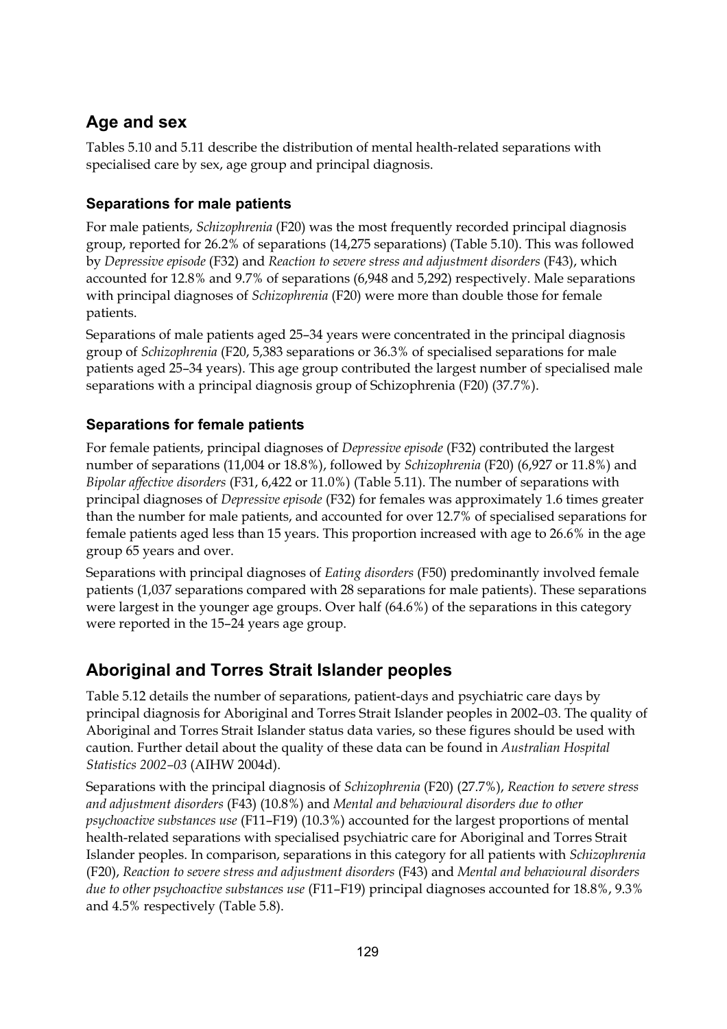## Age and sex

Tables 5.10 and 5.11 describe the distribution of mental health-related separations with specialised care by sex, age group and principal diagnosis.

### Separations for male patients

For male patients, *Schizophrenia* (F20) was the most frequently recorded principal diagnosis group, reported for 26.2% of separations (14,275 separations) (Table 5.10). This was followed by *Depressive episode* (F32) and *Reaction to severe stress and adjustment disorders* (F43), which accounted for 12.8% and 9.7% of separations (6,948 and 5,292) respectively. Male separations with principal diagnoses of *Schizophrenia* (F20) were more than double those for female patients.

Separations of male patients aged 25–34 years were concentrated in the principal diagnosis group of *Schizophrenia* (F20, 5,383 separations or 36.3% of specialised separations for male patients aged 25–34 years). This age group contributed the largest number of specialised male separations with a principal diagnosis group of Schizophrenia (F20) (37.7%).

### Separations for female patients

For female patients, principal diagnoses of *Depressive episode* (F32) contributed the largest number of separations (11,004 or 18.8%), followed by *Schizophrenia* (F20) (6,927 or 11.8%) and *Bipolar affective disorders* (F31, 6,422 or 11.0%) (Table 5.11). The number of separations with principal diagnoses of *Depressive episode* (F32) for females was approximately 1.6 times greater than the number for male patients, and accounted for over 12.7% of specialised separations for female patients aged less than 15 years. This proportion increased with age to 26.6% in the age group 65 years and over.

Separations with principal diagnoses of *Eating disorders* (F50) predominantly involved female patients (1,037 separations compared with 28 separations for male patients). These separations were largest in the younger age groups. Over half (64.6%) of the separations in this category were reported in the 15–24 years age group.

## Aboriginal and Torres Strait Islander peoples

Table 5.12 details the number of separations, patient-days and psychiatric care days by principal diagnosis for Aboriginal and Torres Strait Islander peoples in 2002–03. The quality of Aboriginal and Torres Strait Islander status data varies, so these figures should be used with caution. Further detail about the quality of these data can be found in *Australian Hospital Statistics 2002–03* (AIHW 2004d).

Separations with the principal diagnosis of *Schizophrenia* (F20) (27.7%), *Reaction to severe stress and adjustment disorders* (F43) (10.8%) and *Mental and behavioural disorders due to other psychoactive substances use* (F11–F19) (10.3%) accounted for the largest proportions of mental health-related separations with specialised psychiatric care for Aboriginal and Torres Strait Islander peoples. In comparison, separations in this category for all patients with *Schizophrenia* (F20), *Reaction to severe stress and adjustment disorders* (F43) and *Mental and behavioural disorders due to other psychoactive substances use* (F11–F19) principal diagnoses accounted for 18.8%, 9.3% and 4.5% respectively (Table 5.8).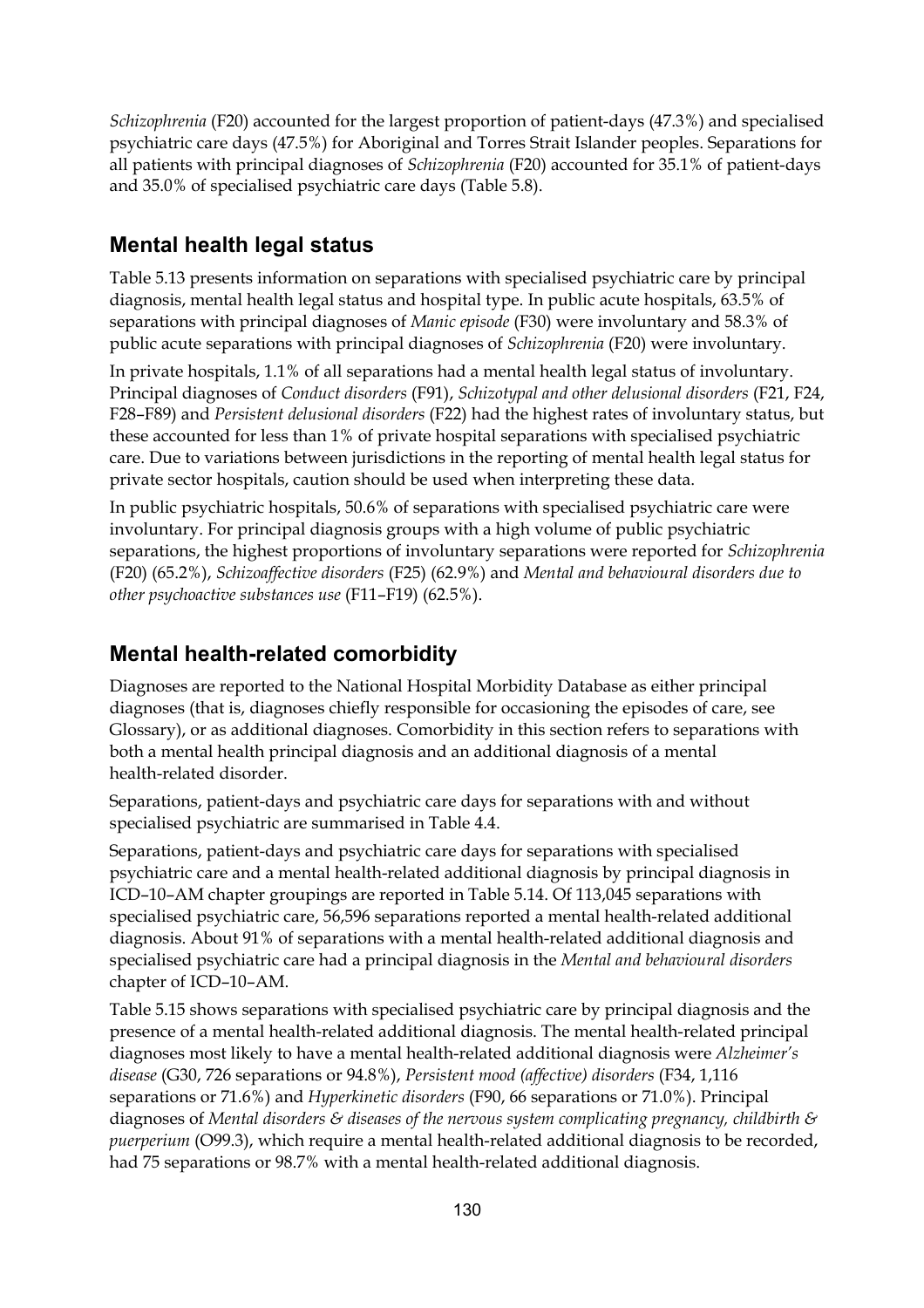*Schizophrenia* (F20) accounted for the largest proportion of patient-days (47.3%) and specialised psychiatric care days (47.5%) for Aboriginal and Torres Strait Islander peoples. Separations for all patients with principal diagnoses of *Schizophrenia* (F20) accounted for 35.1% of patient-days and 35.0% of specialised psychiatric care days (Table 5.8).

## Mental health legal status

Table 5.13 presents information on separations with specialised psychiatric care by principal diagnosis, mental health legal status and hospital type. In public acute hospitals, 63.5% of separations with principal diagnoses of *Manic episode* (F30) were involuntary and 58.3% of public acute separations with principal diagnoses of *Schizophrenia* (F20) were involuntary.

In private hospitals, 1.1% of all separations had a mental health legal status of involuntary. Principal diagnoses of *Conduct disorders* (F91), *Schizotypal and other delusional disorders* (F21, F24, F28–F89) and *Persistent delusional disorders* (F22) had the highest rates of involuntary status, but these accounted for less than 1% of private hospital separations with specialised psychiatric care. Due to variations between jurisdictions in the reporting of mental health legal status for private sector hospitals, caution should be used when interpreting these data.

In public psychiatric hospitals, 50.6% of separations with specialised psychiatric care were involuntary. For principal diagnosis groups with a high volume of public psychiatric separations, the highest proportions of involuntary separations were reported for *Schizophrenia* (F20) (65.2%), *Schizoaffective disorders* (F25) (62.9%) and *Mental and behavioural disorders due to other psychoactive substances use* (F11–F19) (62.5%).

## Mental health-related comorbidity

Diagnoses are reported to the National Hospital Morbidity Database as either principal diagnoses (that is, diagnoses chiefly responsible for occasioning the episodes of care, see Glossary), or as additional diagnoses. Comorbidity in this section refers to separations with both a mental health principal diagnosis and an additional diagnosis of a mental health-related disorder.

Separations, patient-days and psychiatric care days for separations with and without specialised psychiatric are summarised in Table 4.4.

Separations, patient-days and psychiatric care days for separations with specialised psychiatric care and a mental health-related additional diagnosis by principal diagnosis in ICD–10–AM chapter groupings are reported in Table 5.14. Of 113,045 separations with specialised psychiatric care, 56,596 separations reported a mental health-related additional diagnosis. About 91% of separations with a mental health-related additional diagnosis and specialised psychiatric care had a principal diagnosis in the *Mental and behavioural disorders* chapter of ICD–10–AM.

Table 5.15 shows separations with specialised psychiatric care by principal diagnosis and the presence of a mental health-related additional diagnosis. The mental health-related principal diagnoses most likely to have a mental health-related additional diagnosis were *Alzheimer's disease* (G30, 726 separations or 94.8%), *Persistent mood (affective) disorders* (F34, 1,116 separations or 71.6%) and *Hyperkinetic disorders* (F90, 66 separations or 71.0%). Principal diagnoses of *Mental disorders & diseases of the nervous system complicating pregnancy, childbirth & puerperium* (O99.3), which require a mental health-related additional diagnosis to be recorded, had 75 separations or 98.7% with a mental health-related additional diagnosis.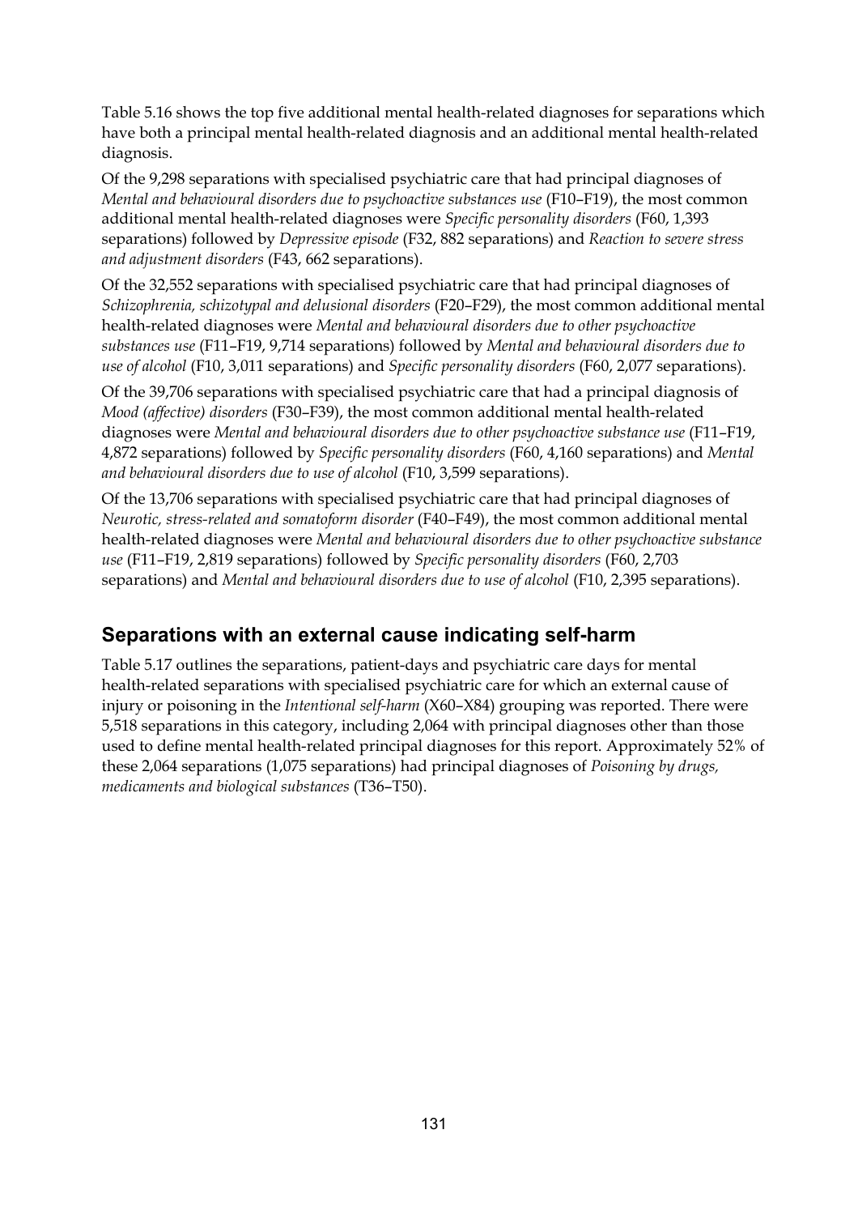Table 5.16 shows the top five additional mental health-related diagnoses for separations which have both a principal mental health-related diagnosis and an additional mental health-related diagnosis.

Of the 9,298 separations with specialised psychiatric care that had principal diagnoses of *Mental and behavioural disorders due to psychoactive substances use* (F10–F19), the most common additional mental health-related diagnoses were *Specific personality disorders* (F60, 1,393 separations) followed by *Depressive episode* (F32, 882 separations) and *Reaction to severe stress and adjustment disorders* (F43, 662 separations).

Of the 32,552 separations with specialised psychiatric care that had principal diagnoses of *Schizophrenia, schizotypal and delusional disorders* (F20–F29), the most common additional mental health-related diagnoses were *Mental and behavioural disorders due to other psychoactive substances use* (F11–F19, 9,714 separations) followed by *Mental and behavioural disorders due to use of alcohol* (F10, 3,011 separations) and *Specific personality disorders* (F60, 2,077 separations).

Of the 39,706 separations with specialised psychiatric care that had a principal diagnosis of *Mood (affective) disorders* (F30–F39), the most common additional mental health-related diagnoses were *Mental and behavioural disorders due to other psychoactive substance use* (F11–F19, 4,872 separations) followed by *Specific personality disorders* (F60, 4,160 separations) and *Mental and behavioural disorders due to use of alcohol* (F10, 3,599 separations).

Of the 13,706 separations with specialised psychiatric care that had principal diagnoses of *Neurotic, stress-related and somatoform disorder* (F40–F49), the most common additional mental health-related diagnoses were *Mental and behavioural disorders due to other psychoactive substance use* (F11–F19, 2,819 separations) followed by *Specific personality disorders* (F60, 2,703 separations) and *Mental and behavioural disorders due to use of alcohol* (F10, 2,395 separations).

## Separations with an external cause indicating self-harm

Table 5.17 outlines the separations, patient-days and psychiatric care days for mental health-related separations with specialised psychiatric care for which an external cause of injury or poisoning in the *Intentional self-harm* (X60–X84) grouping was reported. There were 5,518 separations in this category, including 2,064 with principal diagnoses other than those used to define mental health-related principal diagnoses for this report. Approximately 52% of these 2,064 separations (1,075 separations) had principal diagnoses of *Poisoning by drugs, medicaments and biological substances* (T36–T50).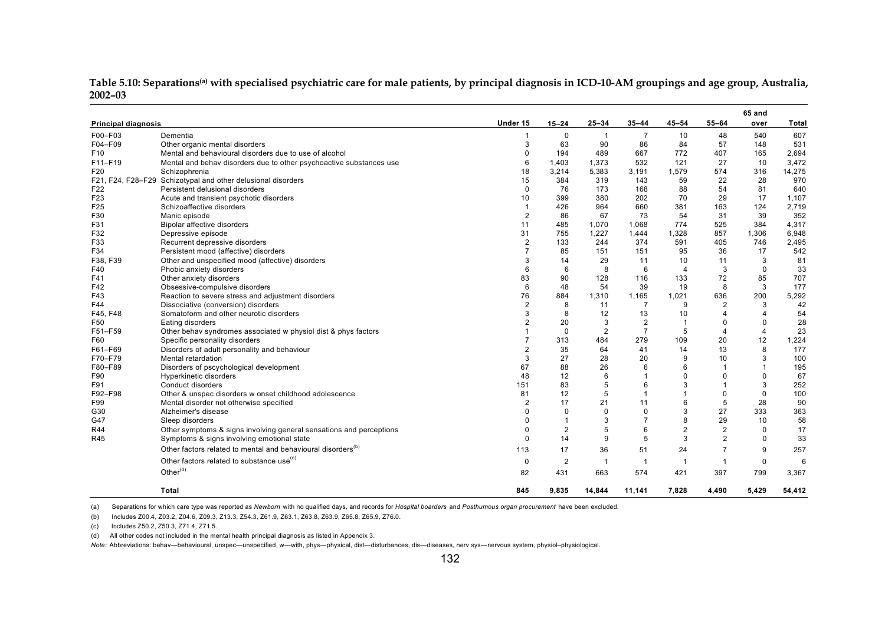**Table 5.10: Separations[(a)] with specialised psychiatric care for male patients, by principal diagnosis in ICD-10-AM groupings and age group, Australia, 2002–03**

| Principal diagnosis | | Under 15 | 15–24 | 25–34 | 35–44 | 45–54 | 55–64 | 65 and over | Total |
|---|---|---|---|---|---|---|---|---|---|
| F00–F03 | Dementia | 1 | 0 | 1 | 7 | 10 | 48 | 540 | 607 |
| F04–F09 | Other organic mental disorders | 3 | 63 | 90 | 86 | 84 | 57 | 148 | 531 |
| F10 | Mental and behavioural disorders due to use of alcohol | 0 | 194 | 489 | 667 | 772 | 407 | 165 | 2,694 |
| F11–F19 | Mental and behav disorders due to other psychoactive substances use | 6 | 1,403 | 1,373 | 532 | 121 | 27 | 10 | 3,472 |
| F20 | Schizophrenia | 18 | 3,214 | 5,383 | 3,191 | 1,579 | 574 | 316 | 14,275 |
| F21, F24, F28–F29 | Schizotypal and other delusional disorders | 15 | 384 | 319 | 143 | 59 | 22 | 28 | 970 |
| F22 | Persistent delusional disorders | 0 | 76 | 173 | 168 | 88 | 54 | 81 | 640 |
| F23 | Acute and transient psychotic disorders | 10 | 399 | 380 | 202 | 70 | 29 | 17 | 1,107 |
| F25 | Schizoaffective disorders | 1 | 426 | 964 | 660 | 381 | 163 | 124 | 2,719 |
| F30 | Manic episode | 2 | 86 | 67 | 73 | 54 | 31 | 39 | 352 |
| F31 | Bipolar affective disorders | 11 | 485 | 1,070 | 1,068 | 774 | 525 | 384 | 4,317 |
| F32 | Depressive episode | 31 | 755 | 1,227 | 1,444 | 1,328 | 857 | 1,306 | 6,948 |
| F33 | Recurrent depressive disorders | 2 | 133 | 244 | 374 | 591 | 405 | 746 | 2,495 |
| F34 | Persistent mood (affective) disorders | 7 | 85 | 151 | 151 | 95 | 36 | 17 | 542 |
| F38, F39 | Other and unspecified mood (affective) disorders | 3 | 14 | 29 | 11 | 10 | 11 | 3 | 81 |
| F40 | Phobic anxiety disorders | 6 | 6 | 8 | 6 | 4 | 3 | 0 | 33 |
| F41 | Other anxiety disorders | 83 | 90 | 128 | 116 | 133 | 72 | 85 | 707 |
| F42 | Obsessive-compulsive disorders | 6 | 48 | 54 | 39 | 19 | 8 | 3 | 177 |
| F43 | Reaction to severe stress and adjustment disorders | 76 | 884 | 1,310 | 1,165 | 1,021 | 636 | 200 | 5,292 |
| F44 | Dissociative (conversion) disorders | 2 | 8 | 11 | 7 | 9 | 2 | 3 | 42 |
| F45, F48 | Somatoform and other neurotic disorders | 3 | 8 | 12 | 13 | 10 | 4 | 4 | 54 |
| F50 | Eating disorders | 2 | 20 | 3 | 2 | 1 | 0 | 0 | 28 |
| F51–F59 | Other behav syndromes associated w physiol dist & phys factors | 1 | 0 | 2 | 7 | 5 | 4 | 4 | 23 |
| F60 | Specific personality disorders | 7 | 313 | 484 | 279 | 109 | 20 | 12 | 1,224 |
| F61–F69 | Disorders of adult personality and behaviour | 2 | 35 | 64 | 41 | 14 | 13 | 8 | 177 |
| F70–F79 | Mental retardation | 3 | 27 | 28 | 20 | 9 | 10 | 3 | 100 |
| F80–F89 | Disorders of pscyhological development | 67 | 88 | 26 | 6 | 6 | 1 | 1 | 195 |
| F90 | Hyperkinetic disorders | 48 | 12 | 6 | 1 | 0 | 0 | 0 | 67 |
| F91 | Conduct disorders | 151 | 83 | 5 | 6 | 3 | 1 | 3 | 252 |
| F92–F98 | Other & unspec disorders w onset childhood adolescence | 81 | 12 | 5 | 1 | 1 | 0 | 0 | 100 |
| F99 | Mental disorder not otherwise specified | 2 | 17 | 21 | 11 | 6 | 5 | 28 | 90 |
| G30 | Alzheimer's disease | 0 | 0 | 0 | 0 | 3 | 27 | 333 | 363 |
| G47 | Sleep disorders | 0 | 1 | 3 | 7 | 8 | 29 | 10 | 58 |
| R44 | Other symptoms & signs involving general sensations and perceptions | 0 | 2 | 5 | 6 | 2 | 2 | 0 | 17 |
| R45 | Symptoms & signs involving emotional state | 0 | 14 | 9 | 5 | 3 | 2 | 0 | 33 |
| | Other factors related to mental and behavioural disorders[(b)] | 113 | 17 | 36 | 51 | 24 | 7 | 9 | 257 |
| | Other factors related to substance use[(c)] | 0 | 2 | 1 | 1 | 1 | 1 | 0 | 6 |
| | Other[(d)] | 82 | 431 | 663 | 574 | 421 | 397 | 799 | 3,367 |
| | **Total** | **845** | **9,835** | **14,844** | **11,141** | **7,828** | **4,490** | **5,429** | **54,412** |

(a) Separations for which care type was reported as *Newborn* with no qualified days, and records for *Hospital boarders* and *Posthumous organ procurement* have been excluded.

(b) Includes Z00.4, Z03.2, Z04.6, Z09.3, Z13.3, Z54.3, Z61.9, Z63.1, Z63.8, Z63.9, Z65.8, Z65.9, Z76.0.

(c) Includes Z50.2, Z50.3, Z71.4, Z71.5.

(d) All other codes not included in the mental health principal diagnosis as listed in Appendix 3.

*Note:* Abbreviations: behav—behavioural, unspec—unspecified, w—with, phys—physical, dist—disturbances, dis—diseases, nerv sys—nervous system, physiol–physiological.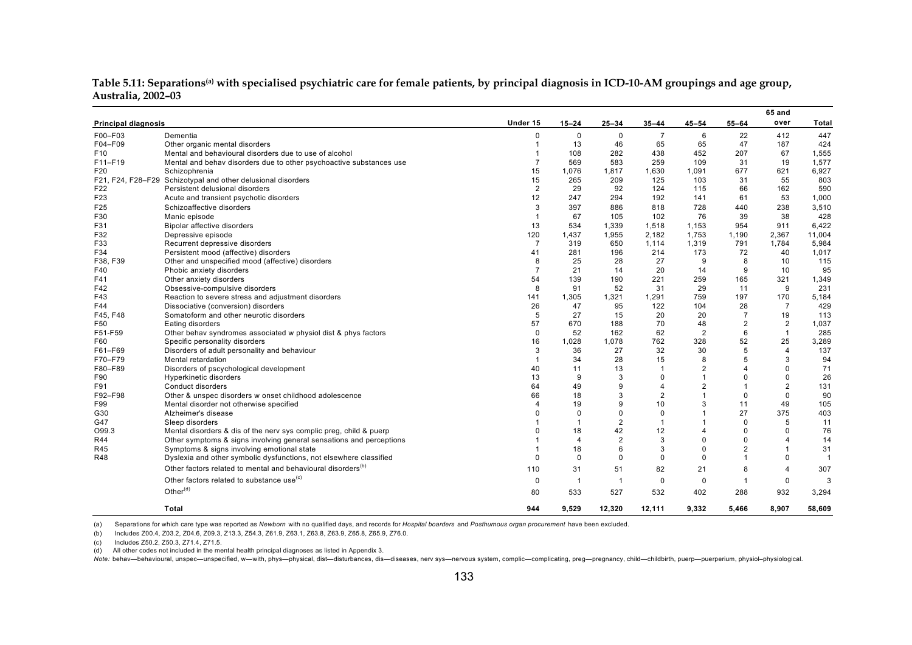**Table 5.11: Separations[(a)] with specialised psychiatric care for female patients, by principal diagnosis in ICD-10-AM groupings and age group, Australia, 2002–03**

| Principal diagnosis | | Under 15 | 15–24 | 25–34 | 35–44 | 45–54 | 55–64 | 65 and over | Total |
|---|---|---|---|---|---|---|---|---|---|
| F00–F03 | Dementia | 0 | 0 | 0 | 7 | 6 | 22 | 412 | 447 |
| F04–F09 | Other organic mental disorders | 1 | 13 | 46 | 65 | 65 | 47 | 187 | 424 |
| F10 | Mental and behavioural disorders due to use of alcohol | 1 | 108 | 282 | 438 | 452 | 207 | 67 | 1,555 |
| F11–F19 | Mental and behav disorders due to other psychoactive substances use | 7 | 569 | 583 | 259 | 109 | 31 | 19 | 1,577 |
| F20 | Schizophrenia | 15 | 1,076 | 1,817 | 1,630 | 1,091 | 677 | 621 | 6,927 |
| F21, F24, F28–F29 | Schizotypal and other delusional disorders | 15 | 265 | 209 | 125 | 103 | 31 | 55 | 803 |
| F22 | Persistent delusional disorders | 2 | 29 | 92 | 124 | 115 | 66 | 162 | 590 |
| F23 | Acute and transient psychotic disorders | 12 | 247 | 294 | 192 | 141 | 61 | 53 | 1,000 |
| F25 | Schizoaffective disorders | 3 | 397 | 886 | 818 | 728 | 440 | 238 | 3,510 |
| F30 | Manic episode | 1 | 67 | 105 | 102 | 76 | 39 | 38 | 428 |
| F31 | Bipolar affective disorders | 13 | 534 | 1,339 | 1,518 | 1,153 | 954 | 911 | 6,422 |
| F32 | Depressive episode | 120 | 1,437 | 1,955 | 2,182 | 1,753 | 1,190 | 2,367 | 11,004 |
| F33 | Recurrent depressive disorders | 7 | 319 | 650 | 1,114 | 1,319 | 791 | 1,784 | 5,984 |
| F34 | Persistent mood (affective) disorders | 41 | 281 | 196 | 214 | 173 | 72 | 40 | 1,017 |
| F38, F39 | Other and unspecified mood (affective) disorders | 8 | 25 | 28 | 27 | 9 | 8 | 10 | 115 |
| F40 | Phobic anxiety disorders | 7 | 21 | 14 | 20 | 14 | 9 | 10 | 95 |
| F41 | Other anxiety disorders | 54 | 139 | 190 | 221 | 259 | 165 | 321 | 1,349 |
| F42 | Obsessive-compulsive disorders | 8 | 91 | 52 | 31 | 29 | 11 | 9 | 231 |
| F43 | Reaction to severe stress and adjustment disorders | 141 | 1,305 | 1,321 | 1,291 | 759 | 197 | 170 | 5,184 |
| F44 | Dissociative (conversion) disorders | 26 | 47 | 95 | 122 | 104 | 28 | 7 | 429 |
| F45, F48 | Somatoform and other neurotic disorders | 5 | 27 | 15 | 20 | 20 | 7 | 19 | 113 |
| F50 | Eating disorders | 57 | 670 | 188 | 70 | 48 | 2 | 2 | 1,037 |
| F51-F59 | Other behav syndromes associated w physiol dist & phys factors | 0 | 52 | 162 | 62 | 2 | 6 | 1 | 285 |
| F60 | Specific personality disorders | 16 | 1,028 | 1,078 | 762 | 328 | 52 | 25 | 3,289 |
| F61–F69 | Disorders of adult personality and behaviour | 3 | 36 | 27 | 32 | 30 | 5 | 4 | 137 |
| F70–F79 | Mental retardation | 1 | 34 | 28 | 15 | 8 | 5 | 3 | 94 |
| F80–F89 | Disorders of pscychological development | 40 | 11 | 13 | 1 | 2 | 4 | 0 | 71 |
| F90 | Hyperkinetic disorders | 13 | 9 | 3 | 0 | 1 | 0 | 0 | 26 |
| F91 | Conduct disorders | 64 | 49 | 9 | 4 | 2 | 1 | 2 | 131 |
| F92–F98 | Other & unspec disorders w onset childhood adolescence | 66 | 18 | 3 | 2 | 1 | 0 | 0 | 90 |
| F99 | Mental disorder not otherwise specified | 4 | 19 | 9 | 10 | 3 | 11 | 49 | 105 |
| G30 | Alzheimer's disease | 0 | 0 | 0 | 0 | 1 | 27 | 375 | 403 |
| G47 | Sleep disorders | 1 | 1 | 2 | 1 | 1 | 0 | 5 | 11 |
| O99.3 | Mental disorders & dis of the nerv sys complic preg, child & puerp | 0 | 18 | 42 | 12 | 4 | 0 | 0 | 76 |
| R44 | Other symptoms & signs involving general sensations and perceptions | 1 | 4 | 2 | 3 | 0 | 0 | 4 | 14 |
| R45 | Symptoms & signs involving emotional state | 1 | 18 | 6 | 3 | 0 | 2 | 1 | 31 |
| R48 | Dyslexia and other symbolic dysfunctions, not elsewhere classified | 0 | 0 | 0 | 0 | 0 | 1 | 0 | 1 |
| | Other factors related to mental and behavioural disorders[(b)] | 110 | 31 | 51 | 82 | 21 | 8 | 4 | 307 |
| | Other factors related to substance use[(c)] | 0 | 1 | 1 | 0 | 0 | 1 | 0 | 3 |
| | Other[(d)] | 80 | 533 | 527 | 532 | 402 | 288 | 932 | 3,294 |
| | **Total** | **944** | **9,529** | **12,320** | **12,111** | **9,332** | **5,466** | **8,907** | **58,609** |

(a) Separations for which care type was reported as *Newborn* with no qualified days, and records for *Hospital boarders* and *Posthumous organ procurement* have been excluded.

(b) Includes Z00.4, Z03.2, Z04.6, Z09.3, Z13.3, Z54.3, Z61.9, Z63.1, Z63.8, Z63.9, Z65.8, Z65.9, Z76.0.

(c) Includes Z50.2, Z50.3, Z71.4, Z71.5.

(d) All other codes not included in the mental health principal diagnoses as listed in Appendix 3.

*Note:* behav—behavioural, unspec—unspecified, w—with, phys—physical, dist—disturbances, dis—diseases, nerv sys—nervous system, complic—complicating, preg—pregnancy, child—childbirth, puerp—puerperium, physiol–physiological.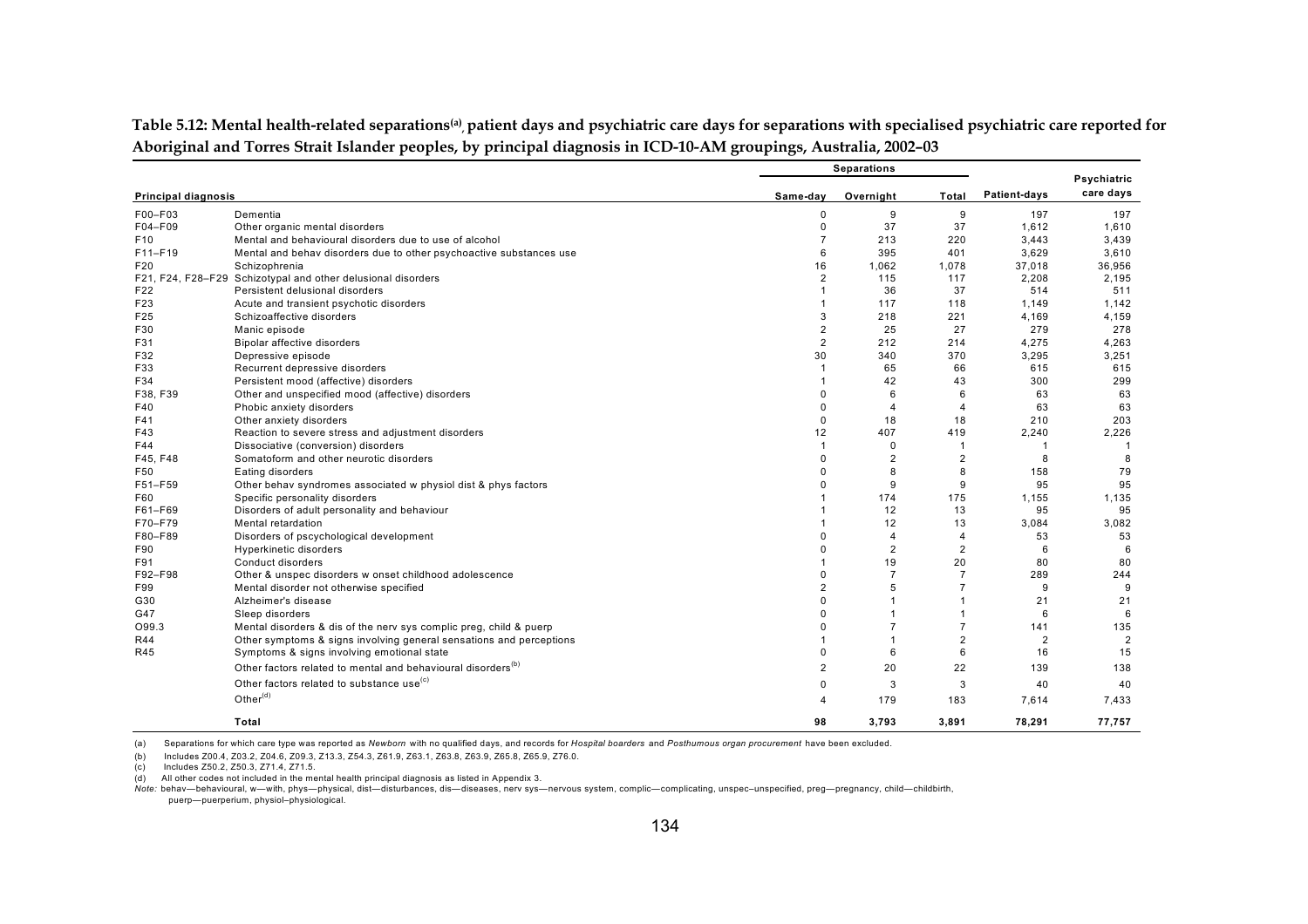**Table 5.12: Mental health-related separations[(a)], patient days and psychiatric care days for separations with specialised psychiatric care reported for Aboriginal and Torres Strait Islander peoples, by principal diagnosis in ICD-10-AM groupings, Australia, 2002–03**

| Principal diagnosis | | Separations | | | | |
|---|---|---|---|---|---|---|
| | | Same-day | Overnight | Total | Patient-days | Psychiatric care days |
| F00–F03 | Dementia | 0 | 9 | 9 | 197 | 197 |
| F04–F09 | Other organic mental disorders | 0 | 37 | 37 | 1,612 | 1,610 |
| F10 | Mental and behavioural disorders due to use of alcohol | 7 | 213 | 220 | 3,443 | 3,439 |
| F11–F19 | Mental and behav disorders due to other psychoactive substances use | 6 | 395 | 401 | 3,629 | 3,610 |
| F20 | Schizophrenia | 16 | 1,062 | 1,078 | 37,018 | 36,956 |
| F21, F24, F28–F29 | Schizotypal and other delusional disorders | 2 | 115 | 117 | 2,208 | 2,195 |
| F22 | Persistent delusional disorders | 1 | 36 | 37 | 514 | 511 |
| F23 | Acute and transient psychotic disorders | 1 | 117 | 118 | 1,149 | 1,142 |
| F25 | Schizoaffective disorders | 3 | 218 | 221 | 4,169 | 4,159 |
| F30 | Manic episode | 2 | 25 | 27 | 279 | 278 |
| F31 | Bipolar affective disorders | 2 | 212 | 214 | 4,275 | 4,263 |
| F32 | Depressive episode | 30 | 340 | 370 | 3,295 | 3,251 |
| F33 | Recurrent depressive disorders | 1 | 65 | 66 | 615 | 615 |
| F34 | Persistent mood (affective) disorders | 1 | 42 | 43 | 300 | 299 |
| F38, F39 | Other and unspecified mood (affective) disorders | 0 | 6 | 6 | 63 | 63 |
| F40 | Phobic anxiety disorders | 0 | 4 | 4 | 63 | 63 |
| F41 | Other anxiety disorders | 0 | 18 | 18 | 210 | 203 |
| F43 | Reaction to severe stress and adjustment disorders | 12 | 407 | 419 | 2,240 | 2,226 |
| F44 | Dissociative (conversion) disorders | 1 | 0 | 1 | 1 | 1 |
| F45, F48 | Somatoform and other neurotic disorders | 0 | 2 | 2 | 8 | 8 |
| F50 | Eating disorders | 0 | 8 | 8 | 158 | 79 |
| F51–F59 | Other behav syndromes associated w physiol dist & phys factors | 0 | 9 | 9 | 95 | 95 |
| F60 | Specific personality disorders | 1 | 174 | 175 | 1,155 | 1,135 |
| F61–F69 | Disorders of adult personality and behaviour | 1 | 12 | 13 | 95 | 95 |
| F70–F79 | Mental retardation | 1 | 12 | 13 | 3,084 | 3,082 |
| F80–F89 | Disorders of pscychological development | 0 | 4 | 4 | 53 | 53 |
| F90 | Hyperkinetic disorders | 0 | 2 | 2 | 6 | 6 |
| F91 | Conduct disorders | 1 | 19 | 20 | 80 | 80 |
| F92–F98 | Other & unspec disorders w onset childhood adolescence | 0 | 7 | 7 | 289 | 244 |
| F99 | Mental disorder not otherwise specified | 2 | 5 | 7 | 9 | 9 |
| G30 | Alzheimer's disease | 0 | 1 | 1 | 21 | 21 |
| G47 | Sleep disorders | 0 | 1 | 1 | 6 | 6 |
| O99.3 | Mental disorders & dis of the nerv sys complic preg, child & puerp | 0 | 7 | 7 | 141 | 135 |
| R44 | Other symptoms & signs involving general sensations and perceptions | 1 | 1 | 2 | 2 | 2 |
| R45 | Symptoms & signs involving emotional state | 0 | 6 | 6 | 16 | 15 |
| | Other factors related to mental and behavioural disorders[(b)] | 2 | 20 | 22 | 139 | 138 |
| | Other factors related to substance use[(c)] | 0 | 3 | 3 | 40 | 40 |
| | Other[(d)] | 4 | 179 | 183 | 7,614 | 7,433 |
| | **Total** | **98** | **3,793** | **3,891** | **78,291** | **77,757** |

(a) Separations for which care type was reported as *Newborn* with no qualified days, and records for *Hospital boarders* and *Posthumous organ procurement* have been excluded.

(b) Includes Z00.4, Z03.2, Z04.6, Z09.3, Z13.3, Z54.3, Z61.9, Z63.1, Z63.8, Z63.9, Z65.8, Z65.9, Z76.0.

(c) Includes Z50.2, Z50.3, Z71.4, Z71.5.

(d) All other codes not included in the mental health principal diagnosis as listed in Appendix 3.

*Note:* behav—behavioural, w—with, phys—physical, dist—disturbances, dis—diseases, nerv sys—nervous system, complic—complicating, unspec–unspecified, preg—pregnancy, child—childbirth, puerp—puerperium, physiol–physiological.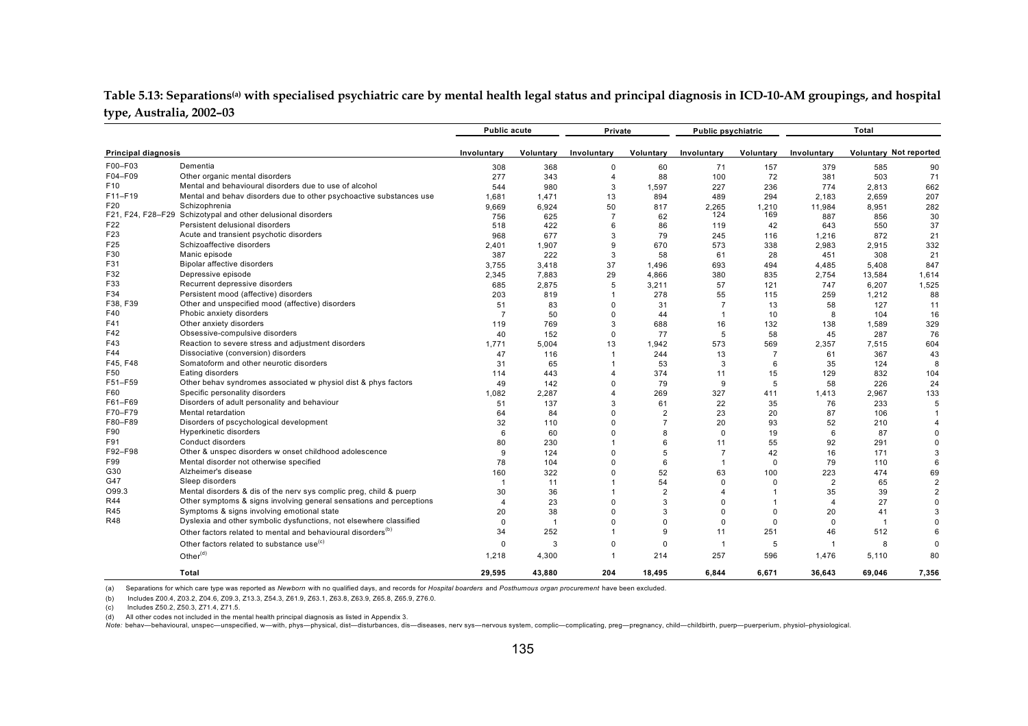**Table 5.13: Separations[(a)] with specialised psychiatric care by mental health legal status and principal diagnosis in ICD-10-AM groupings, and hospital type, Australia, 2002–03**

| Principal diagnosis | | Public acute | | Private | | Public psychiatric | | Total | | |
|---|---|---|---|---|---|---|---|---|---|---|
| | | Involuntary | Voluntary | Involuntary | Voluntary | Involuntary | Voluntary | Involuntary | Voluntary | Not reported |
| F00–F03 | Dementia | 308 | 368 | 0 | 60 | 71 | 157 | 379 | 585 | 90 |
| F04–F09 | Other organic mental disorders | 277 | 343 | 4 | 88 | 100 | 72 | 381 | 503 | 71 |
| F10 | Mental and behavioural disorders due to use of alcohol | 544 | 980 | 3 | 1,597 | 227 | 236 | 774 | 2,813 | 662 |
| F11–F19 | Mental and behav disorders due to other psychoactive substances use | 1,681 | 1,471 | 13 | 894 | 489 | 294 | 2,183 | 2,659 | 207 |
| F20 | Schizophrenia | 9,669 | 6,924 | 50 | 817 | 2,265 | 1,210 | 11,984 | 8,951 | 282 |
| F21, F24, F28–F29 | Schizotypal and other delusional disorders | 756 | 625 | 7 | 62 | 124 | 169 | 887 | 856 | 30 |
| F22 | Persistent delusional disorders | 518 | 422 | 6 | 86 | 119 | 42 | 643 | 550 | 37 |
| F23 | Acute and transient psychotic disorders | 968 | 677 | 3 | 79 | 245 | 116 | 1,216 | 872 | 21 |
| F25 | Schizoaffective disorders | 2,401 | 1,907 | 9 | 670 | 573 | 338 | 2,983 | 2,915 | 332 |
| F30 | Manic episode | 387 | 222 | 3 | 58 | 61 | 28 | 451 | 308 | 21 |
| F31 | Bipolar affective disorders | 3,755 | 3,418 | 37 | 1,496 | 693 | 494 | 4,485 | 5,408 | 847 |
| F32 | Depressive episode | 2,345 | 7,883 | 29 | 4,866 | 380 | 835 | 2,754 | 13,584 | 1,614 |
| F33 | Recurrent depressive disorders | 685 | 2,875 | 5 | 3,211 | 57 | 121 | 747 | 6,207 | 1,525 |
| F34 | Persistent mood (affective) disorders | 203 | 819 | 1 | 278 | 55 | 115 | 259 | 1,212 | 88 |
| F38, F39 | Other and unspecified mood (affective) disorders | 51 | 83 | 0 | 31 | 7 | 13 | 58 | 127 | 11 |
| F40 | Phobic anxiety disorders | 7 | 50 | 0 | 44 | 1 | 10 | 8 | 104 | 16 |
| F41 | Other anxiety disorders | 119 | 769 | 3 | 688 | 16 | 132 | 138 | 1,589 | 329 |
| F42 | Obsessive-compulsive disorders | 40 | 152 | 0 | 77 | 5 | 58 | 45 | 287 | 76 |
| F43 | Reaction to severe stress and adjustment disorders | 1,771 | 5,004 | 13 | 1,942 | 573 | 569 | 2,357 | 7,515 | 604 |
| F44 | Dissociative (conversion) disorders | 47 | 116 | 1 | 244 | 13 | 7 | 61 | 367 | 43 |
| F45, F48 | Somatoform and other neurotic disorders | 31 | 65 | 1 | 53 | 3 | 6 | 35 | 124 | 8 |
| F50 | Eating disorders | 114 | 443 | 4 | 374 | 11 | 15 | 129 | 832 | 104 |
| F51–F59 | Other behav syndromes associated w physiol dist & phys factors | 49 | 142 | 0 | 79 | 9 | 5 | 58 | 226 | 24 |
| F60 | Specific personality disorders | 1,082 | 2,287 | 4 | 269 | 327 | 411 | 1,413 | 2,967 | 133 |
| F61–F69 | Disorders of adult personality and behaviour | 51 | 137 | 3 | 61 | 22 | 35 | 76 | 233 | 5 |
| F70–F79 | Mental retardation | 64 | 84 | 0 | 2 | 23 | 20 | 87 | 106 | 1 |
| F80–F89 | Disorders of pscychological development | 32 | 110 | 0 | 7 | 20 | 93 | 52 | 210 | 4 |
| F90 | Hyperkinetic disorders | 6 | 60 | 0 | 8 | 0 | 19 | 6 | 87 | 0 |
| F91 | Conduct disorders | 80 | 230 | 1 | 6 | 11 | 55 | 92 | 291 | 0 |
| F92–F98 | Other & unspec disorders w onset childhood adolescence | 9 | 124 | 0 | 5 | 7 | 42 | 16 | 171 | 3 |
| F99 | Mental disorder not otherwise specified | 78 | 104 | 0 | 6 | 1 | 0 | 79 | 110 | 6 |
| G30 | Alzheimer's disease | 160 | 322 | 0 | 52 | 63 | 100 | 223 | 474 | 69 |
| G47 | Sleep disorders | 1 | 11 | 1 | 54 | 0 | 0 | 2 | 65 | 2 |
| O99.3 | Mental disorders & dis of the nerv sys complic preg, child & puerp | 30 | 36 | 1 | 2 | 4 | 1 | 35 | 39 | 2 |
| R44 | Other symptoms & signs involving general sensations and perceptions | 4 | 23 | 0 | 3 | 0 | 1 | 4 | 27 | 0 |
| R45 | Symptoms & signs involving emotional state | 20 | 38 | 0 | 3 | 0 | 0 | 20 | 41 | 3 |
| R48 | Dyslexia and other symbolic dysfunctions, not elsewhere classified | 0 | 1 | 0 | 0 | 0 | 0 | 0 | 1 | 0 |
| | Other factors related to mental and behavioural disorders[(b)] | 34 | 252 | 1 | 9 | 11 | 251 | 46 | 512 | 6 |
| | Other factors related to substance use[(c)] | 0 | 3 | 0 | 0 | 1 | 5 | 1 | 8 | 0 |
| | Other[(d)] | 1,218 | 4,300 | 1 | 214 | 257 | 596 | 1,476 | 5,110 | 80 |
| | **Total** | **29,595** | **43,880** | **204** | **18,495** | **6,844** | **6,671** | **36,643** | **69,046** | **7,356** |

(a) Separations for which care type was reported as *Newborn* with no qualified days, and records for *Hospital boarders* and *Posthumous organ procurement* have been excluded.

(b) Includes Z00.4, Z03.2, Z04.6, Z09.3, Z13.3, Z54.3, Z61.9, Z63.1, Z63.8, Z63.9, Z65.8, Z65.9, Z76.0.

(c) Includes Z50.2, Z50.3, Z71.4, Z71.5.

(d) All other codes not included in the mental health principal diagnosis as listed in Appendix 3.

*Note:* behav—behavioural, unspec—unspecified, w—with, phys—physical, dist—disturbances, dis—diseases, nerv sys—nervous system, complic—complicating, preg—pregnancy, child—childbirth, puerp—puerperium, physiol–physiological.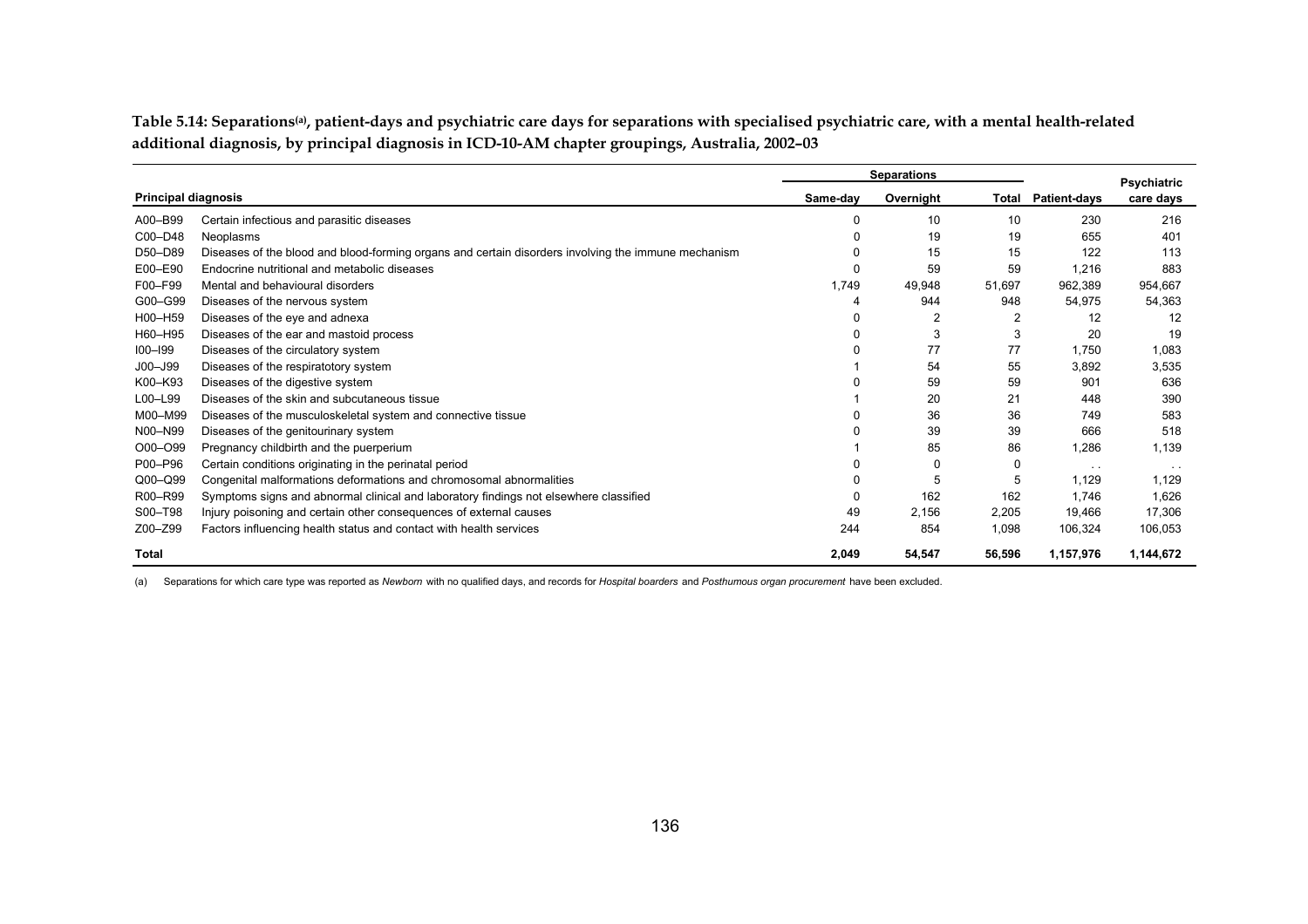**Table 5.14: Separations[(a)], patient-days and psychiatric care days for separations with specialised psychiatric care, with a mental health-related additional diagnosis, by principal diagnosis in ICD-10-AM chapter groupings, Australia, 2002–03**

| Principal diagnosis | | Separations | | | Patient-days | Psychiatric care days |
|---|---|---|---|---|---|---|
| | | Same-day | Overnight | Total | | |
| A00–B99 | Certain infectious and parasitic diseases | 0 | 10 | 10 | 230 | 216 |
| C00–D48 | Neoplasms | 0 | 19 | 19 | 655 | 401 |
| D50–D89 | Diseases of the blood and blood-forming organs and certain disorders involving the immune mechanism | 0 | 15 | 15 | 122 | 113 |
| E00–E90 | Endocrine nutritional and metabolic diseases | 0 | 59 | 59 | 1,216 | 883 |
| F00–F99 | Mental and behavioural disorders | 1,749 | 49,948 | 51,697 | 962,389 | 954,667 |
| G00–G99 | Diseases of the nervous system | 4 | 944 | 948 | 54,975 | 54,363 |
| H00–H59 | Diseases of the eye and adnexa | 0 | 2 | 2 | 12 | 12 |
| H60–H95 | Diseases of the ear and mastoid process | 0 | 3 | 3 | 20 | 19 |
| I00–I99 | Diseases of the circulatory system | 0 | 77 | 77 | 1,750 | 1,083 |
| J00–J99 | Diseases of the respiratotory system | 1 | 54 | 55 | 3,892 | 3,535 |
| K00–K93 | Diseases of the digestive system | 0 | 59 | 59 | 901 | 636 |
| L00–L99 | Diseases of the skin and subcutaneous tissue | 1 | 20 | 21 | 448 | 390 |
| M00–M99 | Diseases of the musculoskeletal system and connective tissue | 0 | 36 | 36 | 749 | 583 |
| N00–N99 | Diseases of the genitourinary system | 0 | 39 | 39 | 666 | 518 |
| O00–O99 | Pregnancy childbirth and the puerperium | 1 | 85 | 86 | 1,286 | 1,139 |
| P00–P96 | Certain conditions originating in the perinatal period | 0 | 0 | 0 | . . | . . |
| Q00–Q99 | Congenital malformations deformations and chromosomal abnormalities | 0 | 5 | 5 | 1,129 | 1,129 |
| R00–R99 | Symptoms signs and abnormal clinical and laboratory findings not elsewhere classified | 0 | 162 | 162 | 1,746 | 1,626 |
| S00–T98 | Injury poisoning and certain other consequences of external causes | 49 | 2,156 | 2,205 | 19,466 | 17,306 |
| Z00–Z99 | Factors influencing health status and contact with health services | 244 | 854 | 1,098 | 106,324 | 106,053 |
| **Total** | | **2,049** | **54,547** | **56,596** | **1,157,976** | **1,144,672** |

(a) Separations for which care type was reported as *Newborn* with no qualified days, and records for *Hospital boarders* and *Posthumous organ procurement* have been excluded.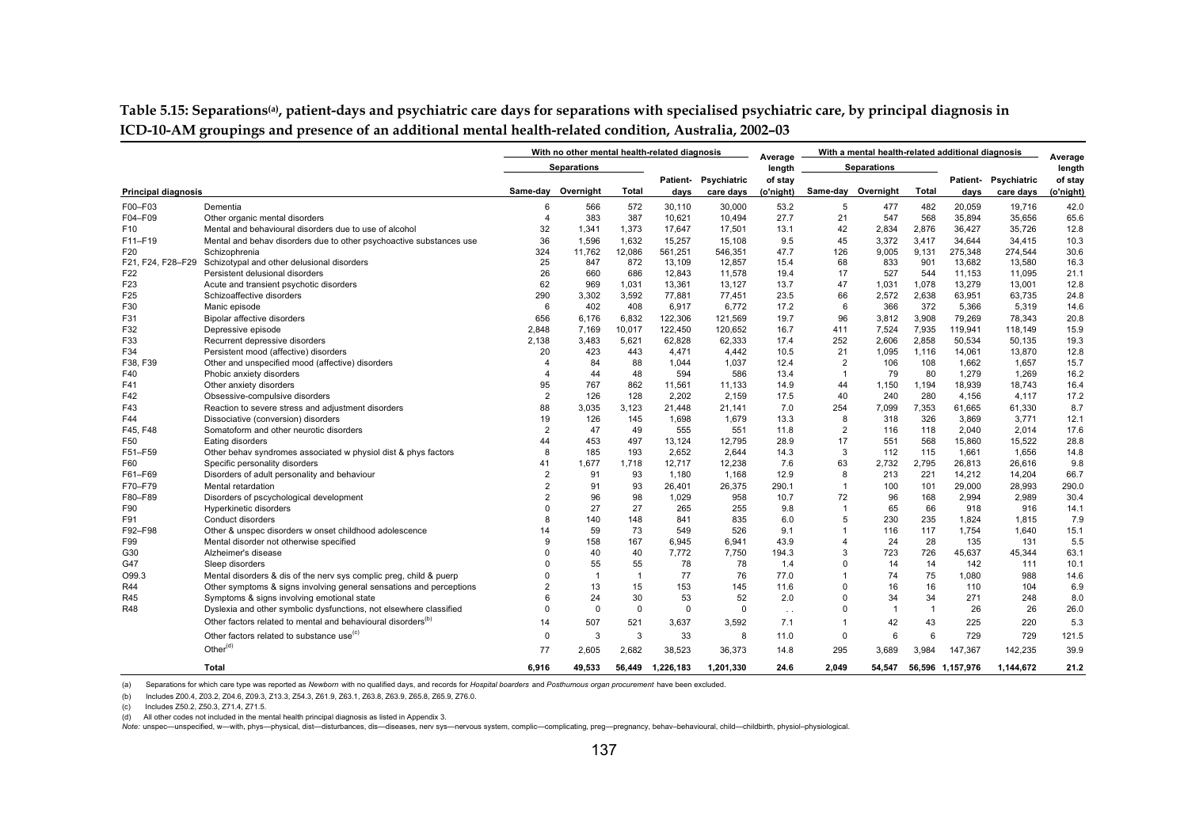**Table 5.15: Separations[(a)], patient-days and psychiatric care days for separations with specialised psychiatric care, by principal diagnosis in ICD-10-AM groupings and presence of an additional mental health-related condition, Australia, 2002–03**

| | | With no other mental health-related diagnosis | | | | | Average length of stay (o'night) | With a mental health-related additional diagnosis | | | | | Average length of stay (o'night) |
|---|---|---|---|---|---|---|---|---|---|---|---|---|---|
| | | Separations | | | | | | Separations | | | | | |
| **Principal diagnosis** | | Same-day | Overnight | Total | Patient-days | Psychiatric care days | | Same-day | Overnight | Total | Patient-days | Psychiatric care days | |
| F00–F03 | Dementia | 6 | 566 | 572 | 30,110 | 30,000 | 53.2 | 5 | 477 | 482 | 20,059 | 19,716 | 42.0 |
| F04–F09 | Other organic mental disorders | 4 | 383 | 387 | 10,621 | 10,494 | 27.7 | 21 | 547 | 568 | 35,894 | 35,656 | 65.6 |
| F10 | Mental and behavioural disorders due to use of alcohol | 32 | 1,341 | 1,373 | 17,647 | 17,501 | 13.1 | 42 | 2,834 | 2,876 | 36,427 | 35,726 | 12.8 |
| F11–F19 | Mental and behav disorders due to other psychoactive substances use | 36 | 1,596 | 1,632 | 15,257 | 15,108 | 9.5 | 45 | 3,372 | 3,417 | 34,644 | 34,415 | 10.3 |
| F20 | Schizophrenia | 324 | 11,762 | 12,086 | 561,251 | 546,351 | 47.7 | 126 | 9,005 | 9,131 | 275,348 | 274,544 | 30.6 |
| F21, F24, F28–F29 | Schizotypal and other delusional disorders | 25 | 847 | 872 | 13,109 | 12,857 | 15.4 | 68 | 833 | 901 | 13,682 | 13,580 | 16.3 |
| F22 | Persistent delusional disorders | 26 | 660 | 686 | 12,843 | 11,578 | 19.4 | 17 | 527 | 544 | 11,153 | 11,095 | 21.1 |
| F23 | Acute and transient psychotic disorders | 62 | 969 | 1,031 | 13,361 | 13,127 | 13.7 | 47 | 1,031 | 1,078 | 13,279 | 13,001 | 12.8 |
| F25 | Schizoaffective disorders | 290 | 3,302 | 3,592 | 77,881 | 77,451 | 23.5 | 66 | 2,572 | 2,638 | 63,951 | 63,735 | 24.8 |
| F30 | Manic episode | 6 | 402 | 408 | 6,917 | 6,772 | 17.2 | 6 | 366 | 372 | 5,366 | 5,319 | 14.6 |
| F31 | Bipolar affective disorders | 656 | 6,176 | 6,832 | 122,306 | 121,569 | 19.7 | 96 | 3,812 | 3,908 | 79,269 | 78,343 | 20.8 |
| F32 | Depressive episode | 2,848 | 7,169 | 10,017 | 122,450 | 120,652 | 16.7 | 411 | 7,524 | 7,935 | 119,941 | 118,149 | 15.9 |
| F33 | Recurrent depressive disorders | 2,138 | 3,483 | 5,621 | 62,828 | 62,333 | 17.4 | 252 | 2,606 | 2,858 | 50,534 | 50,135 | 19.3 |
| F34 | Persistent mood (affective) disorders | 20 | 423 | 443 | 4,471 | 4,442 | 10.5 | 21 | 1,095 | 1,116 | 14,061 | 13,870 | 12.8 |
| F38, F39 | Other and unspecified mood (affective) disorders | 4 | 84 | 88 | 1,044 | 1,037 | 12.4 | 2 | 106 | 108 | 1,662 | 1,657 | 15.7 |
| F40 | Phobic anxiety disorders | 4 | 44 | 48 | 594 | 586 | 13.4 | 1 | 79 | 80 | 1,279 | 1,269 | 16.2 |
| F41 | Other anxiety disorders | 95 | 767 | 862 | 11,561 | 11,133 | 14.9 | 44 | 1,150 | 1,194 | 18,939 | 18,743 | 16.4 |
| F42 | Obsessive-compulsive disorders | 2 | 126 | 128 | 2,202 | 2,159 | 17.5 | 40 | 240 | 280 | 4,156 | 4,117 | 17.2 |
| F43 | Reaction to severe stress and adjustment disorders | 88 | 3,035 | 3,123 | 21,448 | 21,141 | 7.0 | 254 | 7,099 | 7,353 | 61,665 | 61,330 | 8.7 |
| F44 | Dissociative (conversion) disorders | 19 | 126 | 145 | 1,698 | 1,679 | 13.3 | 8 | 318 | 326 | 3,869 | 3,771 | 12.1 |
| F45, F48 | Somatoform and other neurotic disorders | 2 | 47 | 49 | 555 | 551 | 11.8 | 2 | 116 | 118 | 2,040 | 2,014 | 17.6 |
| F50 | Eating disorders | 44 | 453 | 497 | 13,124 | 12,795 | 28.9 | 17 | 551 | 568 | 15,860 | 15,522 | 28.8 |
| F51–F59 | Other behav syndromes associated w physiol dist & phys factors | 8 | 185 | 193 | 2,652 | 2,644 | 14.3 | 3 | 112 | 115 | 1,661 | 1,656 | 14.8 |
| F60 | Specific personality disorders | 41 | 1,677 | 1,718 | 12,717 | 12,238 | 7.6 | 63 | 2,732 | 2,795 | 26,813 | 26,616 | 9.8 |
| F61–F69 | Disorders of adult personality and behaviour | 2 | 91 | 93 | 1,180 | 1,168 | 12.9 | 8 | 213 | 221 | 14,212 | 14,204 | 66.7 |
| F70–F79 | Mental retardation | 2 | 91 | 93 | 26,401 | 26,375 | 290.1 | 1 | 100 | 101 | 29,000 | 28,993 | 290.0 |
| F80–F89 | Disorders of pscychological development | 2 | 96 | 98 | 1,029 | 958 | 10.7 | 72 | 96 | 168 | 2,994 | 2,989 | 30.4 |
| F90 | Hyperkinetic disorders | 0 | 27 | 27 | 265 | 255 | 9.8 | 1 | 65 | 66 | 918 | 916 | 14.1 |
| F91 | Conduct disorders | 8 | 140 | 148 | 841 | 835 | 6.0 | 5 | 230 | 235 | 1,824 | 1,815 | 7.9 |
| F92–F98 | Other & unspec disorders w onset childhood adolescence | 14 | 59 | 73 | 549 | 526 | 9.1 | 1 | 116 | 117 | 1,754 | 1,640 | 15.1 |
| F99 | Mental disorder not otherwise specified | 9 | 158 | 167 | 6,945 | 6,941 | 43.9 | 4 | 24 | 28 | 135 | 131 | 5.5 |
| G30 | Alzheimer's disease | 0 | 40 | 40 | 7,772 | 7,750 | 194.3 | 3 | 723 | 726 | 45,637 | 45,344 | 63.1 |
| G47 | Sleep disorders | 0 | 55 | 55 | 78 | 78 | 1.4 | 0 | 14 | 14 | 142 | 111 | 10.1 |
| O99.3 | Mental disorders & dis of the nerv sys complic preg, child & puerp | 0 | 1 | 1 | 77 | 76 | 77.0 | 1 | 74 | 75 | 1,080 | 988 | 14.6 |
| R44 | Other symptoms & signs involving general sensations and perceptions | 2 | 13 | 15 | 153 | 145 | 11.6 | 0 | 16 | 16 | 110 | 104 | 6.9 |
| R45 | Symptoms & signs involving emotional state | 6 | 24 | 30 | 53 | 52 | 2.0 | 0 | 34 | 34 | 271 | 248 | 8.0 |
| R48 | Dyslexia and other symbolic dysfunctions, not elsewhere classified | 0 | 0 | 0 | 0 | 0 | . . | 0 | 1 | 1 | 26 | 26 | 26.0 |
| | Other factors related to mental and behavioural disorders[(b)] | 14 | 507 | 521 | 3,637 | 3,592 | 7.1 | 1 | 42 | 43 | 225 | 220 | 5.3 |
| | Other factors related to substance use[(c)] | 0 | 3 | 3 | 33 | 8 | 11.0 | 0 | 6 | 6 | 729 | 729 | 121.5 |
| | Other[(d)] | 77 | 2,605 | 2,682 | 38,523 | 36,373 | 14.8 | 295 | 3,689 | 3,984 | 147,367 | 142,235 | 39.9 |
| | **Total** | **6,916** | **49,533** | **56,449** | **1,226,183** | **1,201,330** | **24.6** | **2,049** | **54,547** | **56,596** | **1,157,976** | **1,144,672** | **21.2** |

(a) Separations for which care type was reported as *Newborn* with no qualified days, and records for *Hospital boarders* and *Posthumous organ procurement* have been excluded.

(b) Includes Z00.4, Z03.2, Z04.6, Z09.3, Z13.3, Z54.3, Z61.9, Z63.1, Z63.8, Z63.9, Z65.8, Z65.9, Z76.0.

(c) Includes Z50.2, Z50.3, Z71.4, Z71.5.

(d) All other codes not included in the mental health principal diagnosis as listed in Appendix 3.

*Note:* unspec—unspecified, w—with, phys—physical, dist—disturbances, dis—diseases, nerv sys—nervous system, complic—complicating, preg—pregnancy, behav–behavioural, child—childbirth, physiol–physiological.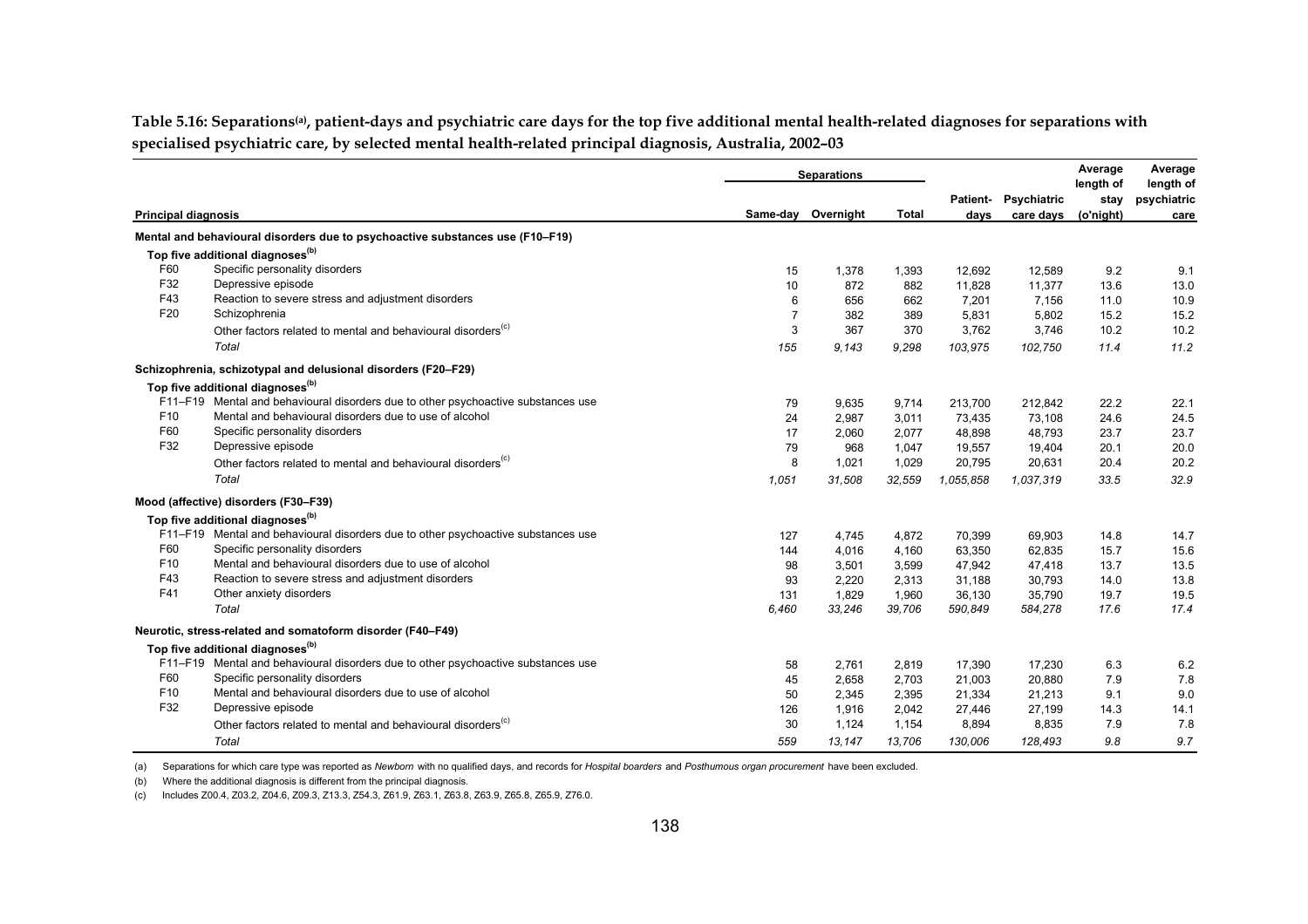**Table 5.16: Separations[(a)], patient-days and psychiatric care days for the top five additional mental health-related diagnoses for separations with specialised psychiatric care, by selected mental health-related principal diagnosis, Australia, 2002–03**

| Principal diagnosis | | Separations | | | Patient-days | Psychiatric care days | Average length of stay (o'night) | Average length of psychiatric care |
|---|---|---|---|---|---|---|---|---|
| | | Same-day | Overnight | Total | | | | |
| **Mental and behavioural disorders due to psychoactive substance use (F10–F19)** | | | | | | | | |
| **Top five additional diagnoses[(b)]** | | | | | | | | |
| F60 | Specific personality disorders | 15 | 1,378 | 1,393 | 12,692 | 12,589 | 9.2 | 9.1 |
| F32 | Depressive episode | 10 | 872 | 882 | 11,828 | 11,377 | 13.6 | 13.0 |
| F43 | Reaction to severe stress and adjustment disorders | 6 | 656 | 662 | 7,201 | 7,156 | 11.0 | 10.9 |
| F20 | Schizophrenia | 7 | 382 | 389 | 5,831 | 5,802 | 15.2 | 15.2 |
| | Other factors related to mental and behavioural disorders[(c)] | 3 | 367 | 370 | 3,762 | 3,746 | 10.2 | 10.2 |
| | *Total* | *155* | *9,143* | *9,298* | *103,975* | *102,750* | *11.4* | *11.2* |
| **Schizophrenia, schizotypal and delusional disorders (F20–F29)** | | | | | | | | |
| **Top five additional diagnoses[(b)]** | | | | | | | | |
| F11–F19 | Mental and behavioural disorders due to other psychoactive substances use | 79 | 9,635 | 9,714 | 213,700 | 212,842 | 22.2 | 22.1 |
| F10 | Mental and behavioural disorders due to use of alcohol | 24 | 2,987 | 3,011 | 73,435 | 73,108 | 24.6 | 24.5 |
| F60 | Specific personality disorders | 17 | 2,060 | 2,077 | 48,898 | 48,793 | 23.7 | 23.7 |
| F32 | Depressive episode | 79 | 968 | 1,047 | 19,557 | 19,404 | 20.1 | 20.0 |
| | Other factors related to mental and behavioural disorders[(c)] | 8 | 1,021 | 1,029 | 20,795 | 20,631 | 20.4 | 20.2 |
| | *Total* | *1,051* | *31,508* | *32,559* | *1,055,858* | *1,037,319* | *33.5* | *32.9* |
| **Mood (affective) disorders (F30–F39)** | | | | | | | | |
| **Top five additional diagnoses[(b)]** | | | | | | | | |
| F11–F19 | Mental and behavioural disorders due to other psychoactive substances use | 127 | 4,745 | 4,872 | 70,399 | 69,903 | 14.8 | 14.7 |
| F60 | Specific personality disorders | 144 | 4,016 | 4,160 | 63,350 | 62,835 | 15.7 | 15.6 |
| F10 | Mental and behavioural disorders due to use of alcohol | 98 | 3,501 | 3,599 | 47,942 | 47,418 | 13.7 | 13.5 |
| F43 | Reaction to severe stress and adjustment disorders | 93 | 2,220 | 2,313 | 31,188 | 30,793 | 14.0 | 13.8 |
| F41 | Other anxiety disorders | 131 | 1,829 | 1,960 | 36,130 | 35,790 | 19.7 | 19.5 |
| | *Total* | *6,460* | *33,246* | *39,706* | *590,849* | *584,278* | *17.6* | *17.4* |
| **Neurotic, stress-related and somatoform disorder (F40–F49)** | | | | | | | | |
| **Top five additional diagnoses[(b)]** | | | | | | | | |
| F11–F19 | Mental and behavioural disorders due to other psychoactive substances use | 58 | 2,761 | 2,819 | 17,390 | 17,230 | 6.3 | 6.2 |
| F60 | Specific personality disorders | 45 | 2,658 | 2,703 | 21,003 | 20,880 | 7.9 | 7.8 |
| F10 | Mental and behavioural disorders due to use of alcohol | 50 | 2,345 | 2,395 | 21,334 | 21,213 | 9.1 | 9.0 |
| F32 | Depressive episode | 126 | 1,916 | 2,042 | 27,446 | 27,199 | 14.3 | 14.1 |
| | Other factors related to mental and behavioural disorders[(c)] | 30 | 1,124 | 1,154 | 8,894 | 8,835 | 7.9 | 7.8 |
| | *Total* | *559* | *13,147* | *13,706* | *130,006* | *128,493* | *9.8* | *9.7* |

(a) Separations for which care type was reported as *Newborn* with no qualified days, and records for *Hospital boarders* and *Posthumous organ procurement* have been excluded.

(b) Where the additional diagnosis is different from the principal diagnosis.

(c) Includes Z00.4, Z03.2, Z04.6, Z09.3, Z13.3, Z54.3, Z61.9, Z63.1, Z63.8, Z63.9, Z65.8, Z65.9, Z76.0.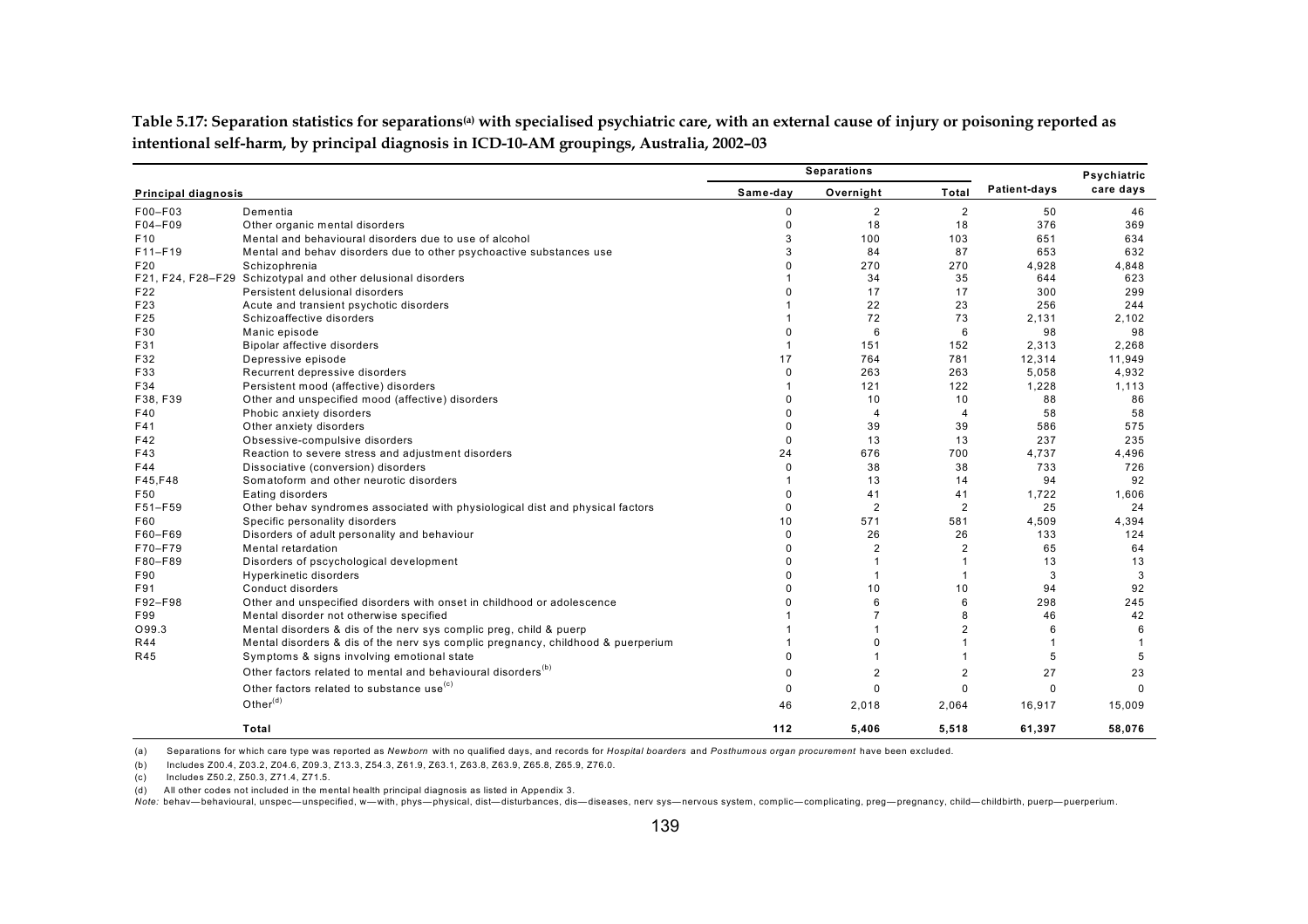**Table 5.17: Separation statistics for separations[(a)] with specialised psychiatric care, with an external cause of injury or poisoning reported as intentional self-harm, by principal diagnosis in ICD-10-AM groupings, Australia, 2002–03**

| Principal diagnosis | | Separations | | | Patient-days | Psychiatric care days |
|---|---|---|---|---|---|---|
| | | Same-day | Overnight | Total | | |
| F00–F03 | Dementia | 0 | 2 | 2 | 50 | 46 |
| F04–F09 | Other organic mental disorders | 0 | 18 | 18 | 376 | 369 |
| F10 | Mental and behavioural disorders due to use of alcohol | 3 | 100 | 103 | 651 | 634 |
| F11–F19 | Mental and behav disorders due to other psychoactive substances use | 3 | 84 | 87 | 653 | 632 |
| F20 | Schizophrenia | 0 | 270 | 270 | 4,928 | 4,848 |
| F21, F24, F28–F29 | Schizotypal and other delusional disorders | 1 | 34 | 35 | 644 | 623 |
| F22 | Persistent delusional disorders | 0 | 17 | 17 | 300 | 299 |
| F23 | Acute and transient psychotic disorders | 1 | 22 | 23 | 256 | 244 |
| F25 | Schizoaffective disorders | 1 | 72 | 73 | 2,131 | 2,102 |
| F30 | Manic episode | 0 | 6 | 6 | 98 | 98 |
| F31 | Bipolar affective disorders | 1 | 151 | 152 | 2,313 | 2,268 |
| F32 | Depressive episode | 17 | 764 | 781 | 12,314 | 11,949 |
| F33 | Recurrent depressive disorders | 0 | 263 | 263 | 5,058 | 4,932 |
| F34 | Persistent mood (affective) disorders | 1 | 121 | 122 | 1,228 | 1,113 |
| F38, F39 | Other and unspecified mood (affective) disorders | 0 | 10 | 10 | 88 | 86 |
| F40 | Phobic anxiety disorders | 0 | 4 | 4 | 58 | 58 |
| F41 | Other anxiety disorders | 0 | 39 | 39 | 586 | 575 |
| F42 | Obsessive-compulsive disorders | 0 | 13 | 13 | 237 | 235 |
| F43 | Reaction to severe stress and adjustment disorders | 24 | 676 | 700 | 4,737 | 4,496 |
| F44 | Dissociative (conversion) disorders | 0 | 38 | 38 | 733 | 726 |
| F45,F48 | Somatoform and other neurotic disorders | 1 | 13 | 14 | 94 | 92 |
| F50 | Eating disorders | 0 | 41 | 41 | 1,722 | 1,606 |
| F51–F59 | Other behav syndromes associated with physiological dist and physical factors | 0 | 2 | 2 | 25 | 24 |
| F60 | Specific personality disorders | 10 | 571 | 581 | 4,509 | 4,394 |
| F60–F69 | Disorders of adult personality and behaviour | 0 | 26 | 26 | 133 | 124 |
| F70–F79 | Mental retardation | 0 | 2 | 2 | 65 | 64 |
| F80–F89 | Disorders of pscychological development | 0 | 1 | 1 | 13 | 13 |
| F90 | Hyperkinetic disorders | 0 | 1 | 1 | 3 | 3 |
| F91 | Conduct disorders | 0 | 10 | 10 | 94 | 92 |
| F92–F98 | Other and unspecified disorders with onset in childhood or adolescence | 0 | 6 | 6 | 298 | 245 |
| F99 | Mental disorder not otherwise specified | 1 | 7 | 8 | 46 | 42 |
| O99.3 | Mental disorders & dis of the nerv sys complic preg, child & puerp | 1 | 1 | 2 | 6 | 6 |
| R44 | Mental disorders & dis of the nerv sys complic pregnancy, childhood & puerperium | 1 | 0 | 1 | 1 | 1 |
| R45 | Symptoms & signs involving emotional state | 0 | 1 | 1 | 5 | 5 |
| | Other factors related to mental and behavioural disorders[(b)] | 0 | 2 | 2 | 27 | 23 |
| | Other factors related to substance use[(c)] | 0 | 0 | 0 | 0 | 0 |
| | Other[(d)] | 46 | 2,018 | 2,064 | 16,917 | 15,009 |
| | **Total** | **112** | **5,406** | **5,518** | **61,397** | **58,076** |

(a) Separations for which care type was reported as *Newborn* with no qualified days, and records for *Hospital boarders* and *Posthumous organ procurement* have been excluded.

(b) Includes Z00.4, Z03.2, Z04.6, Z09.3, Z13.3, Z54.3, Z61.9, Z63.1, Z63.8, Z63.9, Z65.8, Z65.9, Z76.0.

(c) Includes Z50.2, Z50.3, Z71.4, Z71.5.

(d) All other codes not included in the mental health principal diagnosis as listed in Appendix 3.

*Note:* behav—behavioural, unspec—unspecified, w—with, phys—physical, dist—disturbances, dis—diseases, nerv sys—nervous system, complic—complicating, preg—pregnancy, child—childbirth, puerp—puerperium.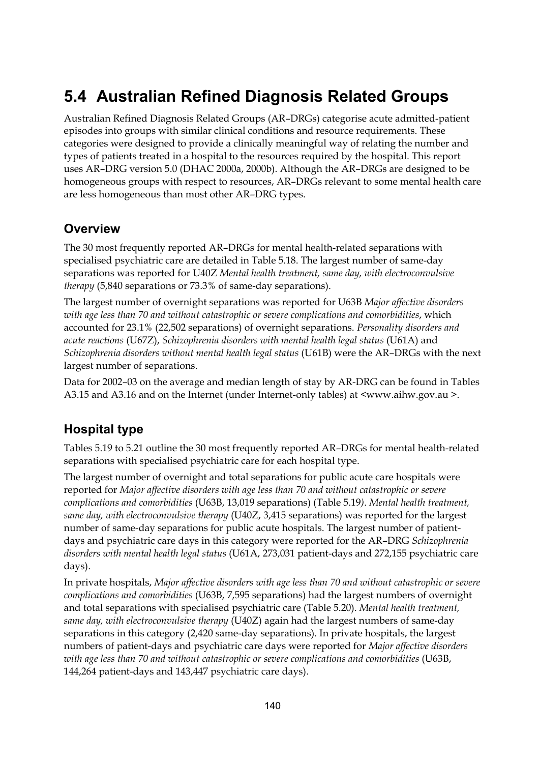# 5.4 Australian Refined Diagnosis Related Groups

Australian Refined Diagnosis Related Groups (AR–DRGs) categorise acute admitted-patient episodes into groups with similar clinical conditions and resource requirements. These categories were designed to provide a clinically meaningful way of relating the number and types of patients treated in a hospital to the resources required by the hospital. This report uses AR–DRG version 5.0 (DHAC 2000a, 2000b). Although the AR–DRGs are designed to be homogeneous groups with respect to resources, AR–DRGs relevant to some mental health care are less homogeneous than most other AR–DRG types.

## Overview

The 30 most frequently reported AR–DRGs for mental health-related separations with specialised psychiatric care are detailed in Table 5.18. The largest number of same-day separations was reported for U40Z *Mental health treatment, same day, with electroconvulsive therapy* (5,840 separations or 73.3% of same-day separations).

The largest number of overnight separations was reported for U63B *Major affective disorders with age less than 70 and without catastrophic or severe complications and comorbidities*, which accounted for 23.1% (22,502 separations) of overnight separations. *Personality disorders and acute reactions* (U67Z), *Schizophrenia disorders with mental health legal status* (U61A) and *Schizophrenia disorders without mental health legal status* (U61B) were the AR–DRGs with the next largest number of separations.

Data for 2002–03 on the average and median length of stay by AR-DRG can be found in Tables A3.15 and A3.16 and on the Internet (under Internet-only tables) at <www.aihw.gov.au >.

## Hospital type

Tables 5.19 to 5.21 outline the 30 most frequently reported AR–DRGs for mental health-related separations with specialised psychiatric care for each hospital type.

The largest number of overnight and total separations for public acute care hospitals were reported for *Major affective disorders with age less than 70 and without catastrophic or severe complications and comorbidities* (U63B, 13,019 separations) (Table 5.19). *Mental health treatment, same day, with electroconvulsive therapy* (U40Z, 3,415 separations) was reported for the largest number of same-day separations for public acute hospitals. The largest number of patient-days and psychiatric care days in this category were reported for the AR–DRG *Schizophrenia disorders with mental health legal status* (U61A, 273,031 patient-days and 272,155 psychiatric care days).

In private hospitals, *Major affective disorders with age less than 70 and without catastrophic or severe complications and comorbidities* (U63B, 7,595 separations) had the largest numbers of overnight and total separations with specialised psychiatric care (Table 5.20). *Mental health treatment, same day, with electroconvulsive therapy* (U40Z) again had the largest numbers of same-day separations in this category (2,420 same-day separations). In private hospitals, the largest numbers of patient-days and psychiatric care days were reported for *Major affective disorders with age less than 70 and without catastrophic or severe complications and comorbidities* (U63B, 144,264 patient-days and 143,447 psychiatric care days).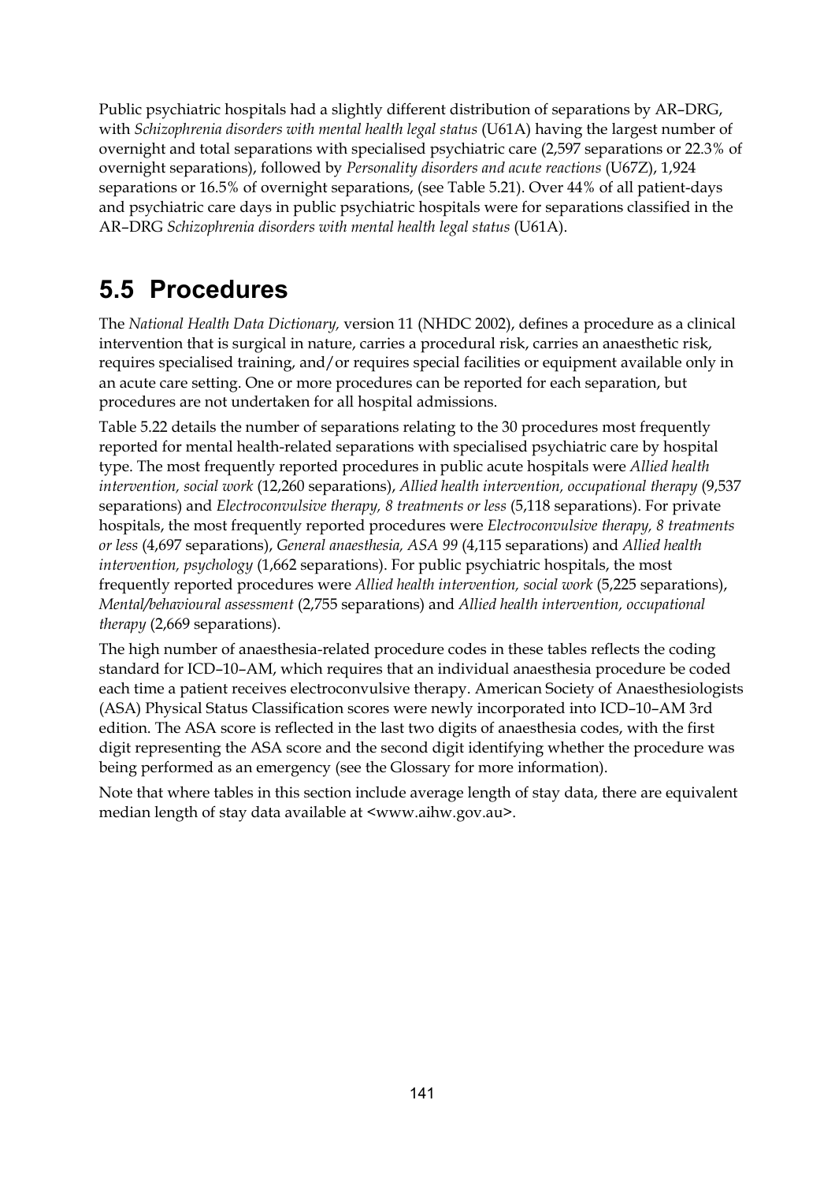Public psychiatric hospitals had a slightly different distribution of separations by AR–DRG, with *Schizophrenia disorders with mental health legal status* (U61A) having the largest number of overnight and total separations with specialised psychiatric care (2,597 separations or 22.3% of overnight separations), followed by *Personality disorders and acute reactions* (U67Z), 1,924 separations or 16.5% of overnight separations, (see Table 5.21). Over 44% of all patient-days and psychiatric care days in public psychiatric hospitals were for separations classified in the AR–DRG *Schizophrenia disorders with mental health legal status* (U61A).

## 5.5 Procedures

The *National Health Data Dictionary,* version 11 (NHDC 2002), defines a procedure as a clinical intervention that is surgical in nature, carries a procedural risk, carries an anaesthetic risk, requires specialised training, and/or requires special facilities or equipment available only in an acute care setting. One or more procedures can be reported for each separation, but procedures are not undertaken for all hospital admissions.

Table 5.22 details the number of separations relating to the 30 procedures most frequently reported for mental health-related separations with specialised psychiatric care by hospital type. The most frequently reported procedures in public acute hospitals were *Allied health intervention, social work* (12,260 separations), *Allied health intervention, occupational therapy* (9,537 separations) and *Electroconvulsive therapy, 8 treatments or less* (5,118 separations). For private hospitals, the most frequently reported procedures were *Electroconvulsive therapy, 8 treatments or less* (4,697 separations), *General anaesthesia, ASA 99* (4,115 separations) and *Allied health intervention, psychology* (1,662 separations). For public psychiatric hospitals, the most frequently reported procedures were *Allied health intervention, social work* (5,225 separations), *Mental/behavioural assessment* (2,755 separations) and *Allied health intervention, occupational therapy* (2,669 separations).

The high number of anaesthesia-related procedure codes in these tables reflects the coding standard for ICD–10–AM, which requires that an individual anaesthesia procedure be coded each time a patient receives electroconvulsive therapy. American Society of Anaesthesiologists (ASA) Physical Status Classification scores were newly incorporated into ICD–10–AM 3rd edition. The ASA score is reflected in the last two digits of anaesthesia codes, with the first digit representing the ASA score and the second digit identifying whether the procedure was being performed as an emergency (see the Glossary for more information).

Note that where tables in this section include average length of stay data, there are equivalent median length of stay data available at <www.aihw.gov.au>.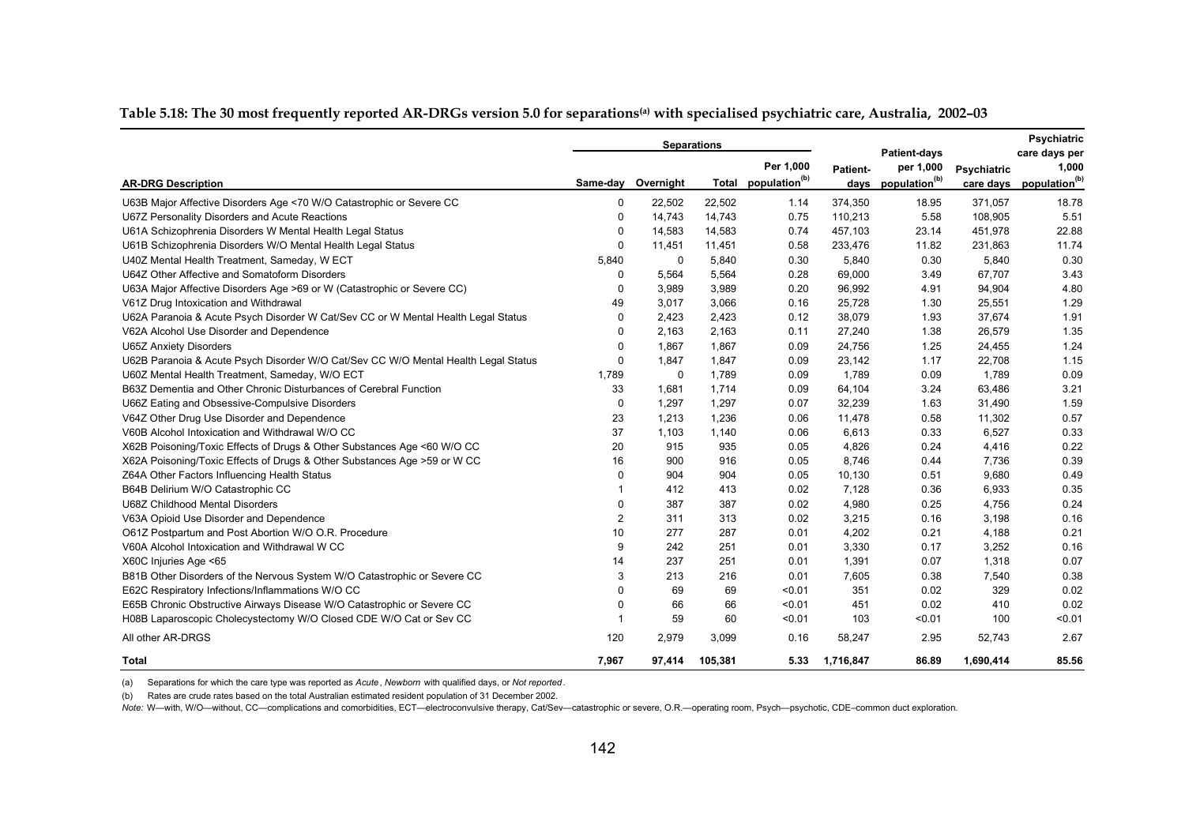**Table 5.18: The 30 most frequently reported AR-DRGs version 5.0 for separations[(a)] with specialised psychiatric care, Australia, 2002–03**

| AR-DRG Description | Separations | | | | Patient-days | Patient-days per 1,000 population[(b)] | Psychiatric care days | Psychiatric care days per 1,000 population[(b)] |
|---|---|---|---|---|---|---|---|---|
| | Same-day | Overnight | Total | Per 1,000 population[(b)] | | | | |
| U63B Major Affective Disorders Age <70 W/O Catastrophic or Severe CC | 0 | 22,502 | 22,502 | 1.14 | 374,350 | 18.95 | 371,057 | 18.78 |
| U67Z Personality Disorders and Acute Reactions | 0 | 14,743 | 14,743 | 0.75 | 110,213 | 5.58 | 108,905 | 5.51 |
| U61A Schizophrenia Disorders W Mental Health Legal Status | 0 | 14,583 | 14,583 | 0.74 | 457,103 | 23.14 | 451,978 | 22.88 |
| U61B Schizophrenia Disorders W/O Mental Health Legal Status | 0 | 11,451 | 11,451 | 0.58 | 233,476 | 11.82 | 231,863 | 11.74 |
| U40Z Mental Health Treatment, Sameday, W ECT | 5,840 | 0 | 5,840 | 0.30 | 5,840 | 0.30 | 5,840 | 0.30 |
| U64Z Other Affective and Somatoform Disorders | 0 | 5,564 | 5,564 | 0.28 | 69,000 | 3.49 | 67,707 | 3.43 |
| U63A Major Affective Disorders Age >69 or W (Catastrophic or Severe CC) | 0 | 3,989 | 3,989 | 0.20 | 96,992 | 4.91 | 94,904 | 4.80 |
| V61Z Drug Intoxication and Withdrawal | 49 | 3,017 | 3,066 | 0.16 | 25,728 | 1.30 | 25,551 | 1.29 |
| U62A Paranoia & Acute Psych Disorder W Cat/Sev CC or W Mental Health Legal Status | 0 | 2,423 | 2,423 | 0.12 | 38,079 | 1.93 | 37,674 | 1.91 |
| V62A Alcohol Use Disorder and Dependence | 0 | 2,163 | 2,163 | 0.11 | 27,240 | 1.38 | 26,579 | 1.35 |
| U65Z Anxiety Disorders | 0 | 1,867 | 1,867 | 0.09 | 24,756 | 1.25 | 24,455 | 1.24 |
| U62B Paranoia & Acute Psych Disorder W/O Cat/Sev CC W/O Mental Health Legal Status | 0 | 1,847 | 1,847 | 0.09 | 23,142 | 1.17 | 22,708 | 1.15 |
| U60Z Mental Health Treatment, Sameday, W/O ECT | 1,789 | 0 | 1,789 | 0.09 | 1,789 | 0.09 | 1,789 | 0.09 |
| B63Z Dementia and Other Chronic Disturbances of Cerebral Function | 33 | 1,681 | 1,714 | 0.09 | 64,104 | 3.24 | 63,486 | 3.21 |
| U66Z Eating and Obsessive-Compulsive Disorders | 0 | 1,297 | 1,297 | 0.07 | 32,239 | 1.63 | 31,490 | 1.59 |
| V64Z Other Drug Use Disorder and Dependence | 23 | 1,213 | 1,236 | 0.06 | 11,478 | 0.58 | 11,302 | 0.57 |
| V60B Alcohol Intoxication and Withdrawal W/O CC | 37 | 1,103 | 1,140 | 0.06 | 6,613 | 0.33 | 6,527 | 0.33 |
| X62B Poisoning/Toxic Effects of Drugs & Other Substances Age <60 W/O CC | 20 | 915 | 935 | 0.05 | 4,826 | 0.24 | 4,416 | 0.22 |
| X62A Poisoning/Toxic Effects of Drugs & Other Substances Age >59 or W CC | 16 | 900 | 916 | 0.05 | 8,746 | 0.44 | 7,736 | 0.39 |
| Z64A Other Factors Influencing Health Status | 0 | 904 | 904 | 0.05 | 10,130 | 0.51 | 9,680 | 0.49 |
| B64B Delirium W/O Catastrophic CC | 1 | 412 | 413 | 0.02 | 7,128 | 0.36 | 6,933 | 0.35 |
| U68Z Childhood Mental Disorders | 0 | 387 | 387 | 0.02 | 4,980 | 0.25 | 4,756 | 0.24 |
| V63A Opioid Use Disorder and Dependence | 2 | 311 | 313 | 0.02 | 3,215 | 0.16 | 3,198 | 0.16 |
| O61Z Postpartum and Post Abortion W/O O.R. Procedure | 10 | 277 | 287 | 0.01 | 4,202 | 0.21 | 4,188 | 0.21 |
| V60A Alcohol Intoxication and Withdrawal W CC | 9 | 242 | 251 | 0.01 | 3,330 | 0.17 | 3,252 | 0.16 |
| X60C Injuries Age <65 | 14 | 237 | 251 | 0.01 | 1,391 | 0.07 | 1,318 | 0.07 |
| B81B Other Disorders of the Nervous System W/O Catastrophic or Severe CC | 3 | 213 | 216 | 0.01 | 7,605 | 0.38 | 7,540 | 0.38 |
| E62C Respiratory Infections/Inflammations W/O CC | 0 | 69 | 69 | <0.01 | 351 | 0.02 | 329 | 0.02 |
| E65B Chronic Obstructive Airways Disease W/O Catastrophic or Severe CC | 0 | 66 | 66 | <0.01 | 451 | 0.02 | 410 | 0.02 |
| H08B Laparoscopic Cholecystectomy W/O Closed CDE W/O Cat or Sev CC | 1 | 59 | 60 | <0.01 | 103 | <0.01 | 100 | <0.01 |
| All other AR-DRGS | 120 | 2,979 | 3,099 | 0.16 | 58,247 | 2.95 | 52,743 | 2.67 |
| **Total** | **7,967** | **97,414** | **105,381** | **5.33** | **1,716,847** | **86.89** | **1,690,414** | **85.56** |

(a) Separations for which the care type was reported as *Acute*, *Newborn* with qualified days, or *Not reported*.

(b) Rates are crude rates based on the total Australian estimated resident population of 31 December 2002.

*Note:* W—with, W/O—without, CC—complications and comorbidities, ECT—electroconvulsive therapy, Cat/Sev—catastrophic or severe, O.R.—operating room, Psych—psychotic, CDE–common duct exploration.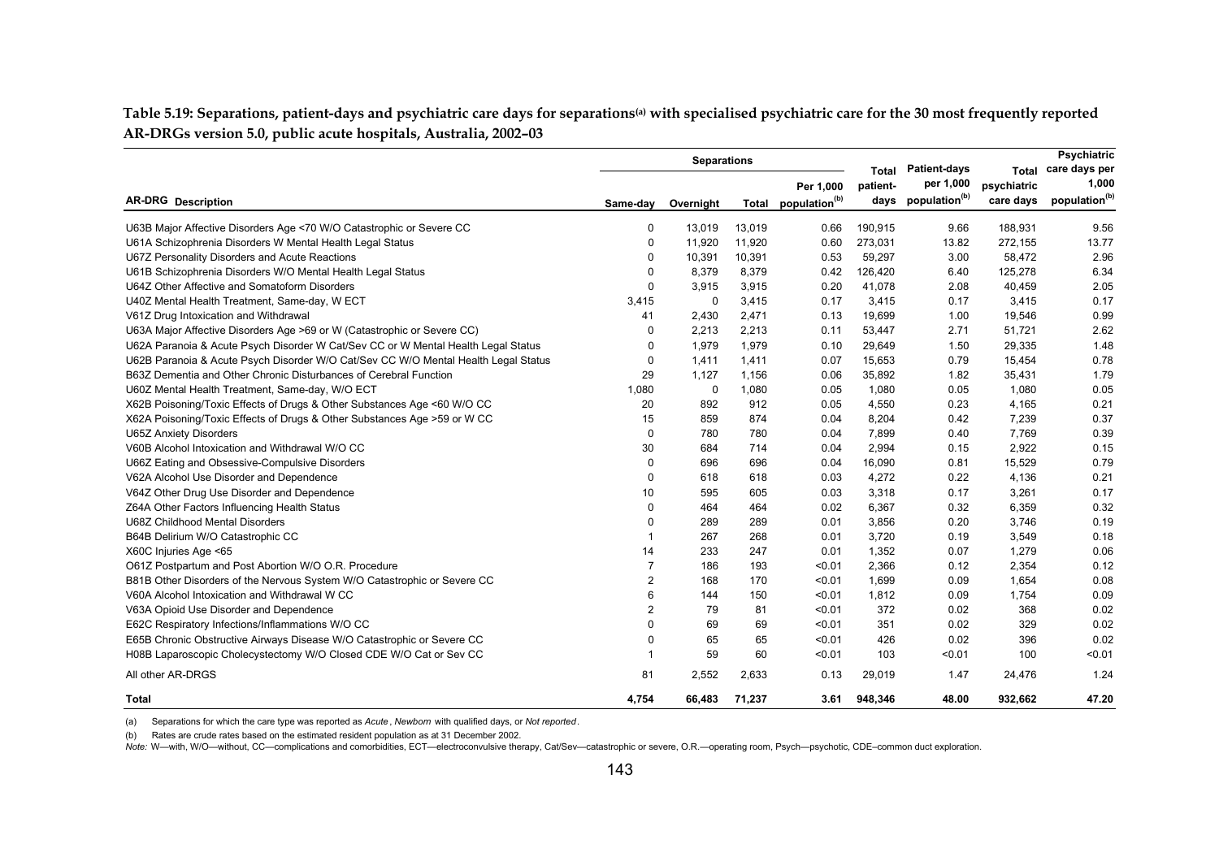**Table 5.19: Separations, patient-days and psychiatric care days for separations[(a)] with specialised psychiatric care for the 30 most frequently reported AR-DRGs version 5.0, public acute hospitals, Australia, 2002–03**

| AR-DRG Description | Separations | | | | Total patient-days | Patient-days per 1,000 population[(b)] | Total psychiatric care days | Psychiatric care days per 1,000 population[(b)] |
|---|---|---|---|---|---|---|---|---|
| | Same-day | Overnight | Total | Per 1,000 population[(b)] | | | | |
| U63B Major Affective Disorders Age <70 W/O Catastrophic or Severe CC | 0 | 13,019 | 13,019 | 0.66 | 190,915 | 9.66 | 188,931 | 9.56 |
| U61A Schizophrenia Disorders W Mental Health Legal Status | 0 | 11,920 | 11,920 | 0.60 | 273,031 | 13.82 | 272,155 | 13.77 |
| U67Z Personality Disorders and Acute Reactions | 0 | 10,391 | 10,391 | 0.53 | 59,297 | 3.00 | 58,472 | 2.96 |
| U61B Schizophrenia Disorders W/O Mental Health Legal Status | 0 | 8,379 | 8,379 | 0.42 | 126,420 | 6.40 | 125,278 | 6.34 |
| U64Z Other Affective and Somatoform Disorders | 0 | 3,915 | 3,915 | 0.20 | 41,078 | 2.08 | 40,459 | 2.05 |
| U40Z Mental Health Treatment, Same-day, W ECT | 3,415 | 0 | 3,415 | 0.17 | 3,415 | 0.17 | 3,415 | 0.17 |
| V61Z Drug Intoxication and Withdrawal | 41 | 2,430 | 2,471 | 0.13 | 19,699 | 1.00 | 19,546 | 0.99 |
| U63A Major Affective Disorders Age >69 or W (Catastrophic or Severe CC) | 0 | 2,213 | 2,213 | 0.11 | 53,447 | 2.71 | 51,721 | 2.62 |
| U62A Paranoia & Acute Psych Disorder W Cat/Sev CC or W Mental Health Legal Status | 0 | 1,979 | 1,979 | 0.10 | 29,649 | 1.50 | 29,335 | 1.48 |
| U62B Paranoia & Acute Psych Disorder W/O Cat/Sev CC W/O Mental Health Legal Status | 0 | 1,411 | 1,411 | 0.07 | 15,653 | 0.79 | 15,454 | 0.78 |
| B63Z Dementia and Other Chronic Disturbances of Cerebral Function | 29 | 1,127 | 1,156 | 0.06 | 35,892 | 1.82 | 35,431 | 1.79 |
| U60Z Mental Health Treatment, Same-day, W/O ECT | 1,080 | 0 | 1,080 | 0.05 | 1,080 | 0.05 | 1,080 | 0.05 |
| X62B Poisoning/Toxic Effects of Drugs & Other Substances Age <60 W/O CC | 20 | 892 | 912 | 0.05 | 4,550 | 0.23 | 4,165 | 0.21 |
| X62A Poisoning/Toxic Effects of Drugs & Other Substances Age >59 or W CC | 15 | 859 | 874 | 0.04 | 8,204 | 0.42 | 7,239 | 0.37 |
| U65Z Anxiety Disorders | 0 | 780 | 780 | 0.04 | 7,899 | 0.40 | 7,769 | 0.39 |
| V60B Alcohol Intoxication and Withdrawal W/O CC | 30 | 684 | 714 | 0.04 | 2,994 | 0.15 | 2,922 | 0.15 |
| U66Z Eating and Obsessive-Compulsive Disorders | 0 | 696 | 696 | 0.04 | 16,090 | 0.81 | 15,529 | 0.79 |
| V62A Alcohol Use Disorder and Dependence | 0 | 618 | 618 | 0.03 | 4,272 | 0.22 | 4,136 | 0.21 |
| V64Z Other Drug Use Disorder and Dependence | 10 | 595 | 605 | 0.03 | 3,318 | 0.17 | 3,261 | 0.17 |
| Z64A Other Factors Influencing Health Status | 0 | 464 | 464 | 0.02 | 6,367 | 0.32 | 6,359 | 0.32 |
| U68Z Childhood Mental Disorders | 0 | 289 | 289 | 0.01 | 3,856 | 0.20 | 3,746 | 0.19 |
| B64B Delirium W/O Catastrophic CC | 1 | 267 | 268 | 0.01 | 3,720 | 0.19 | 3,549 | 0.18 |
| X60C Injuries Age <65 | 14 | 233 | 247 | 0.01 | 1,352 | 0.07 | 1,279 | 0.06 |
| O61Z Postpartum and Post Abortion W/O O.R. Procedure | 7 | 186 | 193 | <0.01 | 2,366 | 0.12 | 2,354 | 0.12 |
| B81B Other Disorders of the Nervous System W/O Catastrophic or Severe CC | 2 | 168 | 170 | <0.01 | 1,699 | 0.09 | 1,654 | 0.08 |
| V60A Alcohol Intoxication and Withdrawal W CC | 6 | 144 | 150 | <0.01 | 1,812 | 0.09 | 1,754 | 0.09 |
| V63A Opioid Use Disorder and Dependence | 2 | 79 | 81 | <0.01 | 372 | 0.02 | 368 | 0.02 |
| E62C Respiratory Infections/Inflammations W/O CC | 0 | 69 | 69 | <0.01 | 351 | 0.02 | 329 | 0.02 |
| E65B Chronic Obstructive Airways Disease W/O Catastrophic or Severe CC | 0 | 65 | 65 | <0.01 | 426 | 0.02 | 396 | 0.02 |
| H08B Laparoscopic Cholecystectomy W/O Closed CDE W/O Cat or Sev CC | 1 | 59 | 60 | <0.01 | 103 | <0.01 | 100 | <0.01 |
| All other AR-DRGS | 81 | 2,552 | 2,633 | 0.13 | 29,019 | 1.47 | 24,476 | 1.24 |
| **Total** | **4,754** | **66,483** | **71,237** | **3.61** | **948,346** | **48.00** | **932,662** | **47.20** |

(a) Separations for which the care type was reported as *Acute*, *Newborn* with qualified days, or *Not reported*.

(b) Rates are crude rates based on the estimated resident population as at 31 December 2002.

*Note:* W—with, W/O—without, CC—complications and comorbidities, ECT—electroconvulsive therapy, Cat/Sev—catastrophic or severe, O.R.—operating room, Psych—psychotic, CDE–common duct exploration.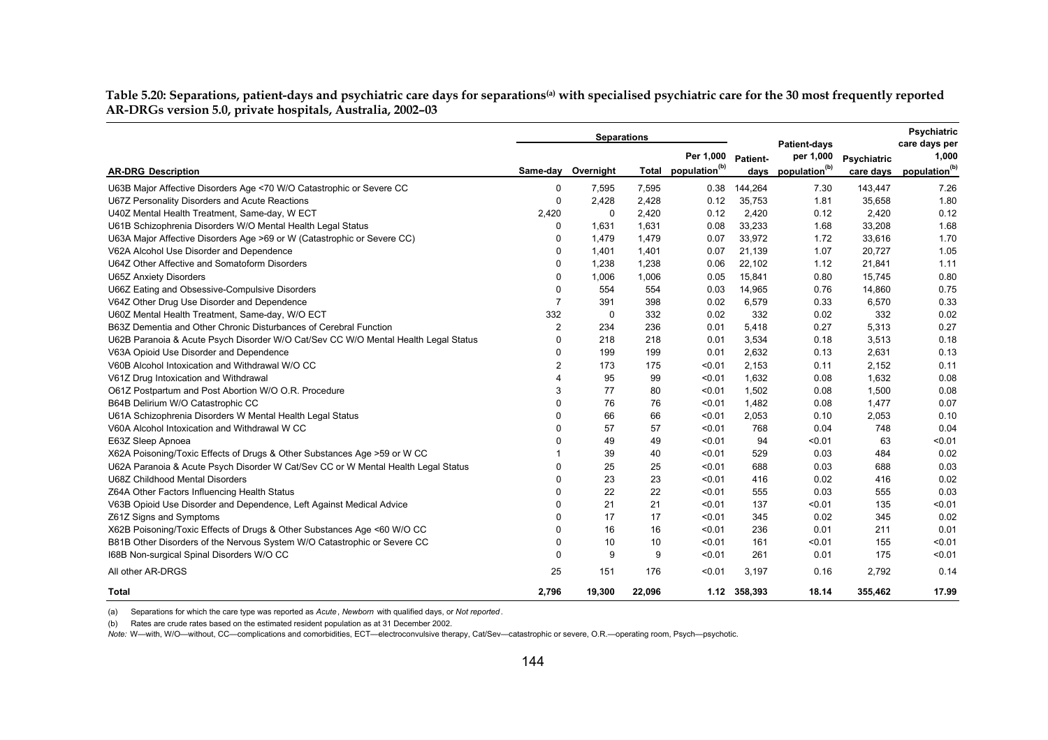**Table 5.20: Separations, patient-days and psychiatric care days for separations[(a)] with specialised psychiatric care for the 30 most frequently reported AR-DRGs version 5.0, private hospitals, Australia, 2002–03**

| | Separations | | | | | | | |
|---|---|---|---|---|---|---|---|---|
| **AR-DRG Description** | **Same-day** | **Overnight** | **Total** | **Per 1,000 population[(b)]** | **Patient-days** | **Patient-days per 1,000 population[(b)]** | **Psychiatric care days** | **Psychiatric care days per 1,000 population[(b)]** |
| U63B Major Affective Disorders Age <70 W/O Catastrophic or Severe CC | 0 | 7,595 | 7,595 | 0.38 | 144,264 | 7.30 | 143,447 | 7.26 |
| U67Z Personality Disorders and Acute Reactions | 0 | 2,428 | 2,428 | 0.12 | 35,753 | 1.81 | 35,658 | 1.80 |
| U40Z Mental Health Treatment, Same-day, W ECT | 2,420 | 0 | 2,420 | 0.12 | 2,420 | 0.12 | 2,420 | 0.12 |
| U61B Schizophrenia Disorders W/O Mental Health Legal Status | 0 | 1,631 | 1,631 | 0.08 | 33,233 | 1.68 | 33,208 | 1.68 |
| U63A Major Affective Disorders Age >69 or W (Catastrophic or Severe CC) | 0 | 1,479 | 1,479 | 0.07 | 33,972 | 1.72 | 33,616 | 1.70 |
| V62A Alcohol Use Disorder and Dependence | 0 | 1,401 | 1,401 | 0.07 | 21,139 | 1.07 | 20,727 | 1.05 |
| U64Z Other Affective and Somatoform Disorders | 0 | 1,238 | 1,238 | 0.06 | 22,102 | 1.12 | 21,841 | 1.11 |
| U65Z Anxiety Disorders | 0 | 1,006 | 1,006 | 0.05 | 15,841 | 0.80 | 15,745 | 0.80 |
| U66Z Eating and Obsessive-Compulsive Disorders | 0 | 554 | 554 | 0.03 | 14,965 | 0.76 | 14,860 | 0.75 |
| V64Z Other Drug Use Disorder and Dependence | 7 | 391 | 398 | 0.02 | 6,579 | 0.33 | 6,570 | 0.33 |
| U60Z Mental Health Treatment, Same-day, W/O ECT | 332 | 0 | 332 | 0.02 | 332 | 0.02 | 332 | 0.02 |
| B63Z Dementia and Other Chronic Disturbances of Cerebral Function | 2 | 234 | 236 | 0.01 | 5,418 | 0.27 | 5,313 | 0.27 |
| U62B Paranoia & Acute Psych Disorder W/O Cat/Sev CC W/O Mental Health Legal Status | 0 | 218 | 218 | 0.01 | 3,534 | 0.18 | 3,513 | 0.18 |
| V63A Opioid Use Disorder and Dependence | 0 | 199 | 199 | 0.01 | 2,632 | 0.13 | 2,631 | 0.13 |
| V60B Alcohol Intoxication and Withdrawal W/O CC | 2 | 173 | 175 | <0.01 | 2,153 | 0.11 | 2,152 | 0.11 |
| V61Z Drug Intoxication and Withdrawal | 4 | 95 | 99 | <0.01 | 1,632 | 0.08 | 1,632 | 0.08 |
| O61Z Postpartum and Post Abortion W/O O.R. Procedure | 3 | 77 | 80 | <0.01 | 1,502 | 0.08 | 1,500 | 0.08 |
| B64B Delirium W/O Catastrophic CC | 0 | 76 | 76 | <0.01 | 1,482 | 0.08 | 1,477 | 0.07 |
| U61A Schizophrenia Disorders W Mental Health Legal Status | 0 | 66 | 66 | <0.01 | 2,053 | 0.10 | 2,053 | 0.10 |
| V60A Alcohol Intoxication and Withdrawal W CC | 0 | 57 | 57 | <0.01 | 768 | 0.04 | 748 | 0.04 |
| E63Z Sleep Apnoea | 0 | 49 | 49 | <0.01 | 94 | <0.01 | 63 | <0.01 |
| X62A Poisoning/Toxic Effects of Drugs & Other Substances Age >59 or W CC | 1 | 39 | 40 | <0.01 | 529 | 0.03 | 484 | 0.02 |
| U62A Paranoia & Acute Psych Disorder W Cat/Sev CC or W Mental Health Legal Status | 0 | 25 | 25 | <0.01 | 688 | 0.03 | 688 | 0.03 |
| U68Z Childhood Mental Disorders | 0 | 23 | 23 | <0.01 | 416 | 0.02 | 416 | 0.02 |
| Z64A Other Factors Influencing Health Status | 0 | 22 | 22 | <0.01 | 555 | 0.03 | 555 | 0.03 |
| V63B Opioid Use Disorder and Dependence, Left Against Medical Advice | 0 | 21 | 21 | <0.01 | 137 | <0.01 | 135 | <0.01 |
| Z61Z Signs and Symptoms | 0 | 17 | 17 | <0.01 | 345 | 0.02 | 345 | 0.02 |
| X62B Poisoning/Toxic Effects of Drugs & Other Substances Age <60 W/O CC | 0 | 16 | 16 | <0.01 | 236 | 0.01 | 211 | 0.01 |
| B81B Other Disorders of the Nervous System W/O Catastrophic or Severe CC | 0 | 10 | 10 | <0.01 | 161 | <0.01 | 155 | <0.01 |
| I68B Non-surgical Spinal Disorders W/O CC | 0 | 9 | 9 | <0.01 | 261 | 0.01 | 175 | <0.01 |
| All other AR-DRGS | 25 | 151 | 176 | <0.01 | 3,197 | 0.16 | 2,792 | 0.14 |
| **Total** | **2,796** | **19,300** | **22,096** | **1.12** | **358,393** | **18.14** | **355,462** | **17.99** |

(a) Separations for which the care type was reported as *Acute*, *Newborn* with qualified days, or *Not reported*.

(b) Rates are crude rates based on the estimated resident population as at 31 December 2002.

*Note:* W—with, W/O—without, CC—complications and comorbidities, ECT—electroconvulsive therapy, Cat/Sev—catastrophic or severe, O.R.—operating room, Psych—psychotic.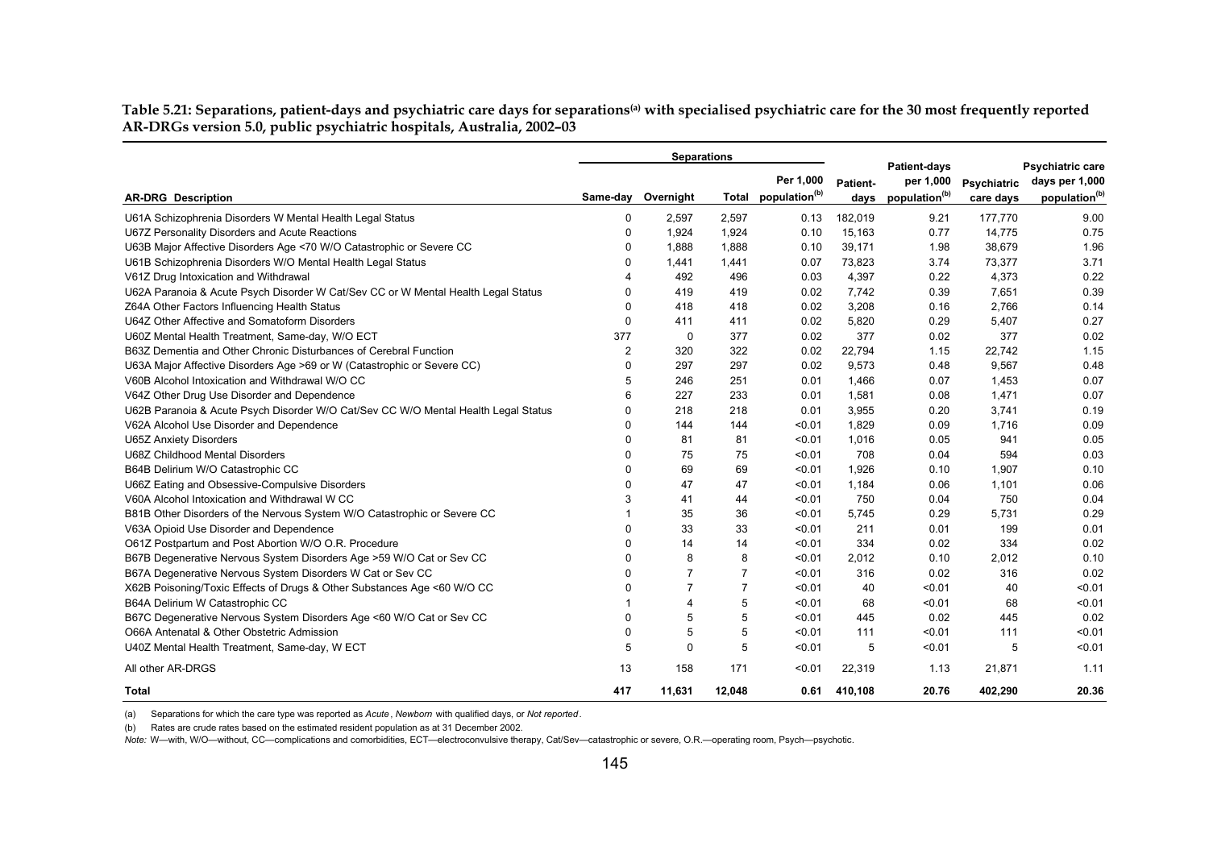**Table 5.21: Separations, patient-days and psychiatric care days for separations[(a)] with specialised psychiatric care for the 30 most frequently reported AR-DRGs version 5.0, public psychiatric hospitals, Australia, 2002–03**

| AR-DRG Description | Separations | | | | Patient-days | Patient-days per 1,000 population[(b)] | Psychiatric care days | Psychiatric care days per 1,000 population[(b)] |
|---|---|---|---|---|---|---|---|---|
| | Same-day | Overnight | Total | Per 1,000 population[(b)] | | | | |
| U61A Schizophrenia Disorders W Mental Health Legal Status | 0 | 2,597 | 2,597 | 0.13 | 182,019 | 9.21 | 177,770 | 9.00 |
| U67Z Personality Disorders and Acute Reactions | 0 | 1,924 | 1,924 | 0.10 | 15,163 | 0.77 | 14,775 | 0.75 |
| U63B Major Affective Disorders Age <70 W/O Catastrophic or Severe CC | 0 | 1,888 | 1,888 | 0.10 | 39,171 | 1.98 | 38,679 | 1.96 |
| U61B Schizophrenia Disorders W/O Mental Health Legal Status | 0 | 1,441 | 1,441 | 0.07 | 73,823 | 3.74 | 73,377 | 3.71 |
| V61Z Drug Intoxication and Withdrawal | 4 | 492 | 496 | 0.03 | 4,397 | 0.22 | 4,373 | 0.22 |
| U62A Paranoia & Acute Psych Disorder W Cat/Sev CC or W Mental Health Legal Status | 0 | 419 | 419 | 0.02 | 7,742 | 0.39 | 7,651 | 0.39 |
| Z64A Other Factors Influencing Health Status | 0 | 418 | 418 | 0.02 | 3,208 | 0.16 | 2,766 | 0.14 |
| U64Z Other Affective and Somatoform Disorders | 0 | 411 | 411 | 0.02 | 5,820 | 0.29 | 5,407 | 0.27 |
| U60Z Mental Health Treatment, Same-day, W/O ECT | 377 | 0 | 377 | 0.02 | 377 | 0.02 | 377 | 0.02 |
| B63Z Dementia and Other Chronic Disturbances of Cerebral Function | 2 | 320 | 322 | 0.02 | 22,794 | 1.15 | 22,742 | 1.15 |
| U63A Major Affective Disorders Age >69 or W (Catastrophic or Severe CC) | 0 | 297 | 297 | 0.02 | 9,573 | 0.48 | 9,567 | 0.48 |
| V60B Alcohol Intoxication and Withdrawal W/O CC | 5 | 246 | 251 | 0.01 | 1,466 | 0.07 | 1,453 | 0.07 |
| V64Z Other Drug Use Disorder and Dependence | 6 | 227 | 233 | 0.01 | 1,581 | 0.08 | 1,471 | 0.07 |
| U62B Paranoia & Acute Psych Disorder W/O Cat/Sev CC W/O Mental Health Legal Status | 0 | 218 | 218 | 0.01 | 3,955 | 0.20 | 3,741 | 0.19 |
| V62A Alcohol Use Disorder and Dependence | 0 | 144 | 144 | <0.01 | 1,829 | 0.09 | 1,716 | 0.09 |
| U65Z Anxiety Disorders | 0 | 81 | 81 | <0.01 | 1,016 | 0.05 | 941 | 0.05 |
| U68Z Childhood Mental Disorders | 0 | 75 | 75 | <0.01 | 708 | 0.04 | 594 | 0.03 |
| B64B Delirium W/O Catastrophic CC | 0 | 69 | 69 | <0.01 | 1,926 | 0.10 | 1,907 | 0.10 |
| U66Z Eating and Obsessive-Compulsive Disorders | 0 | 47 | 47 | <0.01 | 1,184 | 0.06 | 1,101 | 0.06 |
| V60A Alcohol Intoxication and Withdrawal W CC | 3 | 41 | 44 | <0.01 | 750 | 0.04 | 750 | 0.04 |
| B81B Other Disorders of the Nervous System W/O Catastrophic or Severe CC | 1 | 35 | 36 | <0.01 | 5,745 | 0.29 | 5,731 | 0.29 |
| V63A Opioid Use Disorder and Dependence | 0 | 33 | 33 | <0.01 | 211 | 0.01 | 199 | 0.01 |
| O61Z Postpartum and Post Abortion W/O O.R. Procedure | 0 | 14 | 14 | <0.01 | 334 | 0.02 | 334 | 0.02 |
| B67B Degenerative Nervous System Disorders Age >59 W/O Cat or Sev CC | 0 | 8 | 8 | <0.01 | 2,012 | 0.10 | 2,012 | 0.10 |
| B67A Degenerative Nervous System Disorders W Cat or Sev CC | 0 | 7 | 7 | <0.01 | 316 | 0.02 | 316 | 0.02 |
| X62B Poisoning/Toxic Effects of Drugs & Other Substances Age <60 W/O CC | 0 | 7 | 7 | <0.01 | 40 | <0.01 | 40 | <0.01 |
| B64A Delirium W Catastrophic CC | 1 | 4 | 5 | <0.01 | 68 | <0.01 | 68 | <0.01 |
| B67C Degenerative Nervous System Disorders Age <60 W/O Cat or Sev CC | 0 | 5 | 5 | <0.01 | 445 | 0.02 | 445 | 0.02 |
| O66A Antenatal & Other Obstetric Admission | 0 | 5 | 5 | <0.01 | 111 | <0.01 | 111 | <0.01 |
| U40Z Mental Health Treatment, Same-day, W ECT | 5 | 0 | 5 | <0.01 | 5 | <0.01 | 5 | <0.01 |
| All other AR-DRGS | 13 | 158 | 171 | <0.01 | 22,319 | 1.13 | 21,871 | 1.11 |
| **Total** | **417** | **11,631** | **12,048** | **0.61** | **410,108** | **20.76** | **402,290** | **20.36** |

(a) Separations for which the care type was reported as *Acute*, *Newborn* with qualified days, or *Not reported*.

(b) Rates are crude rates based on the estimated resident population as at 31 December 2002.

*Note:* W—with, W/O—without, CC—complications and comorbidities, ECT—electroconvulsive therapy, Cat/Sev—catastrophic or severe, O.R.—operating room, Psych—psychotic.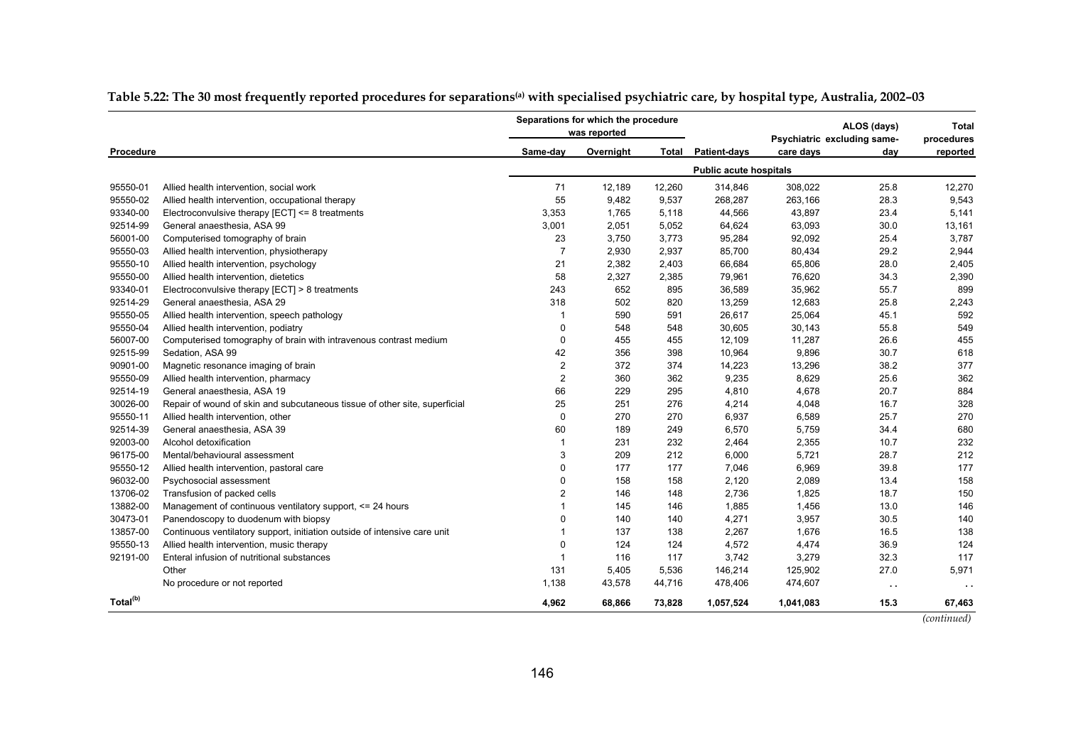**Table 5.22: The 30 most frequently reported procedures for separations[(a)] with specialised psychiatric care, by hospital type, Australia, 2002–03**

| Procedure | | Separations for which the procedure was reported | | | | ALOS (days) | | Total procedures reported |
|---|---|---|---|---|---|---|---|---|
| | | Same-day | Overnight | Total | Patient-days | Psychiatric care days | excluding same-day | |
| | | **Public acute hospitals** | | | | | | |
| 95550-01 | Allied health intervention, social work | 71 | 12,189 | 12,260 | 314,846 | 308,022 | 25.8 | 12,270 |
| 95550-02 | Allied health intervention, occupational therapy | 55 | 9,482 | 9,537 | 268,287 | 263,166 | 28.3 | 9,543 |
| 93340-00 | Electroconvulsive therapy [ECT] <= 8 treatments | 3,353 | 1,765 | 5,118 | 44,566 | 43,897 | 23.4 | 5,141 |
| 92514-99 | General anaesthesia, ASA 99 | 3,001 | 2,051 | 5,052 | 64,624 | 63,093 | 30.0 | 13,161 |
| 56001-00 | Computerised tomography of brain | 23 | 3,750 | 3,773 | 95,284 | 92,092 | 25.4 | 3,787 |
| 95550-03 | Allied health intervention, physiotherapy | 7 | 2,930 | 2,937 | 85,700 | 80,434 | 29.2 | 2,944 |
| 95550-10 | Allied health intervention, psychology | 21 | 2,382 | 2,403 | 66,684 | 65,806 | 28.0 | 2,405 |
| 95550-00 | Allied health intervention, dietetics | 58 | 2,327 | 2,385 | 79,961 | 76,620 | 34.3 | 2,390 |
| 93340-01 | Electroconvulsive therapy [ECT] > 8 treatments | 243 | 652 | 895 | 36,589 | 35,962 | 55.7 | 899 |
| 92514-29 | General anaesthesia, ASA 29 | 318 | 502 | 820 | 13,259 | 12,683 | 25.8 | 2,243 |
| 95550-05 | Allied health intervention, speech pathology | 1 | 590 | 591 | 26,617 | 25,064 | 45.1 | 592 |
| 95550-04 | Allied health intervention, podiatry | 0 | 548 | 548 | 30,605 | 30,143 | 55.8 | 549 |
| 56007-00 | Computerised tomography of brain with intravenous contrast medium | 0 | 455 | 455 | 12,109 | 11,287 | 26.6 | 455 |
| 92515-99 | Sedation, ASA 99 | 42 | 356 | 398 | 10,964 | 9,896 | 30.7 | 618 |
| 90901-00 | Magnetic resonance imaging of brain | 2 | 372 | 374 | 14,223 | 13,296 | 38.2 | 377 |
| 95550-09 | Allied health intervention, pharmacy | 2 | 360 | 362 | 9,235 | 8,629 | 25.6 | 362 |
| 92514-19 | General anaesthesia, ASA 19 | 66 | 229 | 295 | 4,810 | 4,678 | 20.7 | 884 |
| 30026-00 | Repair of wound of skin and subcutaneous tissue of other site, superficial | 25 | 251 | 276 | 4,214 | 4,048 | 16.7 | 328 |
| 95550-11 | Allied health intervention, other | 0 | 270 | 270 | 6,937 | 6,589 | 25.7 | 270 |
| 92514-39 | General anaesthesia, ASA 39 | 60 | 189 | 249 | 6,570 | 5,759 | 34.4 | 680 |
| 92003-00 | Alcohol detoxification | 1 | 231 | 232 | 2,464 | 2,355 | 10.7 | 232 |
| 96175-00 | Mental/behavioural assessment | 3 | 209 | 212 | 6,000 | 5,721 | 28.7 | 212 |
| 95550-12 | Allied health intervention, pastoral care | 0 | 177 | 177 | 7,046 | 6,969 | 39.8 | 177 |
| 96032-00 | Psychosocial assessment | 0 | 158 | 158 | 2,120 | 2,089 | 13.4 | 158 |
| 13706-02 | Transfusion of packed cells | 2 | 146 | 148 | 2,736 | 1,825 | 18.7 | 150 |
| 13882-00 | Management of continuous ventilatory support, <= 24 hours | 1 | 145 | 146 | 1,885 | 1,456 | 13.0 | 146 |
| 30473-01 | Panendoscopy to duodenum with biopsy | 0 | 140 | 140 | 4,271 | 3,957 | 30.5 | 140 |
| 13857-00 | Continuous ventilatory support, initiation outside of intensive care unit | 1 | 137 | 138 | 2,267 | 1,676 | 16.5 | 138 |
| 95550-13 | Allied health intervention, music therapy | 0 | 124 | 124 | 4,572 | 4,474 | 36.9 | 124 |
| 92191-00 | Enteral infusion of nutritional substances | 1 | 116 | 117 | 3,742 | 3,279 | 32.3 | 117 |
| | Other | 131 | 5,405 | 5,536 | 146,214 | 125,902 | 27.0 | 5,971 |
| | No procedure or not reported | 1,138 | 43,578 | 44,716 | 478,406 | 474,607 | . . | . . |
| **Total[(b)]** | | **4,962** | **68,866** | **73,828** | **1,057,524** | **1,041,083** | **15.3** | **67,463** |

*(continued)*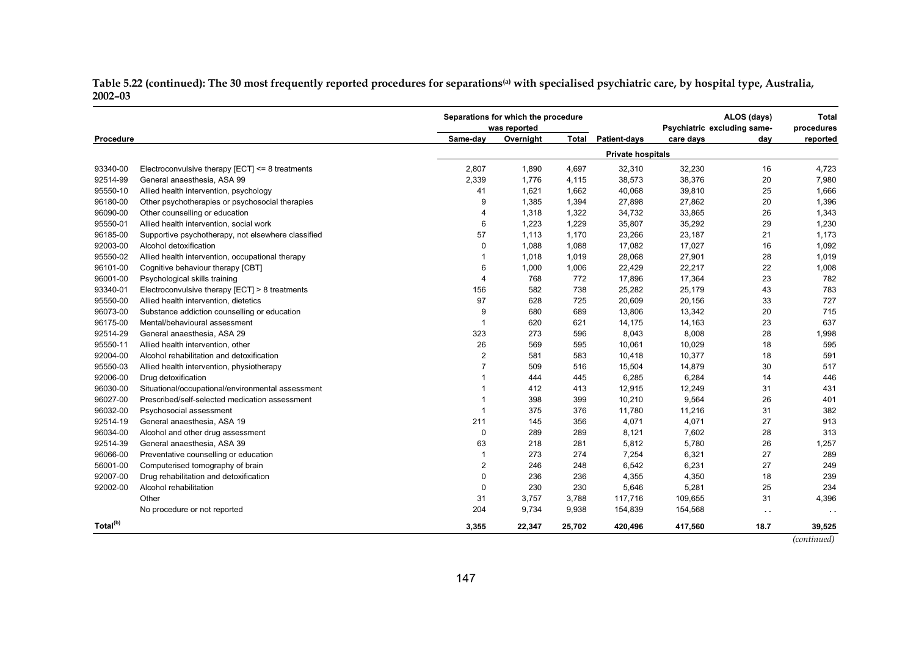**Table 5.22 (continued): The 30 most frequently reported procedures for separations[(a)] with specialised psychiatric care, by hospital type, Australia, 2002–03**

| Procedure | | Separations for which the procedure was reported | | | | | ALOS (days) | Total |
|---|---|---|---|---|---|---|---|---|
| | | Same-day | Overnight | Total | Patient-days | Psychiatric care days | excluding same-day | procedures reported |
| | | | | | **Private hospitals** | | | |
| 93340-00 | Electroconvulsive therapy [ECT] <= 8 treatments | 2,807 | 1,890 | 4,697 | 32,310 | 32,230 | 16 | 4,723 |
| 92514-99 | General anaesthesia, ASA 99 | 2,339 | 1,776 | 4,115 | 38,573 | 38,376 | 20 | 7,980 |
| 95550-10 | Allied health intervention, psychology | 41 | 1,621 | 1,662 | 40,068 | 39,810 | 25 | 1,666 |
| 96180-00 | Other psychotherapies or psychosocial therapies | 9 | 1,385 | 1,394 | 27,898 | 27,862 | 20 | 1,396 |
| 96090-00 | Other counselling or education | 4 | 1,318 | 1,322 | 34,732 | 33,865 | 26 | 1,343 |
| 95550-01 | Allied health intervention, social work | 6 | 1,223 | 1,229 | 35,807 | 35,292 | 29 | 1,230 |
| 96185-00 | Supportive psychotherapy, not elsewhere classified | 57 | 1,113 | 1,170 | 23,266 | 23,187 | 21 | 1,173 |
| 92003-00 | Alcohol detoxification | 0 | 1,088 | 1,088 | 17,082 | 17,027 | 16 | 1,092 |
| 95550-02 | Allied health intervention, occupational therapy | 1 | 1,018 | 1,019 | 28,068 | 27,901 | 28 | 1,019 |
| 96101-00 | Cognitive behaviour therapy [CBT] | 6 | 1,000 | 1,006 | 22,429 | 22,217 | 22 | 1,008 |
| 96001-00 | Psychological skills training | 4 | 768 | 772 | 17,896 | 17,364 | 23 | 782 |
| 93340-01 | Electroconvulsive therapy [ECT] > 8 treatments | 156 | 582 | 738 | 25,282 | 25,179 | 43 | 783 |
| 95550-00 | Allied health intervention, dietetics | 97 | 628 | 725 | 20,609 | 20,156 | 33 | 727 |
| 96073-00 | Substance addiction counselling or education | 9 | 680 | 689 | 13,806 | 13,342 | 20 | 715 |
| 96175-00 | Mental/behavioural assessment | 1 | 620 | 621 | 14,175 | 14,163 | 23 | 637 |
| 92514-29 | General anaesthesia, ASA 29 | 323 | 273 | 596 | 8,043 | 8,008 | 28 | 1,998 |
| 95550-11 | Allied health intervention, other | 26 | 569 | 595 | 10,061 | 10,029 | 18 | 595 |
| 92004-00 | Alcohol rehabilitation and detoxification | 2 | 581 | 583 | 10,418 | 10,377 | 18 | 591 |
| 95550-03 | Allied health intervention, physiotherapy | 7 | 509 | 516 | 15,504 | 14,879 | 30 | 517 |
| 92006-00 | Drug detoxification | 1 | 444 | 445 | 6,285 | 6,284 | 14 | 446 |
| 96030-00 | Situational/occupational/environmental assessment | 1 | 412 | 413 | 12,915 | 12,249 | 31 | 431 |
| 96027-00 | Prescribed/self-selected medication assessment | 1 | 398 | 399 | 10,210 | 9,564 | 26 | 401 |
| 96032-00 | Psychosocial assessment | 1 | 375 | 376 | 11,780 | 11,216 | 31 | 382 |
| 92514-19 | General anaesthesia, ASA 19 | 211 | 145 | 356 | 4,071 | 4,071 | 27 | 913 |
| 96034-00 | Alcohol and other drug assessment | 0 | 289 | 289 | 8,121 | 7,602 | 28 | 313 |
| 92514-39 | General anaesthesia, ASA 39 | 63 | 218 | 281 | 5,812 | 5,780 | 26 | 1,257 |
| 96066-00 | Preventative counselling or education | 1 | 273 | 274 | 7,254 | 6,321 | 27 | 289 |
| 56001-00 | Computerised tomography of brain | 2 | 246 | 248 | 6,542 | 6,231 | 27 | 249 |
| 92007-00 | Drug rehabilitation and detoxification | 0 | 236 | 236 | 4,355 | 4,350 | 18 | 239 |
| 92002-00 | Alcohol rehabilitation | 0 | 230 | 230 | 5,646 | 5,281 | 25 | 234 |
| | Other | 31 | 3,757 | 3,788 | 117,716 | 109,655 | 31 | 4,396 |
| | No procedure or not reported | 204 | 9,734 | 9,938 | 154,839 | 154,568 | . . | . . |
| **Total[(b)]** | | **3,355** | **22,347** | **25,702** | **420,496** | **417,560** | **18.7** | **39,525** |

*(continued)*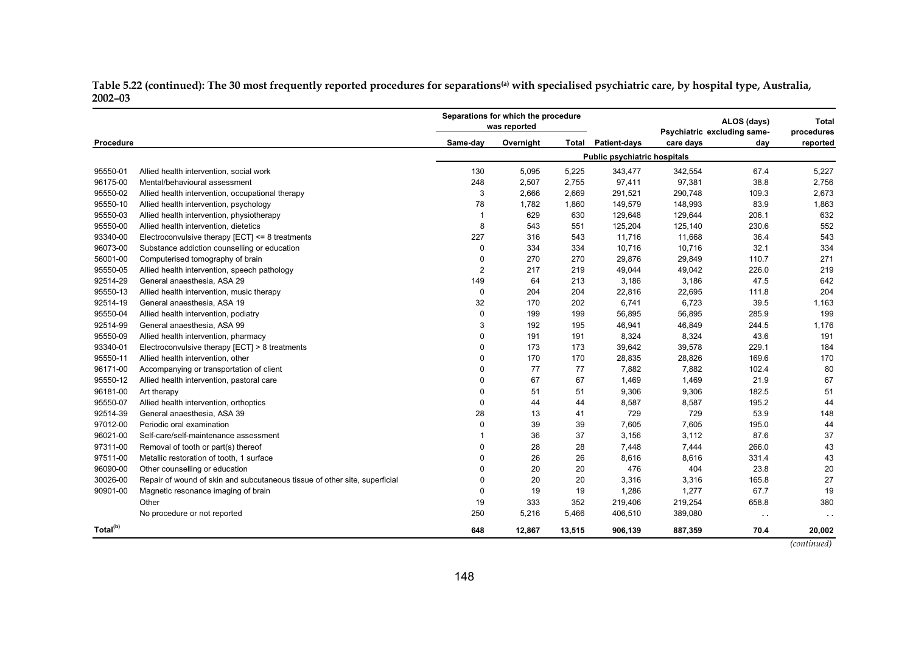**Table 5.22 (continued): The 30 most frequently reported procedures for separations[(a)] with specialised psychiatric care, by hospital type, Australia, 2002–03**

| Procedure | | Separations for which the procedure was reported | | | | | ALOS (days) | Total |
|---|---|---|---|---|---|---|---|---|
| | | Same-day | Overnight | Total | Patient-days | Psychiatric care days | excluding same-day | procedures reported |
| | | **Public psychiatric hospitals** | | | | | | |
| 95550-01 | Allied health intervention, social work | 130 | 5,095 | 5,225 | 343,477 | 342,554 | 67.4 | 5,227 |
| 96175-00 | Mental/behavioural assessment | 248 | 2,507 | 2,755 | 97,411 | 97,381 | 38.8 | 2,756 |
| 95550-02 | Allied health intervention, occupational therapy | 3 | 2,666 | 2,669 | 291,521 | 290,748 | 109.3 | 2,673 |
| 95550-10 | Allied health intervention, psychology | 78 | 1,782 | 1,860 | 149,579 | 148,993 | 83.9 | 1,863 |
| 95550-03 | Allied health intervention, physiotherapy | 1 | 629 | 630 | 129,648 | 129,644 | 206.1 | 632 |
| 95550-00 | Allied health intervention, dietetics | 8 | 543 | 551 | 125,204 | 125,140 | 230.6 | 552 |
| 93340-00 | Electroconvulsive therapy [ECT] <= 8 treatments | 227 | 316 | 543 | 11,716 | 11,668 | 36.4 | 543 |
| 96073-00 | Substance addiction counselling or education | 0 | 334 | 334 | 10,716 | 10,716 | 32.1 | 334 |
| 56001-00 | Computerised tomography of brain | 0 | 270 | 270 | 29,876 | 29,849 | 110.7 | 271 |
| 95550-05 | Allied health intervention, speech pathology | 2 | 217 | 219 | 49,044 | 49,042 | 226.0 | 219 |
| 92514-29 | General anaesthesia, ASA 29 | 149 | 64 | 213 | 3,186 | 3,186 | 47.5 | 642 |
| 95550-13 | Allied health intervention, music therapy | 0 | 204 | 204 | 22,816 | 22,695 | 111.8 | 204 |
| 92514-19 | General anaesthesia, ASA 19 | 32 | 170 | 202 | 6,741 | 6,723 | 39.5 | 1,163 |
| 95550-04 | Allied health intervention, podiatry | 0 | 199 | 199 | 56,895 | 56,895 | 285.9 | 199 |
| 92514-99 | General anaesthesia, ASA 99 | 3 | 192 | 195 | 46,941 | 46,849 | 244.5 | 1,176 |
| 95550-09 | Allied health intervention, pharmacy | 0 | 191 | 191 | 8,324 | 8,324 | 43.6 | 191 |
| 93340-01 | Electroconvulsive therapy [ECT] > 8 treatments | 0 | 173 | 173 | 39,642 | 39,578 | 229.1 | 184 |
| 95550-11 | Allied health intervention, other | 0 | 170 | 170 | 28,835 | 28,826 | 169.6 | 170 |
| 96171-00 | Accompanying or transportation of client | 0 | 77 | 77 | 7,882 | 7,882 | 102.4 | 80 |
| 95550-12 | Allied health intervention, pastoral care | 0 | 67 | 67 | 1,469 | 1,469 | 21.9 | 67 |
| 96181-00 | Art therapy | 0 | 51 | 51 | 9,306 | 9,306 | 182.5 | 51 |
| 95550-07 | Allied health intervention, orthoptics | 0 | 44 | 44 | 8,587 | 8,587 | 195.2 | 44 |
| 92514-39 | General anaesthesia, ASA 39 | 28 | 13 | 41 | 729 | 729 | 53.9 | 148 |
| 97012-00 | Periodic oral examination | 0 | 39 | 39 | 7,605 | 7,605 | 195.0 | 44 |
| 96021-00 | Self-care/self-maintenance assessment | 1 | 36 | 37 | 3,156 | 3,112 | 87.6 | 37 |
| 97311-00 | Removal of tooth or part(s) thereof | 0 | 28 | 28 | 7,448 | 7,444 | 266.0 | 43 |
| 97511-00 | Metallic restoration of tooth, 1 surface | 0 | 26 | 26 | 8,616 | 8,616 | 331.4 | 43 |
| 96090-00 | Other counselling or education | 0 | 20 | 20 | 476 | 404 | 23.8 | 20 |
| 30026-00 | Repair of wound of skin and subcutaneous tissue of other site, superficial | 0 | 20 | 20 | 3,316 | 3,316 | 165.8 | 27 |
| 90901-00 | Magnetic resonance imaging of brain | 0 | 19 | 19 | 1,286 | 1,277 | 67.7 | 19 |
| | Other | 19 | 333 | 352 | 219,406 | 219,254 | 658.8 | 380 |
| | No procedure or not reported | 250 | 5,216 | 5,466 | 406,510 | 389,080 | . . | . . |
| **Total[(b)]** | | **648** | **12,867** | **13,515** | **906,139** | **887,359** | **70.4** | **20,002** |

*(continued)*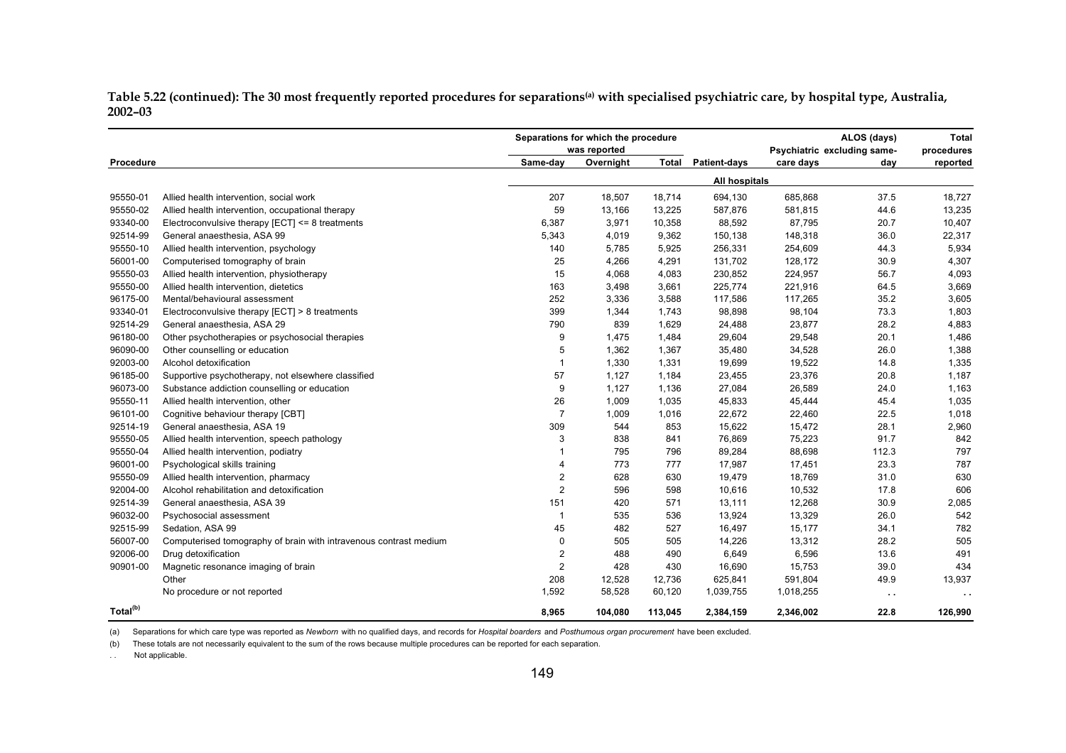**Table 5.22 (continued): The 30 most frequently reported procedures for separations[(a)] with specialised psychiatric care, by hospital type, Australia, 2002–03**

| Procedure | | Separations for which the procedure was reported | | | | | ALOS (days) | Total procedures |
|---|---|---|---|---|---|---|---|---|
| | | Same-day | Overnight | Total | Patient-days | Psychiatric care days | excluding same-day | reported |
| | | | | | All hospitals | | | |
| 95550-01 | Allied health intervention, social work | 207 | 18,507 | 18,714 | 694,130 | 685,868 | 37.5 | 18,727 |
| 95550-02 | Allied health intervention, occupational therapy | 59 | 13,166 | 13,225 | 587,876 | 581,815 | 44.6 | 13,235 |
| 93340-00 | Electroconvulsive therapy [ECT] <= 8 treatments | 6,387 | 3,971 | 10,358 | 88,592 | 87,795 | 20.7 | 10,407 |
| 92514-99 | General anaesthesia, ASA 99 | 5,343 | 4,019 | 9,362 | 150,138 | 148,318 | 36.0 | 22,317 |
| 95550-10 | Allied health intervention, psychology | 140 | 5,785 | 5,925 | 256,331 | 254,609 | 44.3 | 5,934 |
| 56001-00 | Computerised tomography of brain | 25 | 4,266 | 4,291 | 131,702 | 128,172 | 30.9 | 4,307 |
| 95550-03 | Allied health intervention, physiotherapy | 15 | 4,068 | 4,083 | 230,852 | 224,957 | 56.7 | 4,093 |
| 95550-00 | Allied health intervention, dietetics | 163 | 3,498 | 3,661 | 225,774 | 221,916 | 64.5 | 3,669 |
| 96175-00 | Mental/behavioural assessment | 252 | 3,336 | 3,588 | 117,586 | 117,265 | 35.2 | 3,605 |
| 93340-01 | Electroconvulsive therapy [ECT] > 8 treatments | 399 | 1,344 | 1,743 | 98,898 | 98,104 | 73.3 | 1,803 |
| 92514-29 | General anaesthesia, ASA 29 | 790 | 839 | 1,629 | 24,488 | 23,877 | 28.2 | 4,883 |
| 96180-00 | Other psychotherapies or psychosocial therapies | 9 | 1,475 | 1,484 | 29,604 | 29,548 | 20.1 | 1,486 |
| 96090-00 | Other counselling or education | 5 | 1,362 | 1,367 | 35,480 | 34,528 | 26.0 | 1,388 |
| 92003-00 | Alcohol detoxification | 1 | 1,330 | 1,331 | 19,699 | 19,522 | 14.8 | 1,335 |
| 96185-00 | Supportive psychotherapy, not elsewhere classified | 57 | 1,127 | 1,184 | 23,455 | 23,376 | 20.8 | 1,187 |
| 96073-00 | Substance addiction counselling or education | 9 | 1,127 | 1,136 | 27,084 | 26,589 | 24.0 | 1,163 |
| 95550-11 | Allied health intervention, other | 26 | 1,009 | 1,035 | 45,833 | 45,444 | 45.4 | 1,035 |
| 96101-00 | Cognitive behaviour therapy [CBT] | 7 | 1,009 | 1,016 | 22,672 | 22,460 | 22.5 | 1,018 |
| 92514-19 | General anaesthesia, ASA 19 | 309 | 544 | 853 | 15,622 | 15,472 | 28.1 | 2,960 |
| 95550-05 | Allied health intervention, speech pathology | 3 | 838 | 841 | 76,869 | 75,223 | 91.7 | 842 |
| 95550-04 | Allied health intervention, podiatry | 1 | 795 | 796 | 89,284 | 88,698 | 112.3 | 797 |
| 96001-00 | Psychological skills training | 4 | 773 | 777 | 17,987 | 17,451 | 23.3 | 787 |
| 95550-09 | Allied health intervention, pharmacy | 2 | 628 | 630 | 19,479 | 18,769 | 31.0 | 630 |
| 92004-00 | Alcohol rehabilitation and detoxification | 2 | 596 | 598 | 10,616 | 10,532 | 17.8 | 606 |
| 92514-39 | General anaesthesia, ASA 39 | 151 | 420 | 571 | 13,111 | 12,268 | 30.9 | 2,085 |
| 96032-00 | Psychosocial assessment | 1 | 535 | 536 | 13,924 | 13,329 | 26.0 | 542 |
| 92515-99 | Sedation, ASA 99 | 45 | 482 | 527 | 16,497 | 15,177 | 34.1 | 782 |
| 56007-00 | Computerised tomography of brain with intravenous contrast medium | 0 | 505 | 505 | 14,226 | 13,312 | 28.2 | 505 |
| 92006-00 | Drug detoxification | 2 | 488 | 490 | 6,649 | 6,596 | 13.6 | 491 |
| 90901-00 | Magnetic resonance imaging of brain | 2 | 428 | 430 | 16,690 | 15,753 | 39.0 | 434 |
| | Other | 208 | 12,528 | 12,736 | 625,841 | 591,804 | 49.9 | 13,937 |
| | No procedure or not reported | 1,592 | 58,528 | 60,120 | 1,039,755 | 1,018,255 | . . | . . |
| **Total[(b)]** | | **8,965** | **104,080** | **113,045** | **2,384,159** | **2,346,002** | **22.8** | **126,990** |

(a) Separations for which care type was reported as *Newborn* with no qualified days, and records for *Hospital boarders* and *Posthumous organ procurement* have been excluded.

(b) These totals are not necessarily equivalent to the sum of the rows because multiple procedures can be reported for each separation.

. . Not applicable.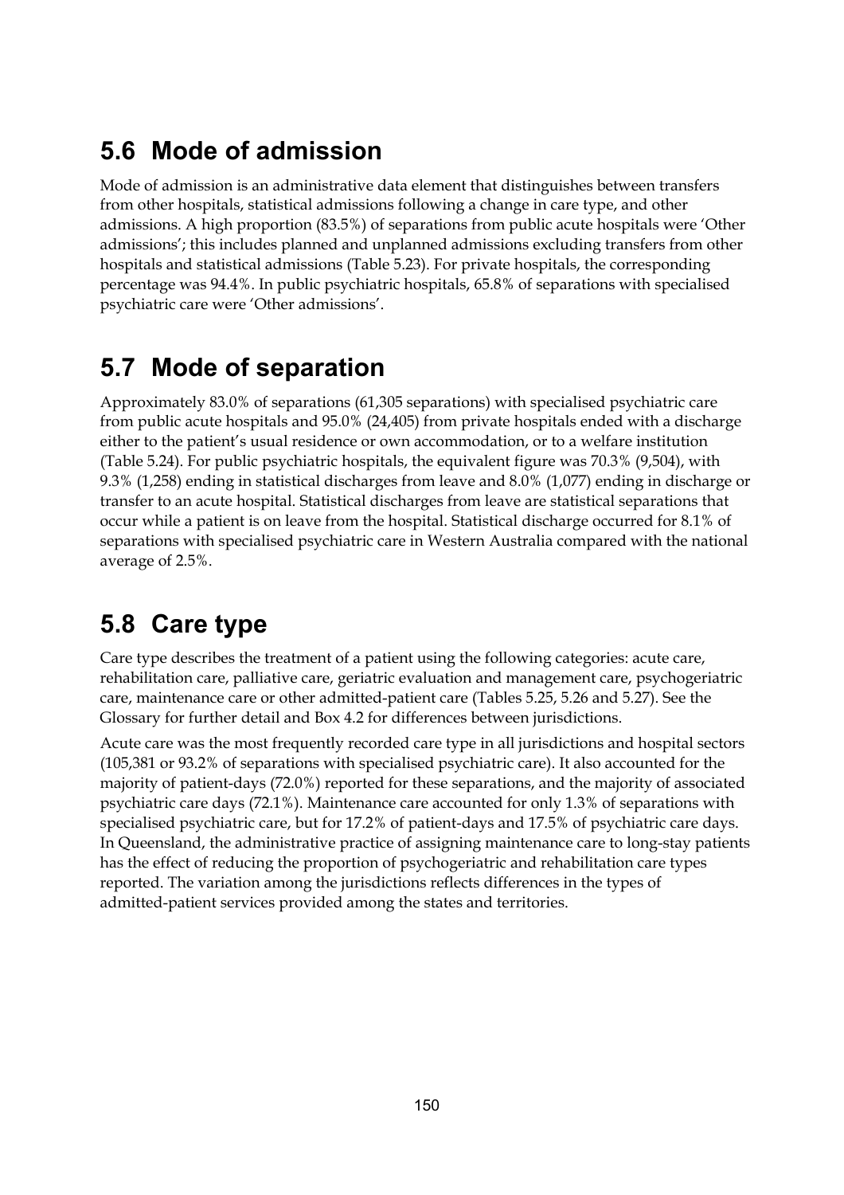## 5.6 Mode of admission

Mode of admission is an administrative data element that distinguishes between transfers from other hospitals, statistical admissions following a change in care type, and other admissions. A high proportion (83.5%) of separations from public acute hospitals were 'Other admissions'; this includes planned and unplanned admissions excluding transfers from other hospitals and statistical admissions (Table 5.23). For private hospitals, the corresponding percentage was 94.4%. In public psychiatric hospitals, 65.8% of separations with specialised psychiatric care were 'Other admissions'.

## 5.7 Mode of separation

Approximately 83.0% of separations (61,305 separations) with specialised psychiatric care from public acute hospitals and 95.0% (24,405) from private hospitals ended with a discharge either to the patient's usual residence or own accommodation, or to a welfare institution (Table 5.24). For public psychiatric hospitals, the equivalent figure was 70.3% (9,504), with 9.3% (1,258) ending in statistical discharges from leave and 8.0% (1,077) ending in discharge or transfer to an acute hospital. Statistical discharges from leave are statistical separations that occur while a patient is on leave from the hospital. Statistical discharge occurred for 8.1% of separations with specialised psychiatric care in Western Australia compared with the national average of 2.5%.

## 5.8 Care type

Care type describes the treatment of a patient using the following categories: acute care, rehabilitation care, palliative care, geriatric evaluation and management care, psychogeriatric care, maintenance care or other admitted-patient care (Tables 5.25, 5.26 and 5.27). See the Glossary for further detail and Box 4.2 for differences between jurisdictions.

Acute care was the most frequently recorded care type in all jurisdictions and hospital sectors (105,381 or 93.2% of separations with specialised psychiatric care). It also accounted for the majority of patient-days (72.0%) reported for these separations, and the majority of associated psychiatric care days (72.1%). Maintenance care accounted for only 1.3% of separations with specialised psychiatric care, but for 17.2% of patient-days and 17.5% of psychiatric care days. In Queensland, the administrative practice of assigning maintenance care to long-stay patients has the effect of reducing the proportion of psychogeriatric and rehabilitation care types reported. The variation among the jurisdictions reflects differences in the types of admitted-patient services provided among the states and territories.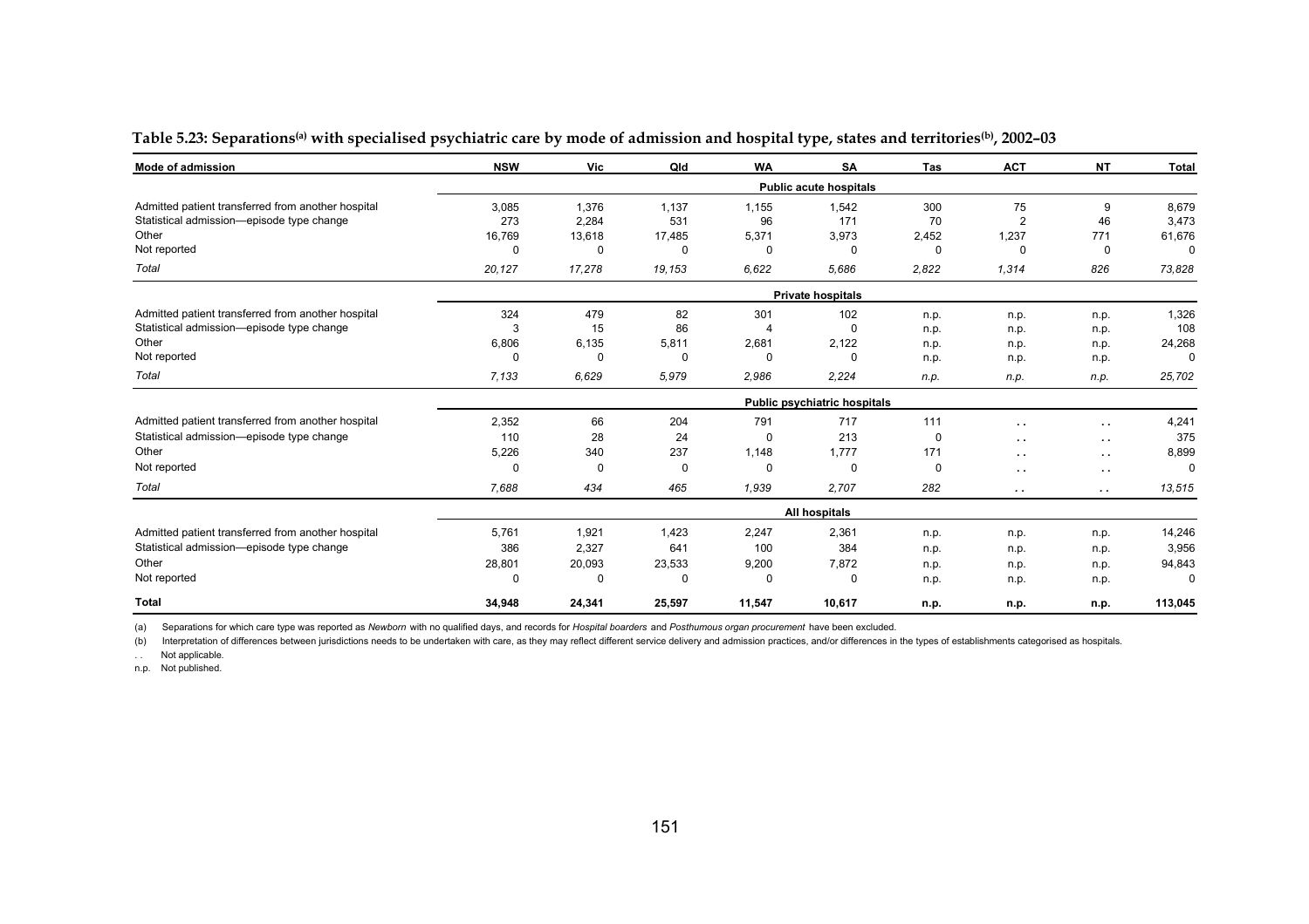**Table 5.23: Separations[(a)] with specialised psychiatric care by mode of admission and hospital type, states and territories[(b)], 2002–03**

| Mode of admission | NSW | Vic | Qld | WA | SA | Tas | ACT | NT | Total |
|---|---|---|---|---|---|---|---|---|---|
| | | | | | **Public acute hospitals** | | | | |
| Admitted patient transferred from another hospital | 3,085 | 1,376 | 1,137 | 1,155 | 1,542 | 300 | 75 | 9 | 8,679 |
| Statistical admission—episode type change | 273 | 2,284 | 531 | 96 | 171 | 70 | 2 | 46 | 3,473 |
| Other | 16,769 | 13,618 | 17,485 | 5,371 | 3,973 | 2,452 | 1,237 | 771 | 61,676 |
| Not reported | 0 | 0 | 0 | 0 | 0 | 0 | 0 | 0 | 0 |
| *Total* | *20,127* | *17,278* | *19,153* | *6,622* | *5,686* | *2,822* | *1,314* | *826* | *73,828* |
| | | | | | **Private hospitals** | | | | |
| Admitted patient transferred from another hospital | 324 | 479 | 82 | 301 | 102 | n.p. | n.p. | n.p. | 1,326 |
| Statistical admission—episode type change | 3 | 15 | 86 | 4 | 0 | n.p. | n.p. | n.p. | 108 |
| Other | 6,806 | 6,135 | 5,811 | 2,681 | 2,122 | n.p. | n.p. | n.p. | 24,268 |
| Not reported | 0 | 0 | 0 | 0 | 0 | n.p. | n.p. | n.p. | 0 |
| *Total* | *7,133* | *6,629* | *5,979* | *2,986* | *2,224* | *n.p.* | *n.p.* | *n.p.* | *25,702* |
| | | | | | **Public psychiatric hospitals** | | | | |
| Admitted patient transferred from another hospital | 2,352 | 66 | 204 | 791 | 717 | 111 | . . | . . | 4,241 |
| Statistical admission—episode type change | 110 | 28 | 24 | 0 | 213 | 0 | . . | . . | 375 |
| Other | 5,226 | 340 | 237 | 1,148 | 1,777 | 171 | . . | . . | 8,899 |
| Not reported | 0 | 0 | 0 | 0 | 0 | 0 | . . | . . | 0 |
| *Total* | *7,688* | *434* | *465* | *1,939* | *2,707* | *282* | *. .* | *. .* | *13,515* |
| | | | | | **All hospitals** | | | | |
| Admitted patient transferred from another hospital | 5,761 | 1,921 | 1,423 | 2,247 | 2,361 | n.p. | n.p. | n.p. | 14,246 |
| Statistical admission—episode type change | 386 | 2,327 | 641 | 100 | 384 | n.p. | n.p. | n.p. | 3,956 |
| Other | 28,801 | 20,093 | 23,533 | 9,200 | 7,872 | n.p. | n.p. | n.p. | 94,843 |
| Not reported | 0 | 0 | 0 | 0 | 0 | n.p. | n.p. | n.p. | 0 |
| **Total** | **34,948** | **24,341** | **25,597** | **11,547** | **10,617** | **n.p.** | **n.p.** | **n.p.** | **113,045** |

(a) Separations for which care type was reported as *Newborn* with no qualified days, and records for *Hospital boarders* and *Posthumous organ procurement* have been excluded.

(b) Interpretation of differences between jurisdictions needs to be undertaken with care, as they may reflect different service delivery and admission practices, and/or differences in the types of establishments categorised as hospitals.

. . Not applicable.

n.p. Not published.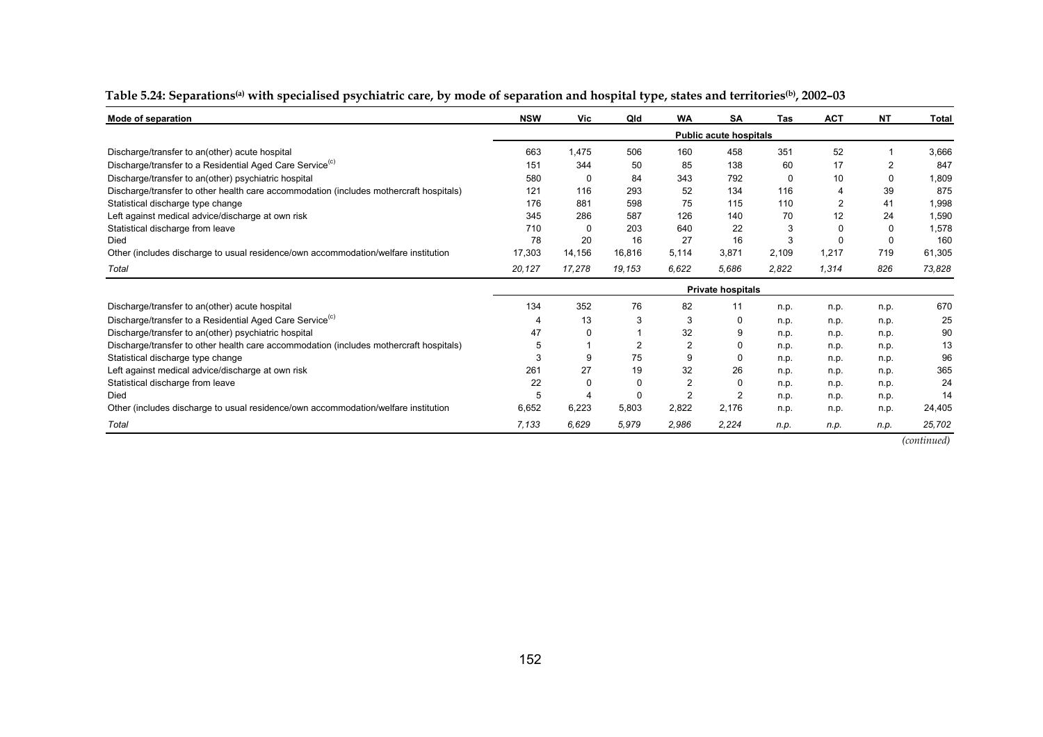**Table 5.24: Separations[(a)] with specialised psychiatric care, by mode of separation and hospital type, states and territories[(b)], 2002–03**

| Mode of separation | NSW | Vic | Qld | WA | SA | Tas | ACT | NT | Total |
|---|---|---|---|---|---|---|---|---|---|
| | | | | | **Public acute hospitals** | | | | |
| Discharge/transfer to an(other) acute hospital | 663 | 1,475 | 506 | 160 | 458 | 351 | 52 | 1 | 3,666 |
| Discharge/transfer to a Residential Aged Care Service[(c)] | 151 | 344 | 50 | 85 | 138 | 60 | 17 | 2 | 847 |
| Discharge/transfer to an(other) psychiatric hospital | 580 | 0 | 84 | 343 | 792 | 0 | 10 | 0 | 1,809 |
| Discharge/transfer to other health care accommodation (includes mothercraft hospitals) | 121 | 116 | 293 | 52 | 134 | 116 | 4 | 39 | 875 |
| Statistical discharge type change | 176 | 881 | 598 | 75 | 115 | 110 | 2 | 41 | 1,998 |
| Left against medical advice/discharge at own risk | 345 | 286 | 587 | 126 | 140 | 70 | 12 | 24 | 1,590 |
| Statistical discharge from leave | 710 | 0 | 203 | 640 | 22 | 3 | 0 | 0 | 1,578 |
| Died | 78 | 20 | 16 | 27 | 16 | 3 | 0 | 0 | 160 |
| Other (includes discharge to usual residence/own accommodation/welfare institution | 17,303 | 14,156 | 16,816 | 5,114 | 3,871 | 2,109 | 1,217 | 719 | 61,305 |
| *Total* | *20,127* | *17,278* | *19,153* | *6,622* | *5,686* | *2,822* | *1,314* | *826* | *73,828* |
| | | | | | **Private hospitals** | | | | |
| Discharge/transfer to an(other) acute hospital | 134 | 352 | 76 | 82 | 11 | n.p. | n.p. | n.p. | 670 |
| Discharge/transfer to a Residential Aged Care Service[(c)] | 4 | 13 | 3 | 3 | 0 | n.p. | n.p. | n.p. | 25 |
| Discharge/transfer to an(other) psychiatric hospital | 47 | 0 | 1 | 32 | 9 | n.p. | n.p. | n.p. | 90 |
| Discharge/transfer to other health care accommodation (includes mothercraft hospitals) | 5 | 1 | 2 | 2 | 0 | n.p. | n.p. | n.p. | 13 |
| Statistical discharge type change | 3 | 9 | 75 | 9 | 0 | n.p. | n.p. | n.p. | 96 |
| Left against medical advice/discharge at own risk | 261 | 27 | 19 | 32 | 26 | n.p. | n.p. | n.p. | 365 |
| Statistical discharge from leave | 22 | 0 | 0 | 2 | 0 | n.p. | n.p. | n.p. | 24 |
| Died | 5 | 4 | 0 | 2 | 2 | n.p. | n.p. | n.p. | 14 |
| Other (includes discharge to usual residence/own accommodation/welfare institution | 6,652 | 6,223 | 5,803 | 2,822 | 2,176 | n.p. | n.p. | n.p. | 24,405 |
| *Total* | *7,133* | *6,629* | *5,979* | *2,986* | *2,224* | *n.p.* | *n.p.* | *n.p.* | *25,702* |

*(continued)*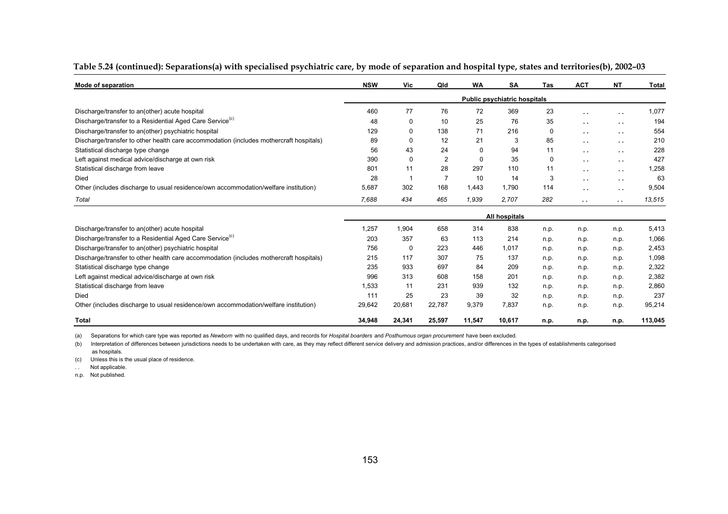**Table 5.24 (continued): Separations(a) with specialised psychiatric care, by mode of separation and hospital type, states and territories(b), 2002–03**

| Mode of separation | NSW | Vic | Qld | WA | SA | Tas | ACT | NT | Total |
|---|---|---|---|---|---|---|---|---|---|
| | **Public psychiatric hospitals** | | | | | | | | |
| Discharge/transfer to an(other) acute hospital | 460 | 77 | 76 | 72 | 369 | 23 | . . | . . | 1,077 |
| Discharge/transfer to a Residential Aged Care Service[(c)] | 48 | 0 | 10 | 25 | 76 | 35 | . . | . . | 194 |
| Discharge/transfer to an(other) psychiatric hospital | 129 | 0 | 138 | 71 | 216 | 0 | . . | . . | 554 |
| Discharge/transfer to other health care accommodation (includes mothercraft hospitals) | 89 | 0 | 12 | 21 | 3 | 85 | . . | . . | 210 |
| Statistical discharge type change | 56 | 43 | 24 | 0 | 94 | 11 | . . | . . | 228 |
| Left against medical advice/discharge at own risk | 390 | 0 | 2 | 0 | 35 | 0 | . . | . . | 427 |
| Statistical discharge from leave | 801 | 11 | 28 | 297 | 110 | 11 | . . | . . | 1,258 |
| Died | 28 | 1 | 7 | 10 | 14 | 3 | . . | . . | 63 |
| Other (includes discharge to usual residence/own accommodation/welfare institution) | 5,687 | 302 | 168 | 1,443 | 1,790 | 114 | . . | . . | 9,504 |
| *Total* | *7,688* | *434* | *465* | *1,939* | *2,707* | *282* | . . | . . | *13,515* |
| | **All hospitals** | | | | | | | | |
| Discharge/transfer to an(other) acute hospital | 1,257 | 1,904 | 658 | 314 | 838 | n.p. | n.p. | n.p. | 5,413 |
| Discharge/transfer to a Residential Aged Care Service[(c)] | 203 | 357 | 63 | 113 | 214 | n.p. | n.p. | n.p. | 1,066 |
| Discharge/transfer to an(other) psychiatric hospital | 756 | 0 | 223 | 446 | 1,017 | n.p. | n.p. | n.p. | 2,453 |
| Discharge/transfer to other health care accommodation (includes mothercraft hospitals) | 215 | 117 | 307 | 75 | 137 | n.p. | n.p. | n.p. | 1,098 |
| Statistical discharge type change | 235 | 933 | 697 | 84 | 209 | n.p. | n.p. | n.p. | 2,322 |
| Left against medical advice/discharge at own risk | 996 | 313 | 608 | 158 | 201 | n.p. | n.p. | n.p. | 2,382 |
| Statistical discharge from leave | 1,533 | 11 | 231 | 939 | 132 | n.p. | n.p. | n.p. | 2,860 |
| Died | 111 | 25 | 23 | 39 | 32 | n.p. | n.p. | n.p. | 237 |
| Other (includes discharge to usual residence/own accommodation/welfare institution) | 29,642 | 20,681 | 22,787 | 9,379 | 7,837 | n.p. | n.p. | n.p. | 95,214 |
| **Total** | **34,948** | **24,341** | **25,597** | **11,547** | **10,617** | **n.p.** | **n.p.** | **n.p.** | **113,045** |

(a) Separations for which care type was reported as *Newborn* with no qualified days, and records for *Hospital boarders* and *Posthumous organ procurement* have been excluded.

(b) Interpretation of differences between jurisdictions needs to be undertaken with care, as they may reflect different service delivery and admission practices, and/or differences in the types of establishments categorised as hospitals.

(c) Unless this is the usual place of residence.

. . Not applicable.

n.p. Not published.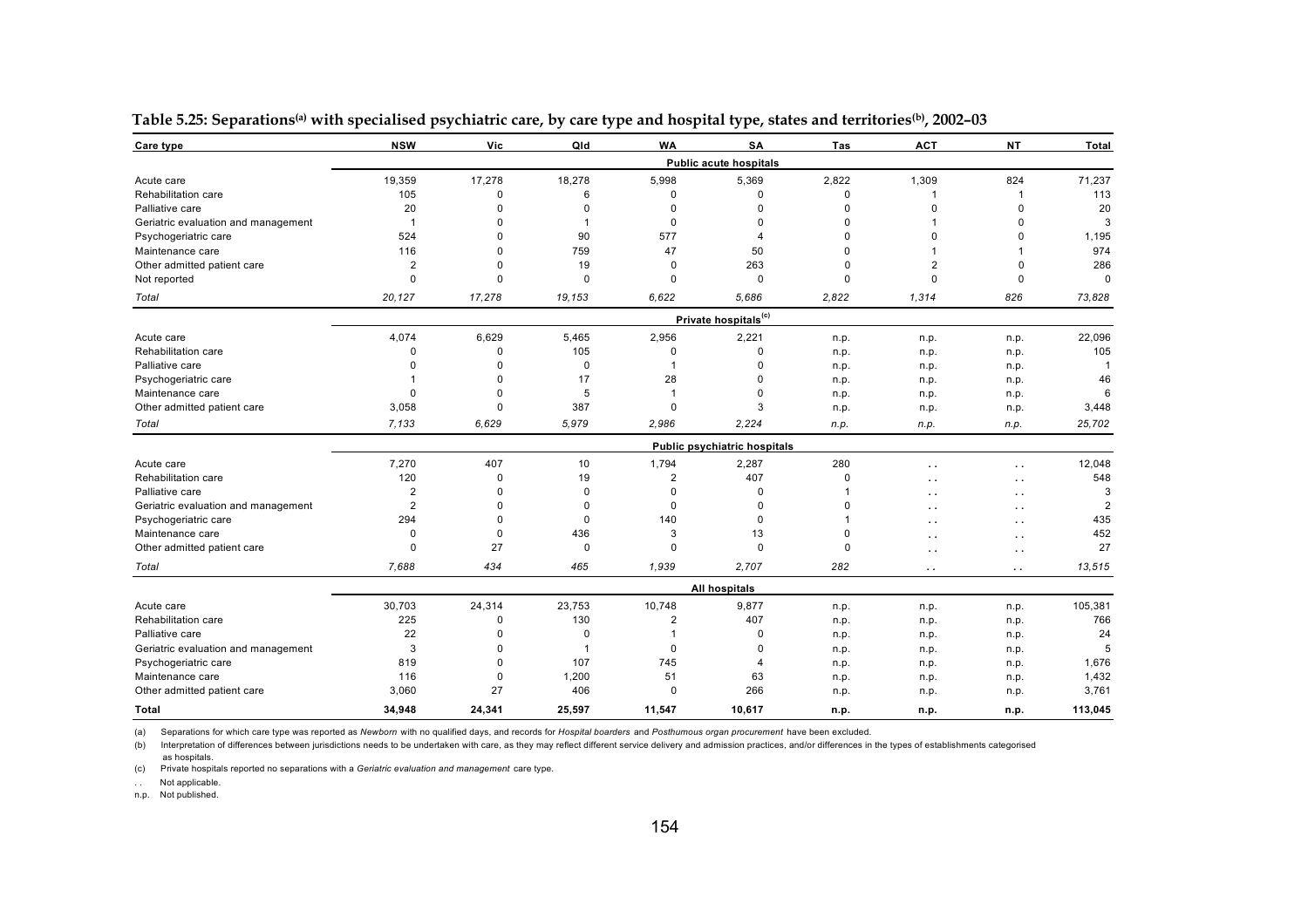**Table 5.25: Separations[(a)] with specialised psychiatric care, by care type and hospital type, states and territories[(b)], 2002–03**

| Care type | NSW | Vic | Qld | WA | SA | Tas | ACT | NT | Total |
|---|---|---|---|---|---|---|---|---|---|
| | | | | | **Public acute hospitals** | | | | |
| Acute care | 19,359 | 17,278 | 18,278 | 5,998 | 5,369 | 2,822 | 1,309 | 824 | 71,237 |
| Rehabilitation care | 105 | 0 | 6 | 0 | 0 | 0 | 1 | 1 | 113 |
| Palliative care | 20 | 0 | 0 | 0 | 0 | 0 | 0 | 0 | 20 |
| Geriatric evaluation and management | 1 | 0 | 1 | 0 | 0 | 0 | 1 | 0 | 3 |
| Psychogeriatric care | 524 | 0 | 90 | 577 | 4 | 0 | 0 | 0 | 1,195 |
| Maintenance care | 116 | 0 | 759 | 47 | 50 | 0 | 1 | 1 | 974 |
| Other admitted patient care | 2 | 0 | 19 | 0 | 263 | 0 | 2 | 0 | 286 |
| Not reported | 0 | 0 | 0 | 0 | 0 | 0 | 0 | 0 | 0 |
| *Total* | *20,127* | *17,278* | *19,153* | *6,622* | *5,686* | *2,822* | *1,314* | *826* | *73,828* |
| | | | | | **Private hospitals[(c)]** | | | | |
| Acute care | 4,074 | 6,629 | 5,465 | 2,956 | 2,221 | n.p. | n.p. | n.p. | 22,096 |
| Rehabilitation care | 0 | 0 | 105 | 0 | 0 | n.p. | n.p. | n.p. | 105 |
| Palliative care | 0 | 0 | 0 | 1 | 0 | n.p. | n.p. | n.p. | 1 |
| Psychogeriatric care | 1 | 0 | 17 | 28 | 0 | n.p. | n.p. | n.p. | 46 |
| Maintenance care | 0 | 0 | 5 | 1 | 0 | n.p. | n.p. | n.p. | 6 |
| Other admitted patient care | 3,058 | 0 | 387 | 0 | 3 | n.p. | n.p. | n.p. | 3,448 |
| *Total* | *7,133* | *6,629* | *5,979* | *2,986* | *2,224* | *n.p.* | *n.p.* | *n.p.* | *25,702* |
| | | | | | **Public psychiatric hospitals** | | | | |
| Acute care | 7,270 | 407 | 10 | 1,794 | 2,287 | 280 | . . | . . | 12,048 |
| Rehabilitation care | 120 | 0 | 19 | 2 | 407 | 0 | . . | . . | 548 |
| Palliative care | 2 | 0 | 0 | 0 | 0 | 1 | . . | . . | 3 |
| Geriatric evaluation and management | 2 | 0 | 0 | 0 | 0 | 0 | . . | . . | 2 |
| Psychogeriatric care | 294 | 0 | 0 | 140 | 0 | 1 | . . | . . | 435 |
| Maintenance care | 0 | 0 | 436 | 3 | 13 | 0 | . . | . . | 452 |
| Other admitted patient care | 0 | 27 | 0 | 0 | 0 | 0 | . . | . . | 27 |
| *Total* | *7,688* | *434* | *465* | *1,939* | *2,707* | *282* | *. .* | *. .* | *13,515* |
| | | | | | **All hospitals** | | | | |
| Acute care | 30,703 | 24,314 | 23,753 | 10,748 | 9,877 | n.p. | n.p. | n.p. | 105,381 |
| Rehabilitation care | 225 | 0 | 130 | 2 | 407 | n.p. | n.p. | n.p. | 766 |
| Palliative care | 22 | 0 | 0 | 1 | 0 | n.p. | n.p. | n.p. | 24 |
| Geriatric evaluation and management | 3 | 0 | 1 | 0 | 0 | n.p. | n.p. | n.p. | 5 |
| Psychogeriatric care | 819 | 0 | 107 | 745 | 4 | n.p. | n.p. | n.p. | 1,676 |
| Maintenance care | 116 | 0 | 1,200 | 51 | 63 | n.p. | n.p. | n.p. | 1,432 |
| Other admitted patient care | 3,060 | 27 | 406 | 0 | 266 | n.p. | n.p. | n.p. | 3,761 |
| **Total** | **34,948** | **24,341** | **25,597** | **11,547** | **10,617** | **n.p.** | **n.p.** | **n.p.** | **113,045** |

(a) Separations for which care type was reported as *Newborn* with no qualified days, and records for *Hospital boarders* and *Posthumous organ procurement* have been excluded.

(b) Interpretation of differences between jurisdictions needs to be undertaken with care, as they may reflect different service delivery and admission practices, and/or differences in the types of establishments categorised as hospitals.

(c) Private hospitals reported no separations with a *Geriatric evaluation and management* care type.

. . Not applicable.

n.p. Not published.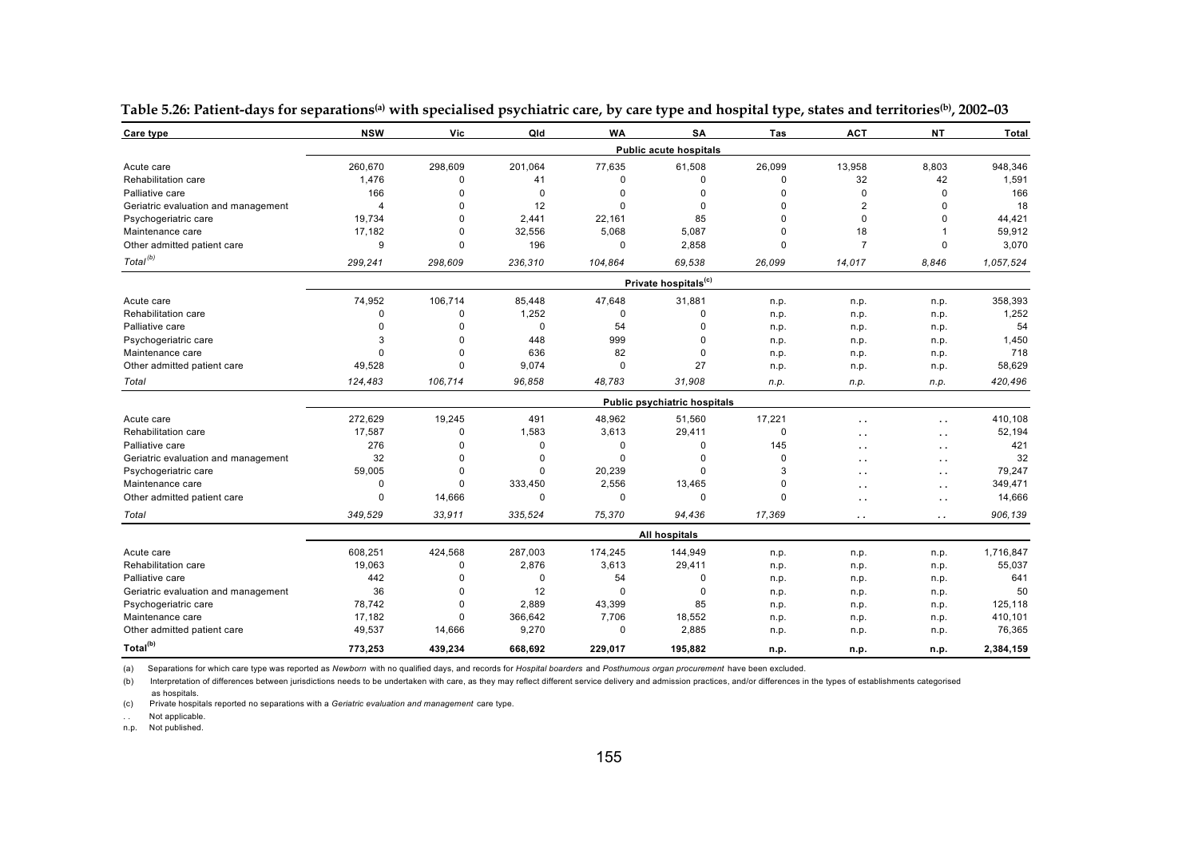**Table 5.26: Patient-days for separations[(a)] with specialised psychiatric care, by care type and hospital type, states and territories[(b)], 2002–03**

| Care type | NSW | Vic | Qld | WA | SA | Tas | ACT | NT | Total |
|---|---|---|---|---|---|---|---|---|---|
| | | | | | **Public acute hospitals** | | | | |
| Acute care | 260,670 | 298,609 | 201,064 | 77,635 | 61,508 | 26,099 | 13,958 | 8,803 | 948,346 |
| Rehabilitation care | 1,476 | 0 | 41 | 0 | 0 | 0 | 32 | 42 | 1,591 |
| Palliative care | 166 | 0 | 0 | 0 | 0 | 0 | 0 | 0 | 166 |
| Geriatric evaluation and management | 4 | 0 | 12 | 0 | 0 | 0 | 2 | 0 | 18 |
| Psychogeriatric care | 19,734 | 0 | 2,441 | 22,161 | 85 | 0 | 0 | 0 | 44,421 |
| Maintenance care | 17,182 | 0 | 32,556 | 5,068 | 5,087 | 0 | 18 | 1 | 59,912 |
| Other admitted patient care | 9 | 0 | 196 | 0 | 2,858 | 0 | 7 | 0 | 3,070 |
| *Total[(b)]* | *299,241* | *298,609* | *236,310* | *104,864* | *69,538* | *26,099* | *14,017* | *8,846* | *1,057,524* |
| | | | | | **Private hospitals[(c)]** | | | | |
| Acute care | 74,952 | 106,714 | 85,448 | 47,648 | 31,881 | n.p. | n.p. | n.p. | 358,393 |
| Rehabilitation care | 0 | 0 | 1,252 | 0 | 0 | n.p. | n.p. | n.p. | 1,252 |
| Palliative care | 0 | 0 | 0 | 54 | 0 | n.p. | n.p. | n.p. | 54 |
| Psychogeriatric care | 3 | 0 | 448 | 999 | 0 | n.p. | n.p. | n.p. | 1,450 |
| Maintenance care | 0 | 0 | 636 | 82 | 0 | n.p. | n.p. | n.p. | 718 |
| Other admitted patient care | 49,528 | 0 | 9,074 | 0 | 27 | n.p. | n.p. | n.p. | 58,629 |
| *Total* | *124,483* | *106,714* | *96,858* | *48,783* | *31,908* | *n.p.* | *n.p.* | *n.p.* | *420,496* |
| | | | | | **Public psychiatric hospitals** | | | | |
| Acute care | 272,629 | 19,245 | 491 | 48,962 | 51,560 | 17,221 | . . | . . | 410,108 |
| Rehabilitation care | 17,587 | 0 | 1,583 | 3,613 | 29,411 | 0 | . . | . . | 52,194 |
| Palliative care | 276 | 0 | 0 | 0 | 0 | 145 | . . | . . | 421 |
| Geriatric evaluation and management | 32 | 0 | 0 | 0 | 0 | 0 | . . | . . | 32 |
| Psychogeriatric care | 59,005 | 0 | 0 | 20,239 | 0 | 3 | . . | . . | 79,247 |
| Maintenance care | 0 | 0 | 333,450 | 2,556 | 13,465 | 0 | . . | . . | 349,471 |
| Other admitted patient care | 0 | 14,666 | 0 | 0 | 0 | 0 | . . | . . | 14,666 |
| *Total* | *349,529* | *33,911* | *335,524* | *75,370* | *94,436* | *17,369* | *. .* | *. .* | *906,139* |
| | | | | | **All hospitals** | | | | |
| Acute care | 608,251 | 424,568 | 287,003 | 174,245 | 144,949 | n.p. | n.p. | n.p. | 1,716,847 |
| Rehabilitation care | 19,063 | 0 | 2,876 | 3,613 | 29,411 | n.p. | n.p. | n.p. | 55,037 |
| Palliative care | 442 | 0 | 0 | 54 | 0 | n.p. | n.p. | n.p. | 641 |
| Geriatric evaluation and management | 36 | 0 | 12 | 0 | 0 | n.p. | n.p. | n.p. | 50 |
| Psychogeriatric care | 78,742 | 0 | 2,889 | 43,399 | 85 | n.p. | n.p. | n.p. | 125,118 |
| Maintenance care | 17,182 | 0 | 366,642 | 7,706 | 18,552 | n.p. | n.p. | n.p. | 410,101 |
| Other admitted patient care | 49,537 | 14,666 | 9,270 | 0 | 2,885 | n.p. | n.p. | n.p. | 76,365 |
| **Total[(b)]** | **773,253** | **439,234** | **668,692** | **229,017** | **195,882** | **n.p.** | **n.p.** | **n.p.** | **2,384,159** |

(a) Separations for which care type was reported as *Newborn* with no qualified days, and records for *Hospital boarders* and *Posthumous organ procurement* have been excluded.

(b) Interpretation of differences between jurisdictions needs to be undertaken with care, as they may reflect different service delivery and admission practices, and/or differences in the types of establishments categorised as hospitals.

(c) Private hospitals reported no separations with a *Geriatric evaluation and management* care type.

. . Not applicable.

n.p. Not published.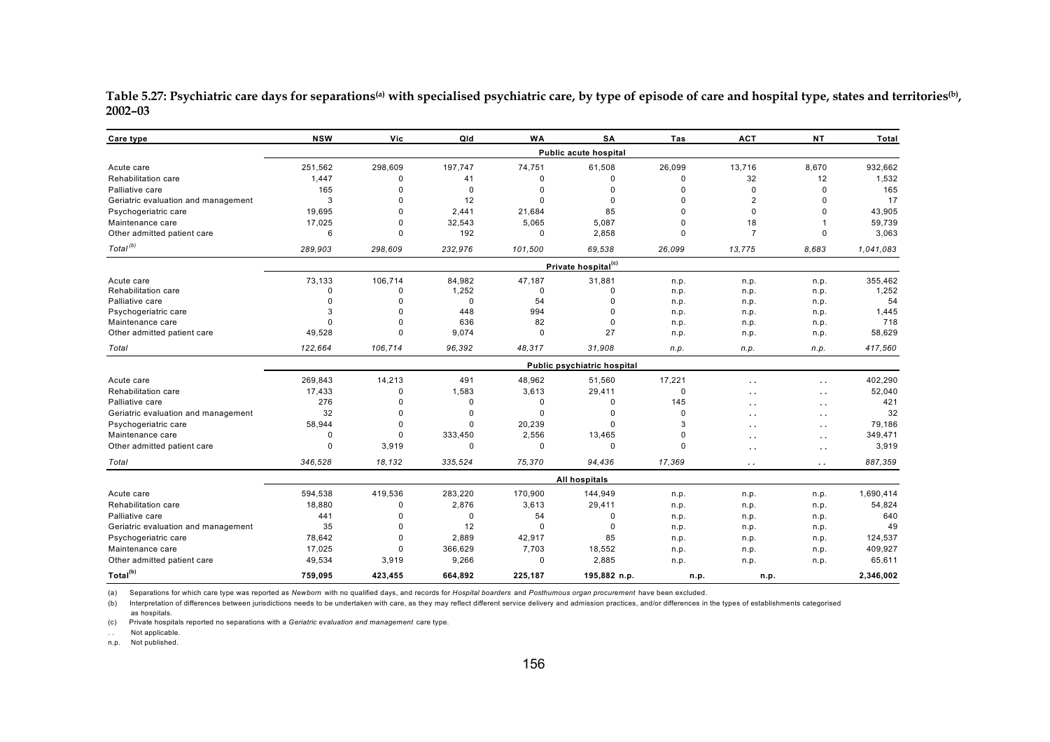**Table 5.27: Psychiatric care days for separations[(a)] with specialised psychiatric care, by type of episode of care and hospital type, states and territories[(b)], 2002–03**

| Care type | NSW | Vic | Qld | WA | SA | Tas | ACT | NT | Total |
|---|---|---|---|---|---|---|---|---|---|
| | | | | | **Public acute hospital** | | | | |
| Acute care | 251,562 | 298,609 | 197,747 | 74,751 | 61,508 | 26,099 | 13,716 | 8,670 | 932,662 |
| Rehabilitation care | 1,447 | 0 | 41 | 0 | 0 | 0 | 32 | 12 | 1,532 |
| Palliative care | 165 | 0 | 0 | 0 | 0 | 0 | 0 | 0 | 165 |
| Geriatric evaluation and management | 3 | 0 | 12 | 0 | 0 | 0 | 2 | 0 | 17 |
| Psychogeriatric care | 19,695 | 0 | 2,441 | 21,684 | 85 | 0 | 0 | 0 | 43,905 |
| Maintenance care | 17,025 | 0 | 32,543 | 5,065 | 5,087 | 0 | 18 | 1 | 59,739 |
| Other admitted patient care | 6 | 0 | 192 | 0 | 2,858 | 0 | 7 | 0 | 3,063 |
| *Total[(b)]* | *289,903* | *298,609* | *232,976* | *101,500* | *69,538* | *26,099* | *13,775* | *8,683* | *1,041,083* |
| | | | | | **Private hospital[(c)]** | | | | |
| Acute care | 73,133 | 106,714 | 84,982 | 47,187 | 31,881 | n.p. | n.p. | n.p. | 355,462 |
| Rehabilitation care | 0 | 0 | 1,252 | 0 | 0 | n.p. | n.p. | n.p. | 1,252 |
| Palliative care | 0 | 0 | 0 | 54 | 0 | n.p. | n.p. | n.p. | 54 |
| Psychogeriatric care | 3 | 0 | 448 | 994 | 0 | n.p. | n.p. | n.p. | 1,445 |
| Maintenance care | 0 | 0 | 636 | 82 | 0 | n.p. | n.p. | n.p. | 718 |
| Other admitted patient care | 49,528 | 0 | 9,074 | 0 | 27 | n.p. | n.p. | n.p. | 58,629 |
| *Total* | *122,664* | *106,714* | *96,392* | *48,317* | *31,908* | *n.p.* | *n.p.* | *n.p.* | *417,560* |
| | | | | | **Public psychiatric hospital** | | | | |
| Acute care | 269,843 | 14,213 | 491 | 48,962 | 51,560 | 17,221 | . . | . . | 402,290 |
| Rehabilitation care | 17,433 | 0 | 1,583 | 3,613 | 29,411 | 0 | . . | . . | 52,040 |
| Palliative care | 276 | 0 | 0 | 0 | 0 | 145 | . . | . . | 421 |
| Geriatric evaluation and management | 32 | 0 | 0 | 0 | 0 | 0 | . . | . . | 32 |
| Psychogeriatric care | 58,944 | 0 | 0 | 20,239 | 0 | 3 | . . | . . | 79,186 |
| Maintenance care | 0 | 0 | 333,450 | 2,556 | 13,465 | 0 | . . | . . | 349,471 |
| Other admitted patient care | 0 | 3,919 | 0 | 0 | 0 | 0 | . . | . . | 3,919 |
| *Total* | *346,528* | *18,132* | *335,524* | *75,370* | *94,436* | *17,369* | *. .* | *. .* | *887,359* |
| | | | | | **All hospitals** | | | | |
| Acute care | 594,538 | 419,536 | 283,220 | 170,900 | 144,949 | n.p. | n.p. | n.p. | 1,690,414 |
| Rehabilitation care | 18,880 | 0 | 2,876 | 3,613 | 29,411 | n.p. | n.p. | n.p. | 54,824 |
| Palliative care | 441 | 0 | 0 | 54 | 0 | n.p. | n.p. | n.p. | 640 |
| Geriatric evaluation and management | 35 | 0 | 12 | 0 | 0 | n.p. | n.p. | n.p. | 49 |
| Psychogeriatric care | 78,642 | 0 | 2,889 | 42,917 | 85 | n.p. | n.p. | n.p. | 124,537 |
| Maintenance care | 17,025 | 0 | 366,629 | 7,703 | 18,552 | n.p. | n.p. | n.p. | 409,927 |
| Other admitted patient care | 49,534 | 3,919 | 9,266 | 0 | 2,885 | n.p. | n.p. | n.p. | 65,611 |
| **Total[(b)]** | **759,095** | **423,455** | **664,892** | **225,187** | **195,882** | **n.p.** | **n.p.** | **n.p.** | **2,346,002** |

(a) Separations for which care type was reported as *Newborn* with no qualified days, and records for *Hospital boarders* and *Posthumous organ procurement* have been excluded.

(b) Interpretation of differences between jurisdictions needs to be undertaken with care, as they may reflect different service delivery and admission practices, and/or differences in the types of establishments categorised as hospitals.

(c) Private hospitals reported no separations with a *Geriatric evaluation and management* care type.

. . Not applicable.

n.p. Not published.